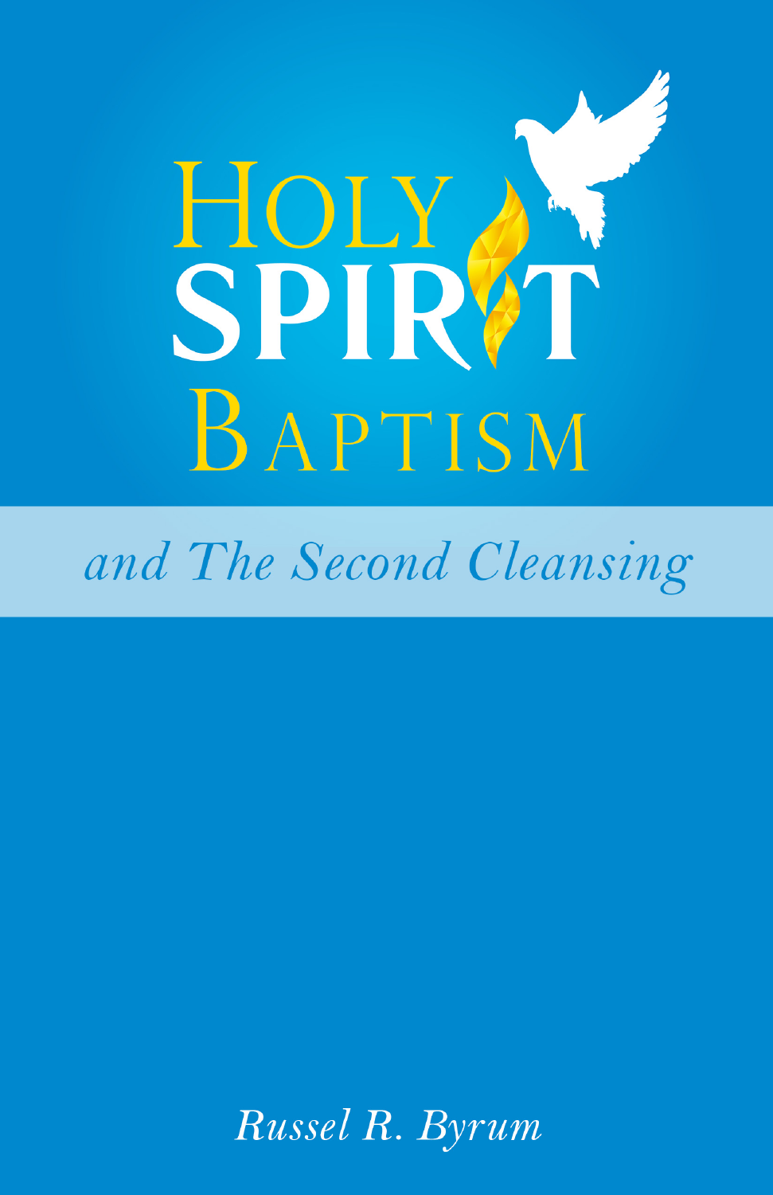# Holy Spirit Baptism

## *and The Second Cleansing*

*Russel R. Byrum*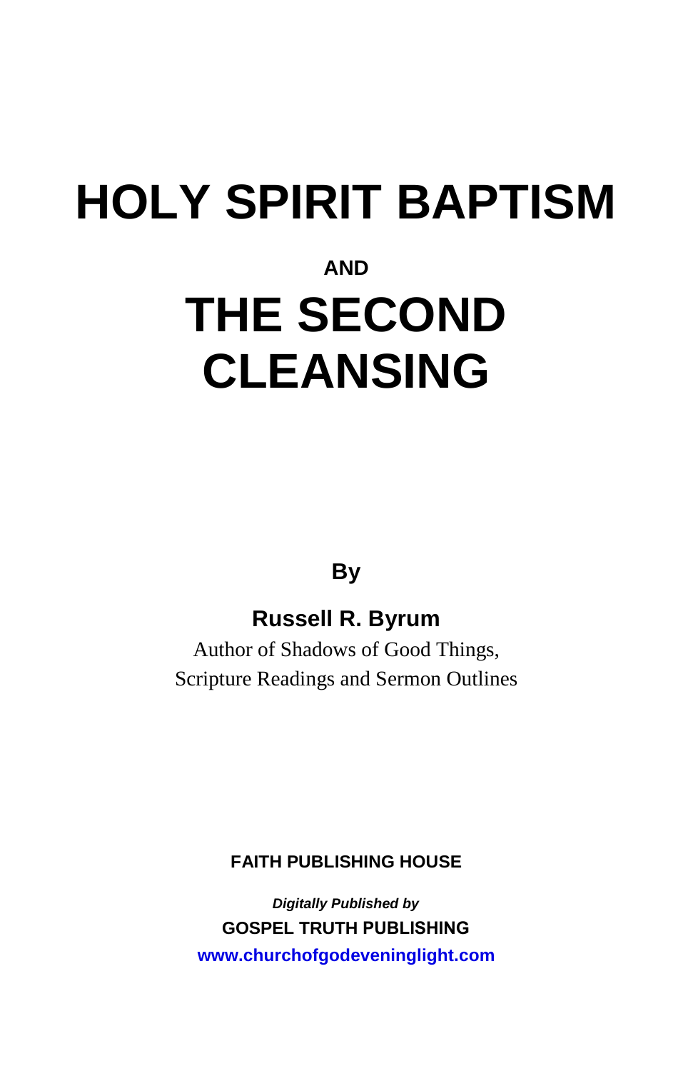# HOLY SPIRIT BAPTISM

**AND**

# THE SECOND CLEANSING

**By**

**Russell R. Byrum**

Author of Shadows of Good Things,
Scripture Readings and Sermon Outlines

**FAITH PUBLISHING HOUSE**

***Digitally Published by***

**GOSPEL TRUTH PUBLISHING**

**www.churchofgodeveninglight.com**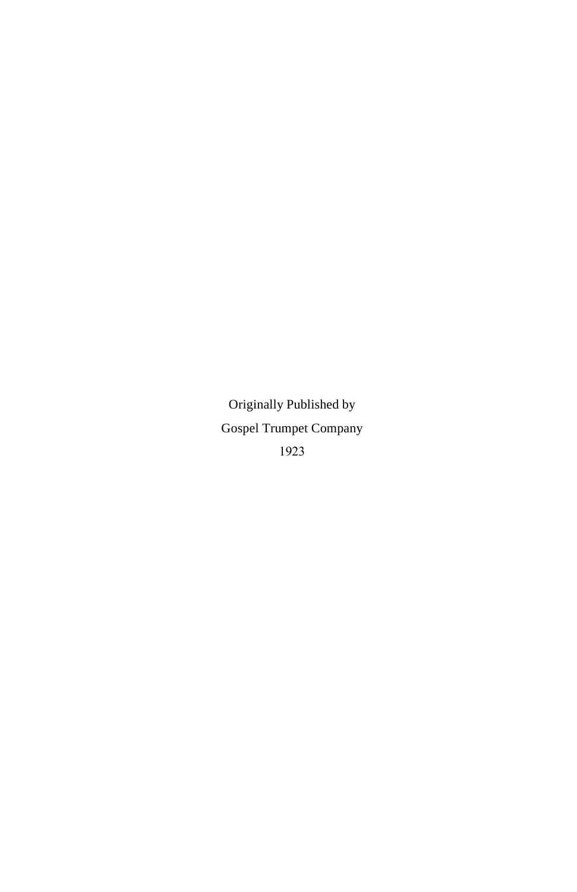Originally Published by

Gospel Trumpet Company

1923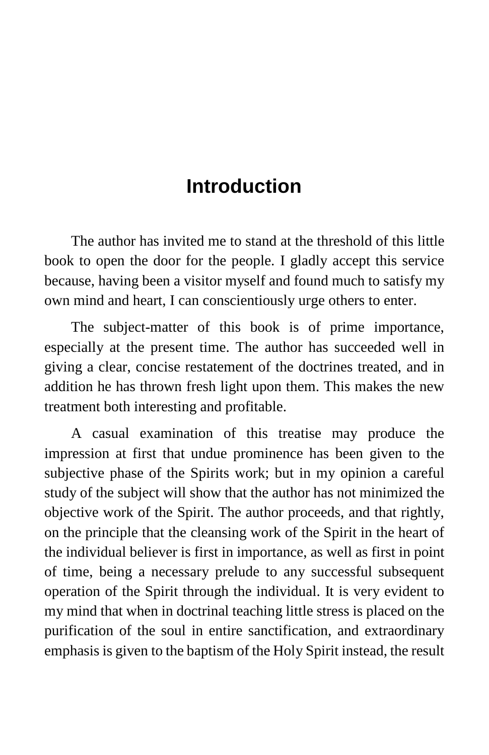# Introduction

The author has invited me to stand at the threshold of this little book to open the door for the people. I gladly accept this service because, having been a visitor myself and found much to satisfy my own mind and heart, I can conscientiously urge others to enter.

The subject-matter of this book is of prime importance, especially at the present time. The author has succeeded well in giving a clear, concise restatement of the doctrines treated, and in addition he has thrown fresh light upon them. This makes the new treatment both interesting and profitable.

A casual examination of this treatise may produce the impression at first that undue prominence has been given to the subjective phase of the Spirits work; but in my opinion a careful study of the subject will show that the author has not minimized the objective work of the Spirit. The author proceeds, and that rightly, on the principle that the cleansing work of the Spirit in the heart of the individual believer is first in importance, as well as first in point of time, being a necessary prelude to any successful subsequent operation of the Spirit through the individual. It is very evident to my mind that when in doctrinal teaching little stress is placed on the purification of the soul in entire sanctification, and extraordinary emphasis is given to the baptism of the Holy Spirit instead, the result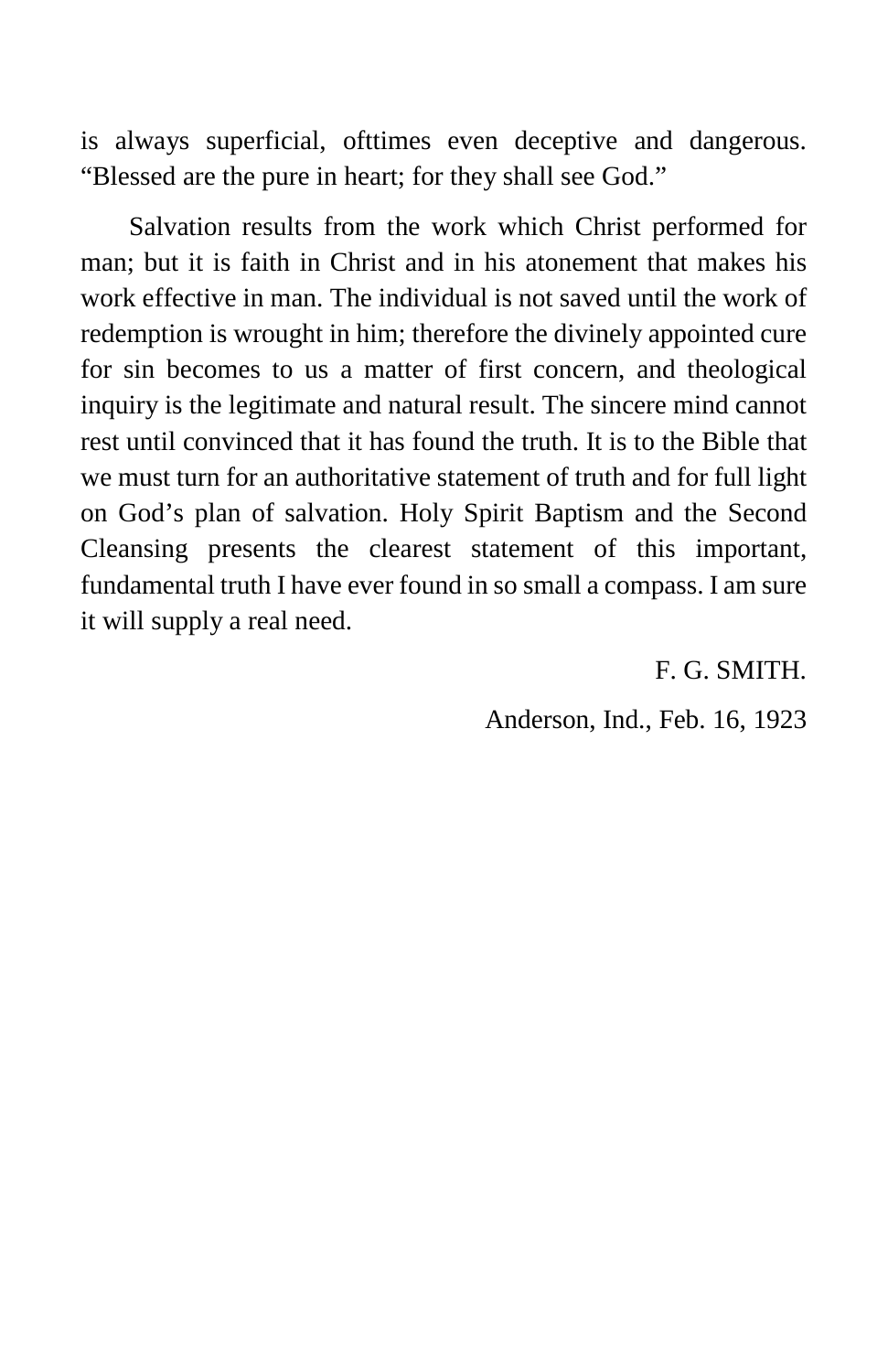is always superficial, ofttimes even deceptive and dangerous. “Blessed are the pure in heart; for they shall see God.”

Salvation results from the work which Christ performed for man; but it is faith in Christ and in his atonement that makes his work effective in man. The individual is not saved until the work of redemption is wrought in him; therefore the divinely appointed cure for sin becomes to us a matter of first concern, and theological inquiry is the legitimate and natural result. The sincere mind cannot rest until convinced that it has found the truth. It is to the Bible that we must turn for an authoritative statement of truth and for full light on God’s plan of salvation. Holy Spirit Baptism and the Second Cleansing presents the clearest statement of this important, fundamental truth I have ever found in so small a compass. I am sure it will supply a real need.

F. G. SMITH.

Anderson, Ind., Feb. 16, 1923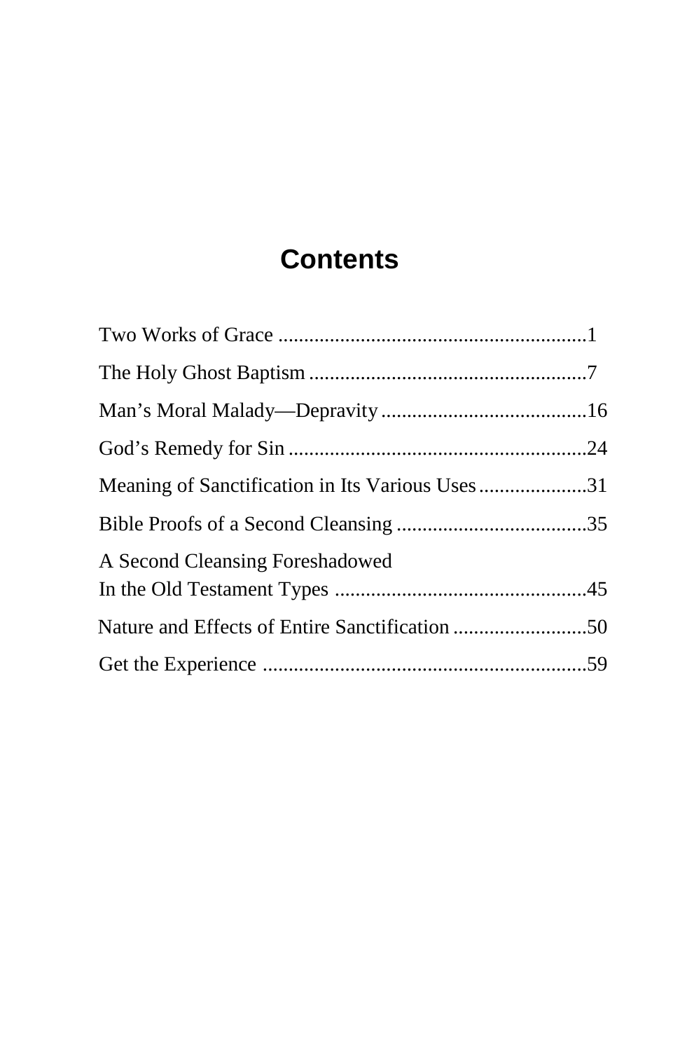# Contents

Two Works of Grace ............................................................1

The Holy Ghost Baptism ......................................................7

Man's Moral Malady—Depravity ........................................16

God's Remedy for Sin ..........................................................24

Meaning of Sanctification in Its Various Uses .....................31

Bible Proofs of a Second Cleansing .....................................35

A Second Cleansing Foreshadowed
In the Old Testament Types .................................................45

Nature and Effects of Entire Sanctification ..........................50

Get the Experience ...............................................................59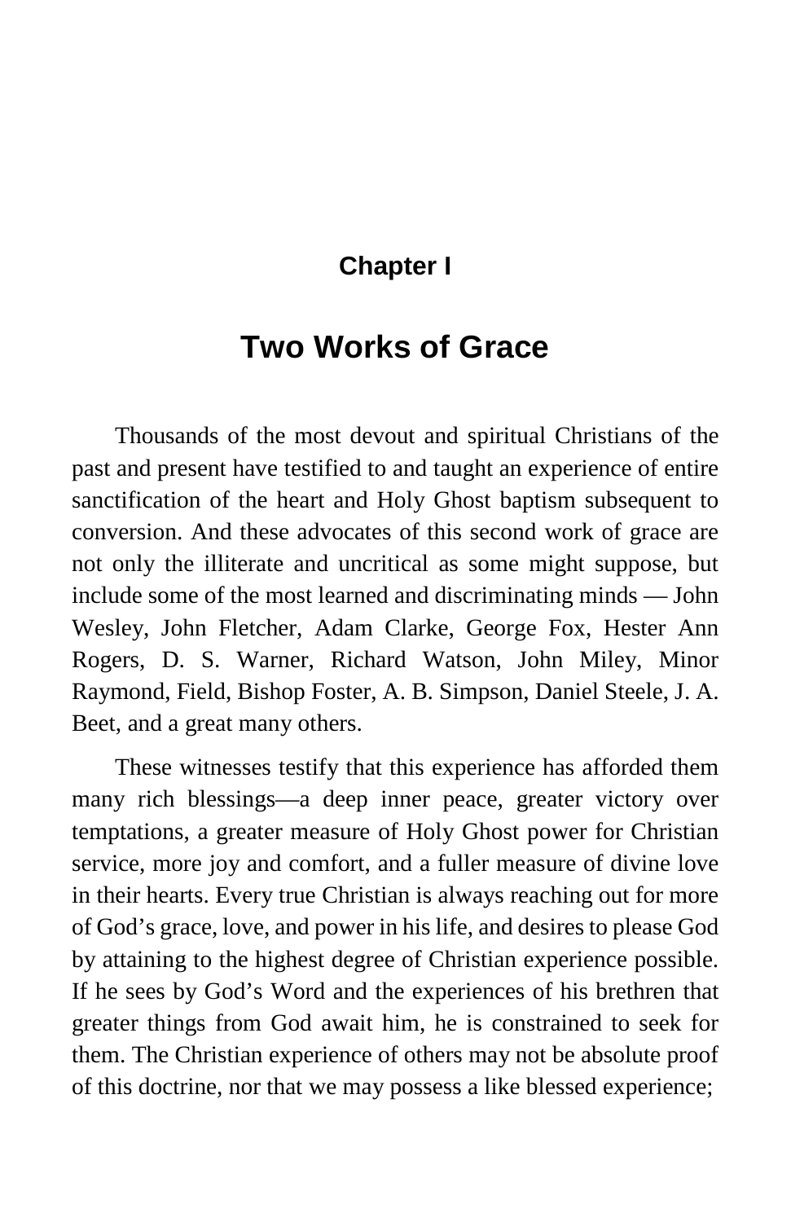## Chapter I

# Two Works of Grace

Thousands of the most devout and spiritual Christians of the past and present have testified to and taught an experience of entire sanctification of the heart and Holy Ghost baptism subsequent to conversion. And these advocates of this second work of grace are not only the illiterate and uncritical as some might suppose, but include some of the most learned and discriminating minds — John Wesley, John Fletcher, Adam Clarke, George Fox, Hester Ann Rogers, D. S. Warner, Richard Watson, John Miley, Minor Raymond, Field, Bishop Foster, A. B. Simpson, Daniel Steele, J. A. Beet, and a great many others.

These witnesses testify that this experience has afforded them many rich blessings—a deep inner peace, greater victory over temptations, a greater measure of Holy Ghost power for Christian service, more joy and comfort, and a fuller measure of divine love in their hearts. Every true Christian is always reaching out for more of God's grace, love, and power in his life, and desires to please God by attaining to the highest degree of Christian experience possible. If he sees by God's Word and the experiences of his brethren that greater things from God await him, he is constrained to seek for them. The Christian experience of others may not be absolute proof of this doctrine, nor that we may possess a like blessed experience;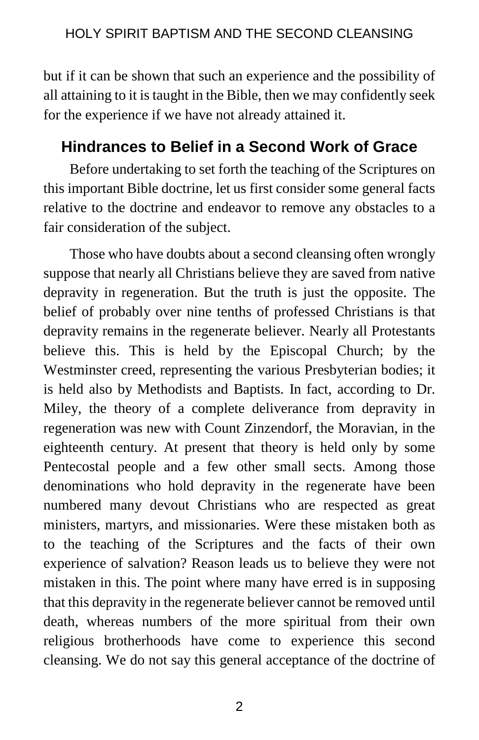but if it can be shown that such an experience and the possibility of all attaining to it is taught in the Bible, then we may confidently seek for the experience if we have not already attained it.

## Hindrances to Belief in a Second Work of Grace

Before undertaking to set forth the teaching of the Scriptures on this important Bible doctrine, let us first consider some general facts relative to the doctrine and endeavor to remove any obstacles to a fair consideration of the subject.

Those who have doubts about a second cleansing often wrongly suppose that nearly all Christians believe they are saved from native depravity in regeneration. But the truth is just the opposite. The belief of probably over nine tenths of professed Christians is that depravity remains in the regenerate believer. Nearly all Protestants believe this. This is held by the Episcopal Church; by the Westminster creed, representing the various Presbyterian bodies; it is held also by Methodists and Baptists. In fact, according to Dr. Miley, the theory of a complete deliverance from depravity in regeneration was new with Count Zinzendorf, the Moravian, in the eighteenth century. At present that theory is held only by some Pentecostal people and a few other small sects. Among those denominations who hold depravity in the regenerate have been numbered many devout Christians who are respected as great ministers, martyrs, and missionaries. Were these mistaken both as to the teaching of the Scriptures and the facts of their own experience of salvation? Reason leads us to believe they were not mistaken in this. The point where many have erred is in supposing that this depravity in the regenerate believer cannot be removed until death, whereas numbers of the more spiritual from their own religious brotherhoods have come to experience this second cleansing. We do not say this general acceptance of the doctrine of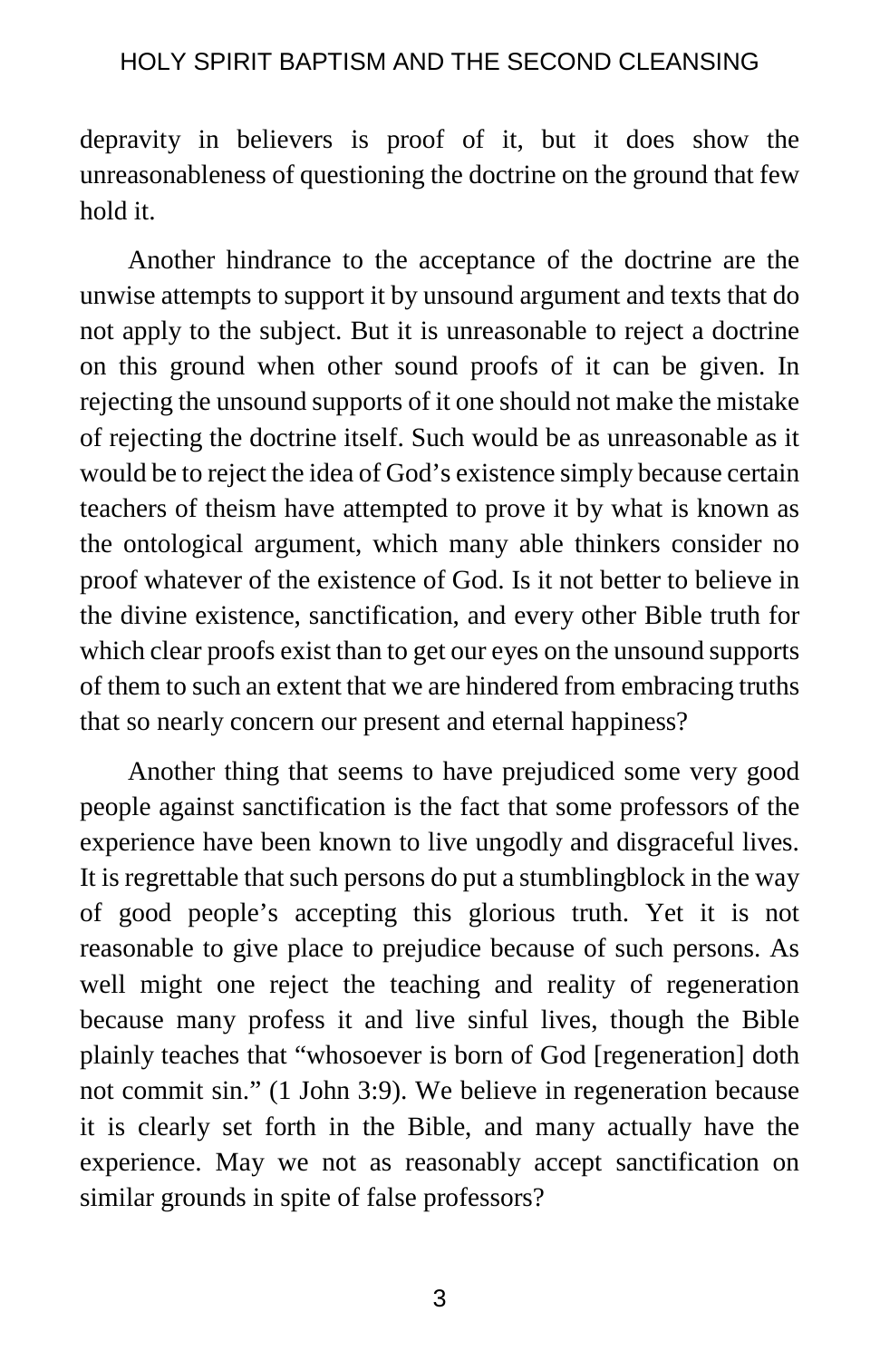depravity in believers is proof of it, but it does show the unreasonableness of questioning the doctrine on the ground that few hold it.

Another hindrance to the acceptance of the doctrine are the unwise attempts to support it by unsound argument and texts that do not apply to the subject. But it is unreasonable to reject a doctrine on this ground when other sound proofs of it can be given. In rejecting the unsound supports of it one should not make the mistake of rejecting the doctrine itself. Such would be as unreasonable as it would be to reject the idea of God's existence simply because certain teachers of theism have attempted to prove it by what is known as the ontological argument, which many able thinkers consider no proof whatever of the existence of God. Is it not better to believe in the divine existence, sanctification, and every other Bible truth for which clear proofs exist than to get our eyes on the unsound supports of them to such an extent that we are hindered from embracing truths that so nearly concern our present and eternal happiness?

Another thing that seems to have prejudiced some very good people against sanctification is the fact that some professors of the experience have been known to live ungodly and disgraceful lives. It is regrettable that such persons do put a stumblingblock in the way of good people's accepting this glorious truth. Yet it is not reasonable to give place to prejudice because of such persons. As well might one reject the teaching and reality of regeneration because many profess it and live sinful lives, though the Bible plainly teaches that "whosoever is born of God [regeneration] doth not commit sin." (1 John 3:9). We believe in regeneration because it is clearly set forth in the Bible, and many actually have the experience. May we not as reasonably accept sanctification on similar grounds in spite of false professors?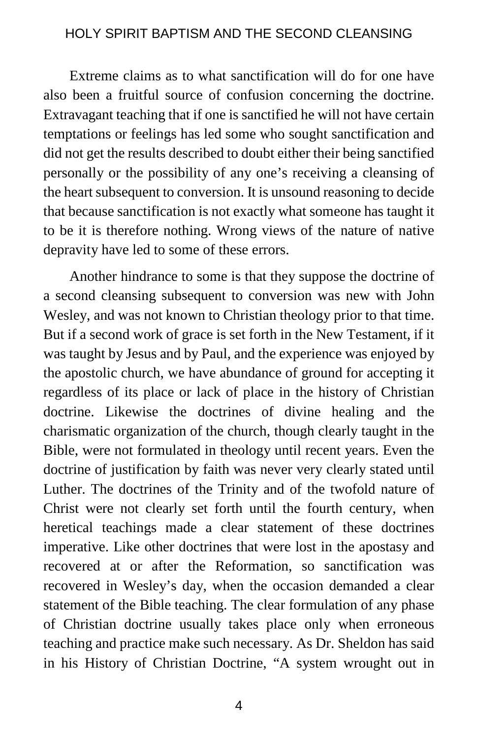Extreme claims as to what sanctification will do for one have also been a fruitful source of confusion concerning the doctrine. Extravagant teaching that if one is sanctified he will not have certain temptations or feelings has led some who sought sanctification and did not get the results described to doubt either their being sanctified personally or the possibility of any one's receiving a cleansing of the heart subsequent to conversion. It is unsound reasoning to decide that because sanctification is not exactly what someone has taught it to be it is therefore nothing. Wrong views of the nature of native depravity have led to some of these errors.

Another hindrance to some is that they suppose the doctrine of a second cleansing subsequent to conversion was new with John Wesley, and was not known to Christian theology prior to that time. But if a second work of grace is set forth in the New Testament, if it was taught by Jesus and by Paul, and the experience was enjoyed by the apostolic church, we have abundance of ground for accepting it regardless of its place or lack of place in the history of Christian doctrine. Likewise the doctrines of divine healing and the charismatic organization of the church, though clearly taught in the Bible, were not formulated in theology until recent years. Even the doctrine of justification by faith was never very clearly stated until Luther. The doctrines of the Trinity and of the twofold nature of Christ were not clearly set forth until the fourth century, when heretical teachings made a clear statement of these doctrines imperative. Like other doctrines that were lost in the apostasy and recovered at or after the Reformation, so sanctification was recovered in Wesley's day, when the occasion demanded a clear statement of the Bible teaching. The clear formulation of any phase of Christian doctrine usually takes place only when erroneous teaching and practice make such necessary. As Dr. Sheldon has said in his History of Christian Doctrine, "A system wrought out in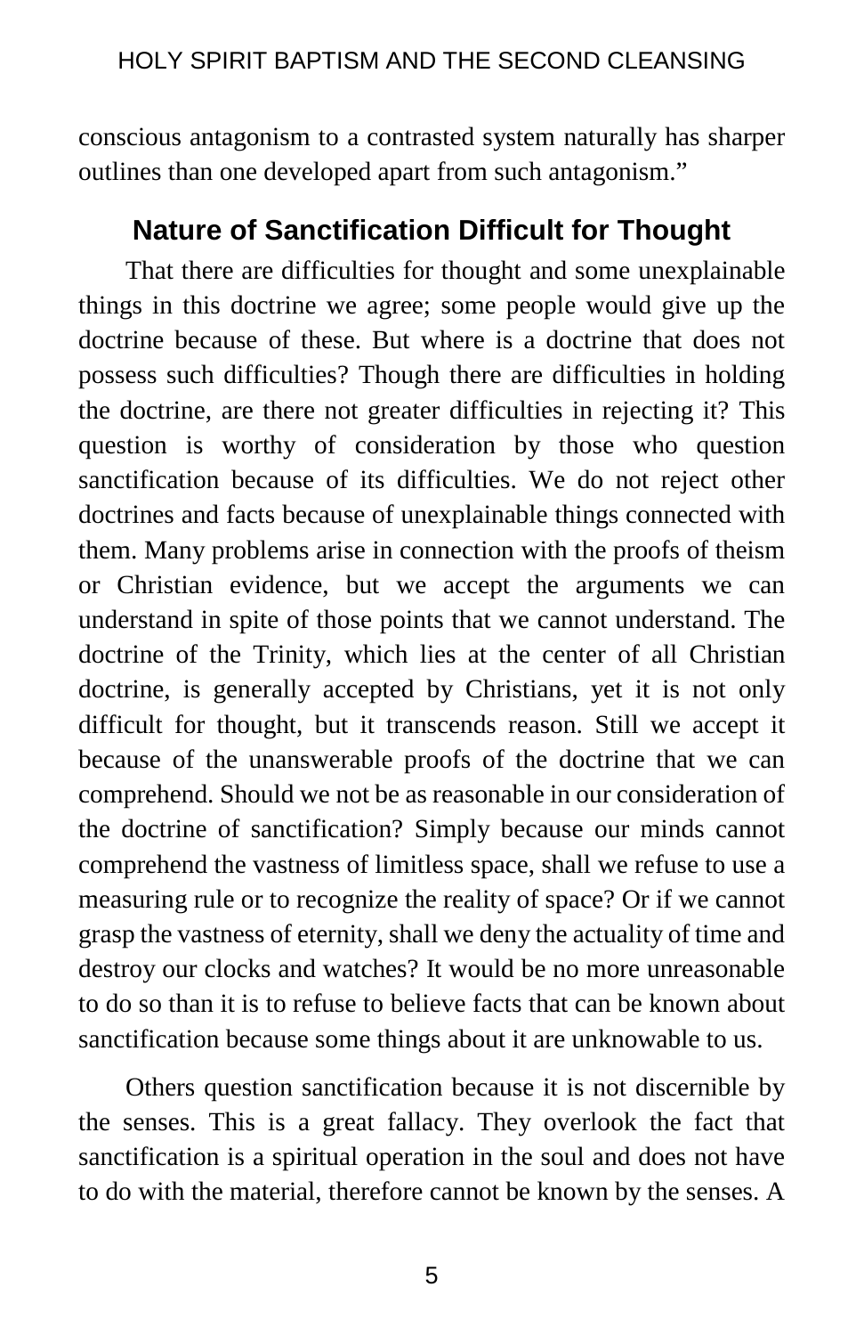conscious antagonism to a contrasted system naturally has sharper outlines than one developed apart from such antagonism."

## Nature of Sanctification Difficult for Thought

That there are difficulties for thought and some unexplainable things in this doctrine we agree; some people would give up the doctrine because of these. But where is a doctrine that does not possess such difficulties? Though there are difficulties in holding the doctrine, are there not greater difficulties in rejecting it? This question is worthy of consideration by those who question sanctification because of its difficulties. We do not reject other doctrines and facts because of unexplainable things connected with them. Many problems arise in connection with the proofs of theism or Christian evidence, but we accept the arguments we can understand in spite of those points that we cannot understand. The doctrine of the Trinity, which lies at the center of all Christian doctrine, is generally accepted by Christians, yet it is not only difficult for thought, but it transcends reason. Still we accept it because of the unanswerable proofs of the doctrine that we can comprehend. Should we not be as reasonable in our consideration of the doctrine of sanctification? Simply because our minds cannot comprehend the vastness of limitless space, shall we refuse to use a measuring rule or to recognize the reality of space? Or if we cannot grasp the vastness of eternity, shall we deny the actuality of time and destroy our clocks and watches? It would be no more unreasonable to do so than it is to refuse to believe facts that can be known about sanctification because some things about it are unknowable to us.

Others question sanctification because it is not discernible by the senses. This is a great fallacy. They overlook the fact that sanctification is a spiritual operation in the soul and does not have to do with the material, therefore cannot be known by the senses. A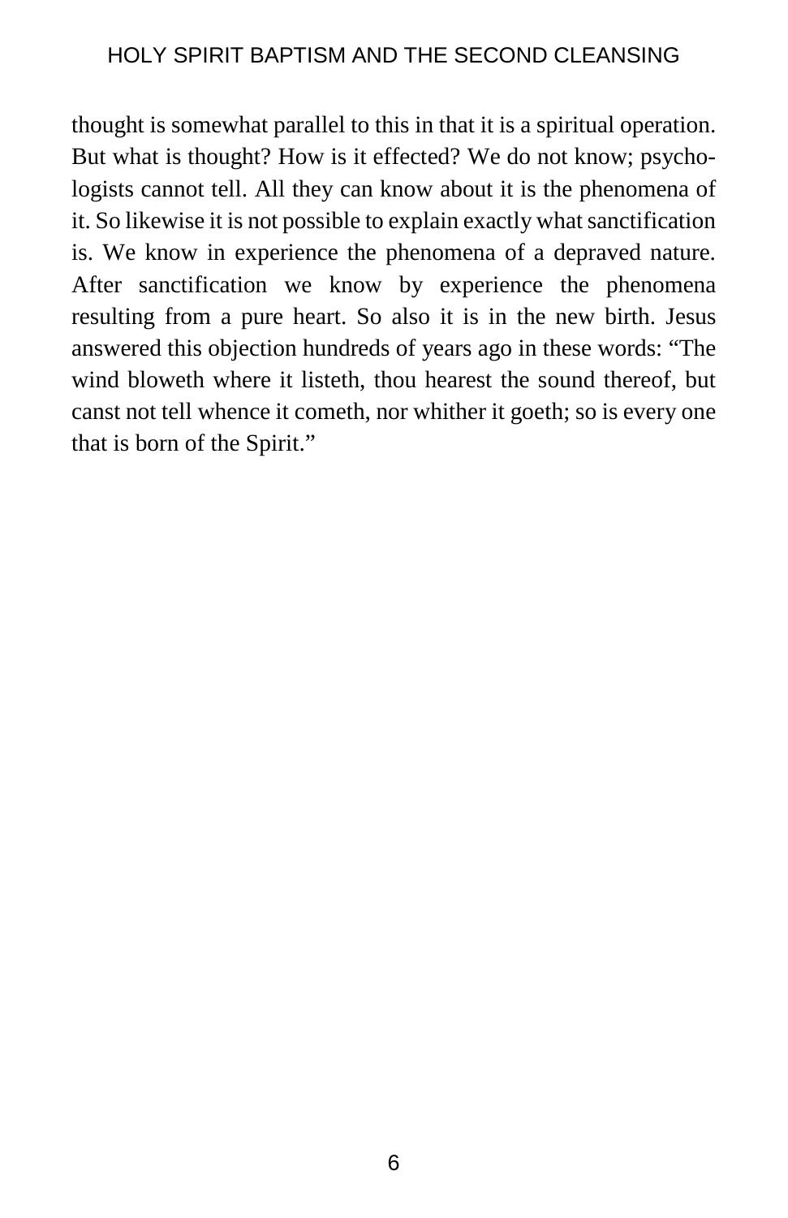thought is somewhat parallel to this in that it is a spiritual operation. But what is thought? How is it effected? We do not know; psychologists cannot tell. All they can know about it is the phenomena of it. So likewise it is not possible to explain exactly what sanctification is. We know in experience the phenomena of a depraved nature. After sanctification we know by experience the phenomena resulting from a pure heart. So also it is in the new birth. Jesus answered this objection hundreds of years ago in these words: "The wind bloweth where it listeth, thou hearest the sound thereof, but canst not tell whence it cometh, nor whither it goeth; so is every one that is born of the Spirit."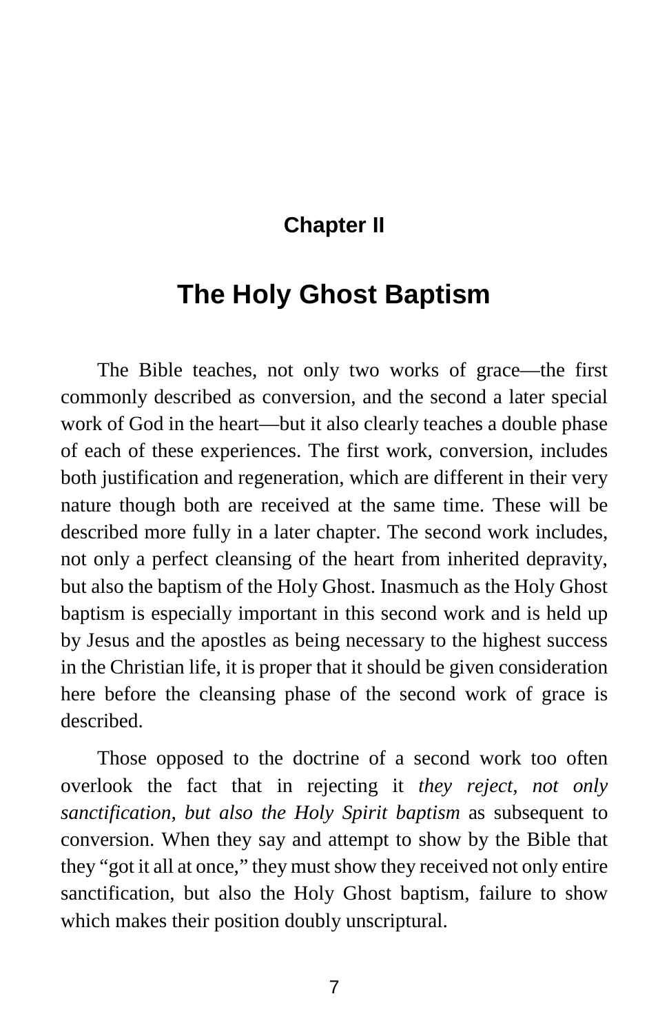## Chapter II

# The Holy Ghost Baptism

The Bible teaches, not only two works of grace—the first commonly described as conversion, and the second a later special work of God in the heart—but it also clearly teaches a double phase of each of these experiences. The first work, conversion, includes both justification and regeneration, which are different in their very nature though both are received at the same time. These will be described more fully in a later chapter. The second work includes, not only a perfect cleansing of the heart from inherited depravity, but also the baptism of the Holy Ghost. Inasmuch as the Holy Ghost baptism is especially important in this second work and is held up by Jesus and the apostles as being necessary to the highest success in the Christian life, it is proper that it should be given consideration here before the cleansing phase of the second work of grace is described.

Those opposed to the doctrine of a second work too often overlook the fact that in rejecting it *they reject, not only sanctification, but also the Holy Spirit baptism* as subsequent to conversion. When they say and attempt to show by the Bible that they "got it all at once," they must show they received not only entire sanctification, but also the Holy Ghost baptism, failure to show which makes their position doubly unscriptural.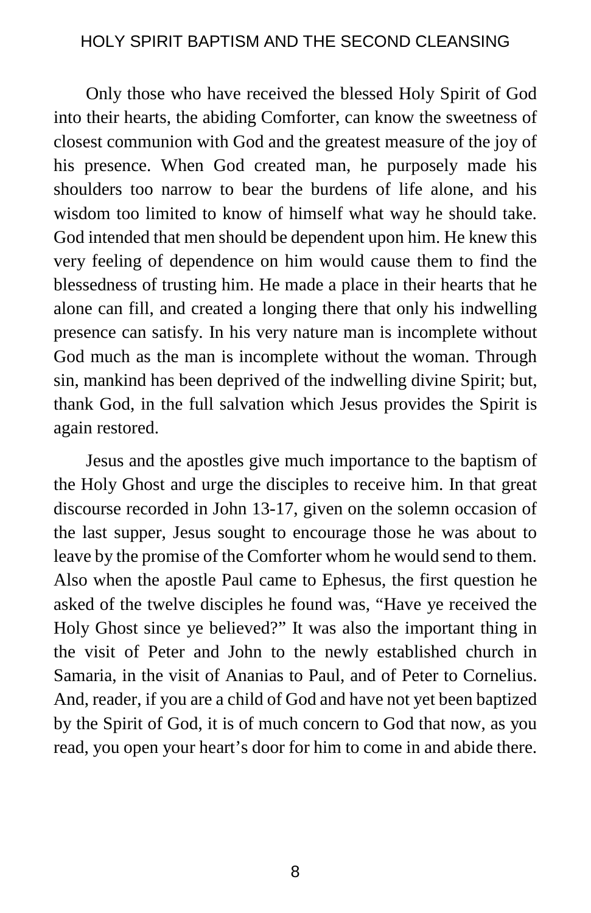Only those who have received the blessed Holy Spirit of God into their hearts, the abiding Comforter, can know the sweetness of closest communion with God and the greatest measure of the joy of his presence. When God created man, he purposely made his shoulders too narrow to bear the burdens of life alone, and his wisdom too limited to know of himself what way he should take. God intended that men should be dependent upon him. He knew this very feeling of dependence on him would cause them to find the blessedness of trusting him. He made a place in their hearts that he alone can fill, and created a longing there that only his indwelling presence can satisfy. In his very nature man is incomplete without God much as the man is incomplete without the woman. Through sin, mankind has been deprived of the indwelling divine Spirit; but, thank God, in the full salvation which Jesus provides the Spirit is again restored.

Jesus and the apostles give much importance to the baptism of the Holy Ghost and urge the disciples to receive him. In that great discourse recorded in John 13-17, given on the solemn occasion of the last supper, Jesus sought to encourage those he was about to leave by the promise of the Comforter whom he would send to them. Also when the apostle Paul came to Ephesus, the first question he asked of the twelve disciples he found was, "Have ye received the Holy Ghost since ye believed?" It was also the important thing in the visit of Peter and John to the newly established church in Samaria, in the visit of Ananias to Paul, and of Peter to Cornelius. And, reader, if you are a child of God and have not yet been baptized by the Spirit of God, it is of much concern to God that now, as you read, you open your heart's door for him to come in and abide there.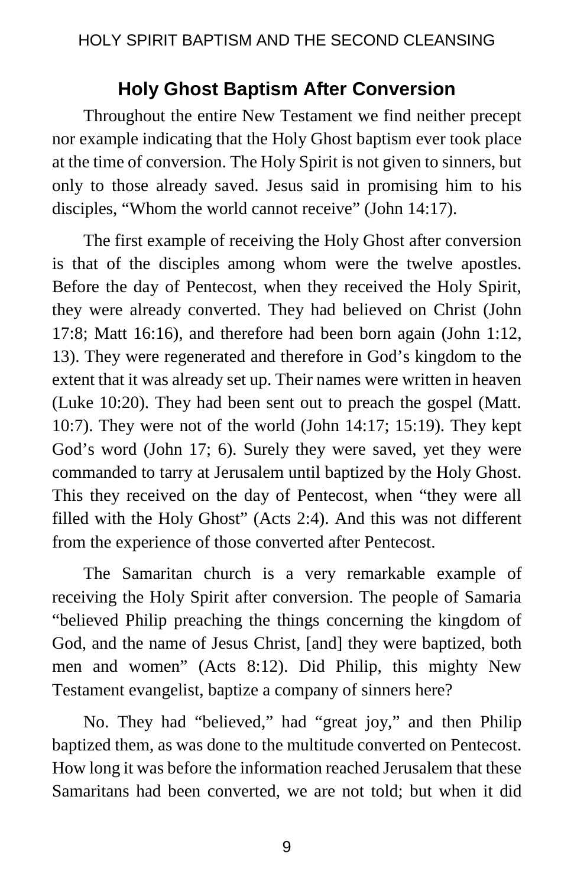## Holy Ghost Baptism After Conversion

Throughout the entire New Testament we find neither precept nor example indicating that the Holy Ghost baptism ever took place at the time of conversion. The Holy Spirit is not given to sinners, but only to those already saved. Jesus said in promising him to his disciples, "Whom the world cannot receive" (John 14:17).

The first example of receiving the Holy Ghost after conversion is that of the disciples among whom were the twelve apostles. Before the day of Pentecost, when they received the Holy Spirit, they were already converted. They had believed on Christ (John 17:8; Matt 16:16), and therefore had been born again (John 1:12, 13). They were regenerated and therefore in God's kingdom to the extent that it was already set up. Their names were written in heaven (Luke 10:20). They had been sent out to preach the gospel (Matt. 10:7). They were not of the world (John 14:17; 15:19). They kept God's word (John 17; 6). Surely they were saved, yet they were commanded to tarry at Jerusalem until baptized by the Holy Ghost. This they received on the day of Pentecost, when "they were all filled with the Holy Ghost" (Acts 2:4). And this was not different from the experience of those converted after Pentecost.

The Samaritan church is a very remarkable example of receiving the Holy Spirit after conversion. The people of Samaria "believed Philip preaching the things concerning the kingdom of God, and the name of Jesus Christ, [and] they were baptized, both men and women" (Acts 8:12). Did Philip, this mighty New Testament evangelist, baptize a company of sinners here?

No. They had "believed," had "great joy," and then Philip baptized them, as was done to the multitude converted on Pentecost. How long it was before the information reached Jerusalem that these Samaritans had been converted, we are not told; but when it did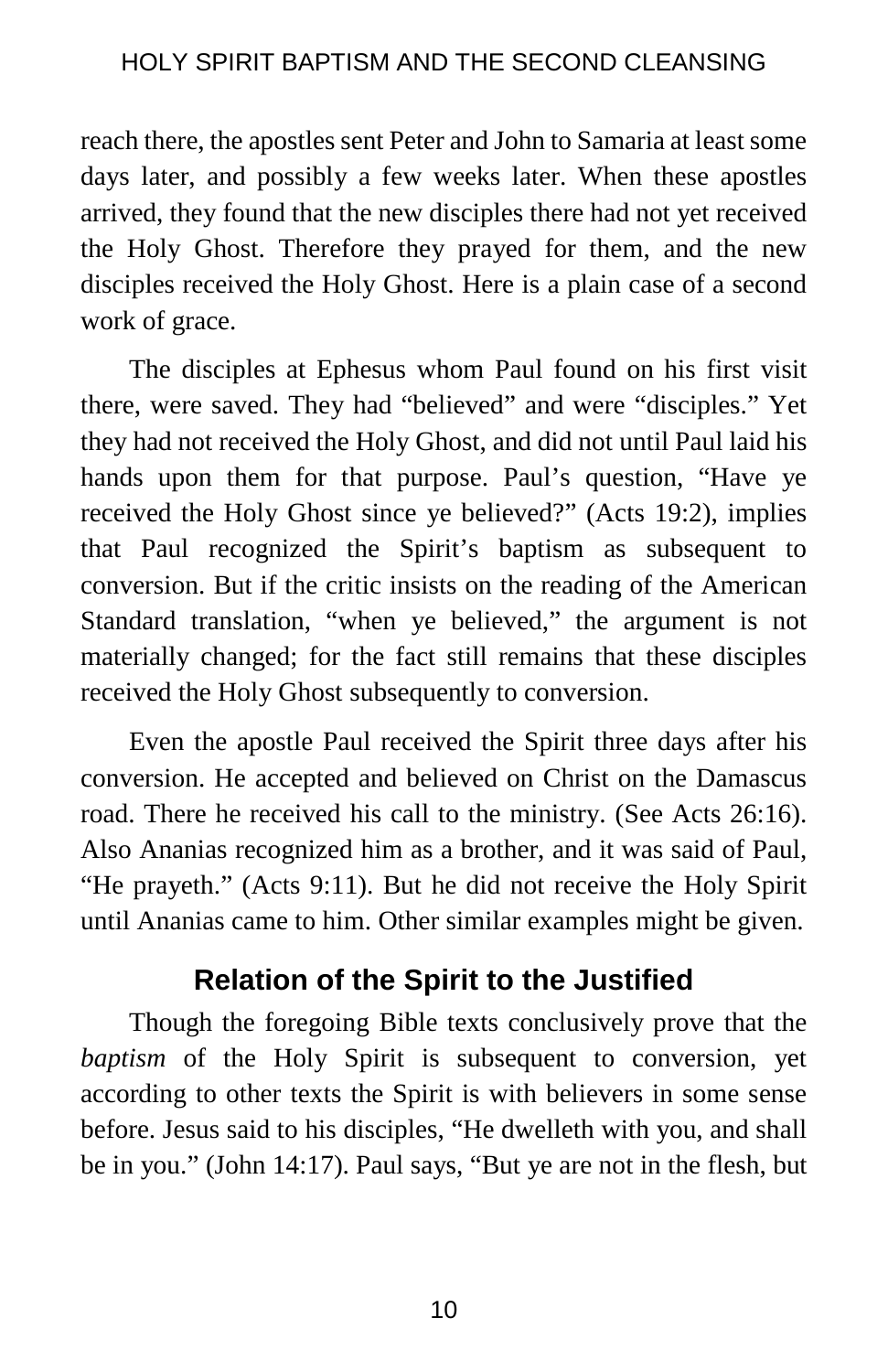reach there, the apostles sent Peter and John to Samaria at least some days later, and possibly a few weeks later. When these apostles arrived, they found that the new disciples there had not yet received the Holy Ghost. Therefore they prayed for them, and the new disciples received the Holy Ghost. Here is a plain case of a second work of grace.

The disciples at Ephesus whom Paul found on his first visit there, were saved. They had "believed" and were "disciples." Yet they had not received the Holy Ghost, and did not until Paul laid his hands upon them for that purpose. Paul's question, "Have ye received the Holy Ghost since ye believed?" (Acts 19:2), implies that Paul recognized the Spirit's baptism as subsequent to conversion. But if the critic insists on the reading of the American Standard translation, "when ye believed," the argument is not materially changed; for the fact still remains that these disciples received the Holy Ghost subsequently to conversion.

Even the apostle Paul received the Spirit three days after his conversion. He accepted and believed on Christ on the Damascus road. There he received his call to the ministry. (See Acts 26:16). Also Ananias recognized him as a brother, and it was said of Paul, "He prayeth." (Acts 9:11). But he did not receive the Holy Spirit until Ananias came to him. Other similar examples might be given.

## Relation of the Spirit to the Justified

Though the foregoing Bible texts conclusively prove that the *baptism* of the Holy Spirit is subsequent to conversion, yet according to other texts the Spirit is with believers in some sense before. Jesus said to his disciples, "He dwelleth with you, and shall be in you." (John 14:17). Paul says, "But ye are not in the flesh, but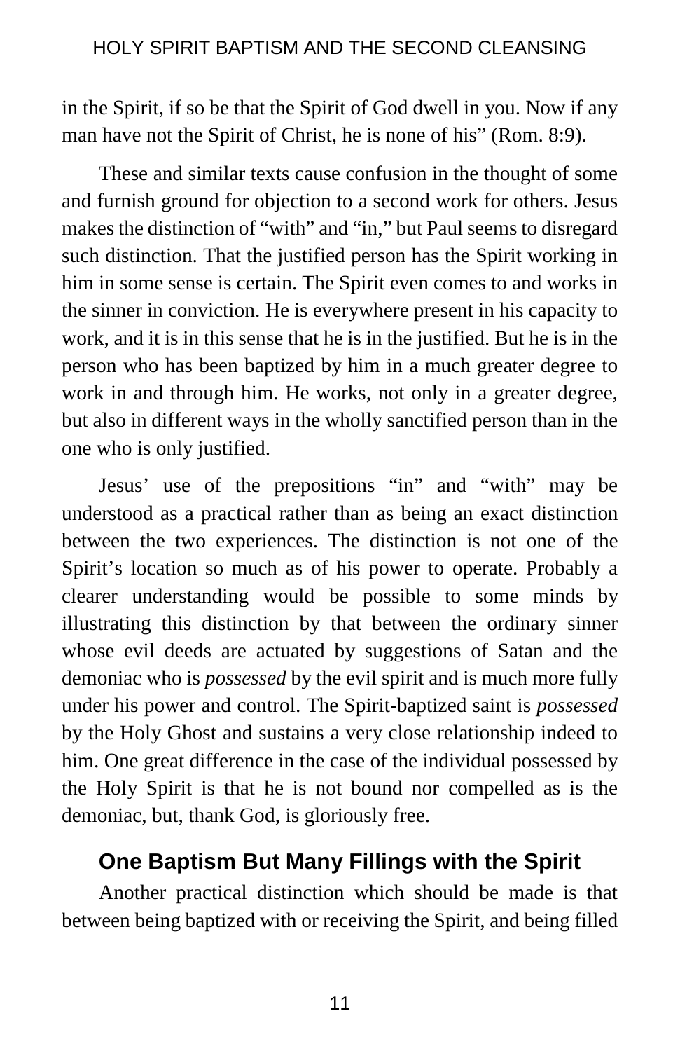in the Spirit, if so be that the Spirit of God dwell in you. Now if any man have not the Spirit of Christ, he is none of his" (Rom. 8:9).

These and similar texts cause confusion in the thought of some and furnish ground for objection to a second work for others. Jesus makes the distinction of "with" and "in," but Paul seems to disregard such distinction. That the justified person has the Spirit working in him in some sense is certain. The Spirit even comes to and works in the sinner in conviction. He is everywhere present in his capacity to work, and it is in this sense that he is in the justified. But he is in the person who has been baptized by him in a much greater degree to work in and through him. He works, not only in a greater degree, but also in different ways in the wholly sanctified person than in the one who is only justified.

Jesus' use of the prepositions "in" and "with" may be understood as a practical rather than as being an exact distinction between the two experiences. The distinction is not one of the Spirit's location so much as of his power to operate. Probably a clearer understanding would be possible to some minds by illustrating this distinction by that between the ordinary sinner whose evil deeds are actuated by suggestions of Satan and the demoniac who is *possessed* by the evil spirit and is much more fully under his power and control. The Spirit-baptized saint is *possessed* by the Holy Ghost and sustains a very close relationship indeed to him. One great difference in the case of the individual possessed by the Holy Spirit is that he is not bound nor compelled as is the demoniac, but, thank God, is gloriously free.

## One Baptism But Many Fillings with the Spirit

Another practical distinction which should be made is that between being baptized with or receiving the Spirit, and being filled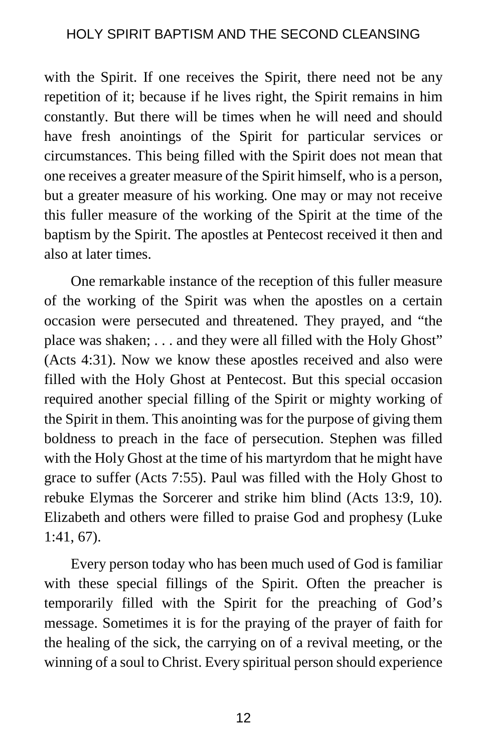with the Spirit. If one receives the Spirit, there need not be any repetition of it; because if he lives right, the Spirit remains in him constantly. But there will be times when he will need and should have fresh anointings of the Spirit for particular services or circumstances. This being filled with the Spirit does not mean that one receives a greater measure of the Spirit himself, who is a person, but a greater measure of his working. One may or may not receive this fuller measure of the working of the Spirit at the time of the baptism by the Spirit. The apostles at Pentecost received it then and also at later times.

One remarkable instance of the reception of this fuller measure of the working of the Spirit was when the apostles on a certain occasion were persecuted and threatened. They prayed, and "the place was shaken; . . . and they were all filled with the Holy Ghost" (Acts 4:31). Now we know these apostles received and also were filled with the Holy Ghost at Pentecost. But this special occasion required another special filling of the Spirit or mighty working of the Spirit in them. This anointing was for the purpose of giving them boldness to preach in the face of persecution. Stephen was filled with the Holy Ghost at the time of his martyrdom that he might have grace to suffer (Acts 7:55). Paul was filled with the Holy Ghost to rebuke Elymas the Sorcerer and strike him blind (Acts 13:9, 10). Elizabeth and others were filled to praise God and prophesy (Luke 1:41, 67).

Every person today who has been much used of God is familiar with these special fillings of the Spirit. Often the preacher is temporarily filled with the Spirit for the preaching of God's message. Sometimes it is for the praying of the prayer of faith for the healing of the sick, the carrying on of a revival meeting, or the winning of a soul to Christ. Every spiritual person should experience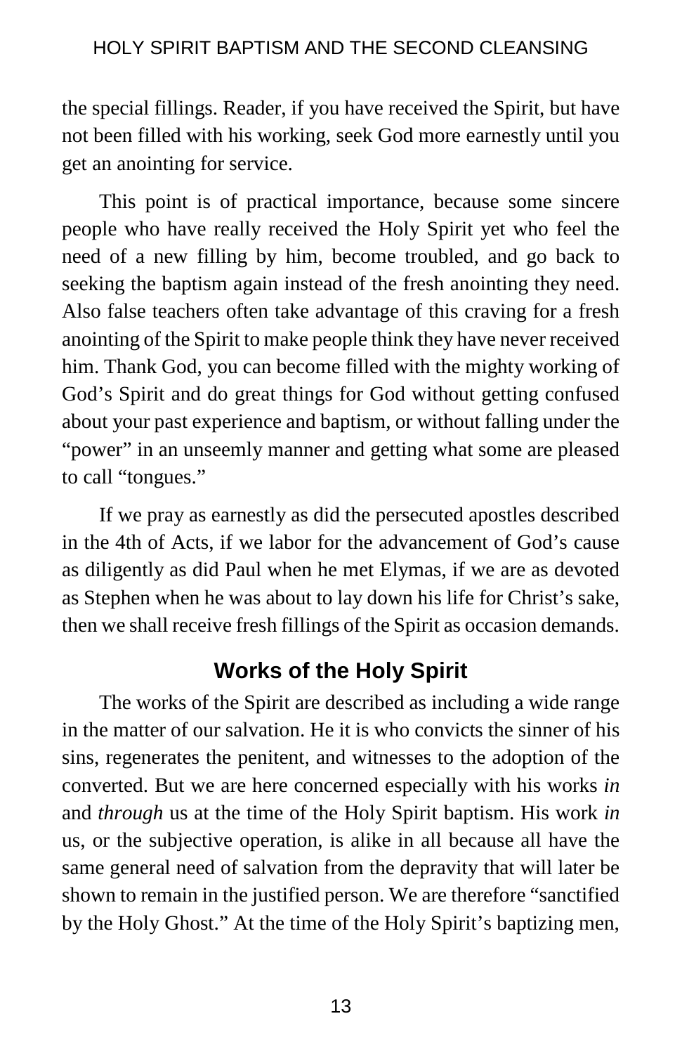the special fillings. Reader, if you have received the Spirit, but have not been filled with his working, seek God more earnestly until you get an anointing for service.

This point is of practical importance, because some sincere people who have really received the Holy Spirit yet who feel the need of a new filling by him, become troubled, and go back to seeking the baptism again instead of the fresh anointing they need. Also false teachers often take advantage of this craving for a fresh anointing of the Spirit to make people think they have never received him. Thank God, you can become filled with the mighty working of God's Spirit and do great things for God without getting confused about your past experience and baptism, or without falling under the "power" in an unseemly manner and getting what some are pleased to call "tongues."

If we pray as earnestly as did the persecuted apostles described in the 4th of Acts, if we labor for the advancement of God's cause as diligently as did Paul when he met Elymas, if we are as devoted as Stephen when he was about to lay down his life for Christ's sake, then we shall receive fresh fillings of the Spirit as occasion demands.

## Works of the Holy Spirit

The works of the Spirit are described as including a wide range in the matter of our salvation. He it is who convicts the sinner of his sins, regenerates the penitent, and witnesses to the adoption of the converted. But we are here concerned especially with his works *in* and *through* us at the time of the Holy Spirit baptism. His work *in* us, or the subjective operation, is alike in all because all have the same general need of salvation from the depravity that will later be shown to remain in the justified person. We are therefore "sanctified by the Holy Ghost." At the time of the Holy Spirit's baptizing men,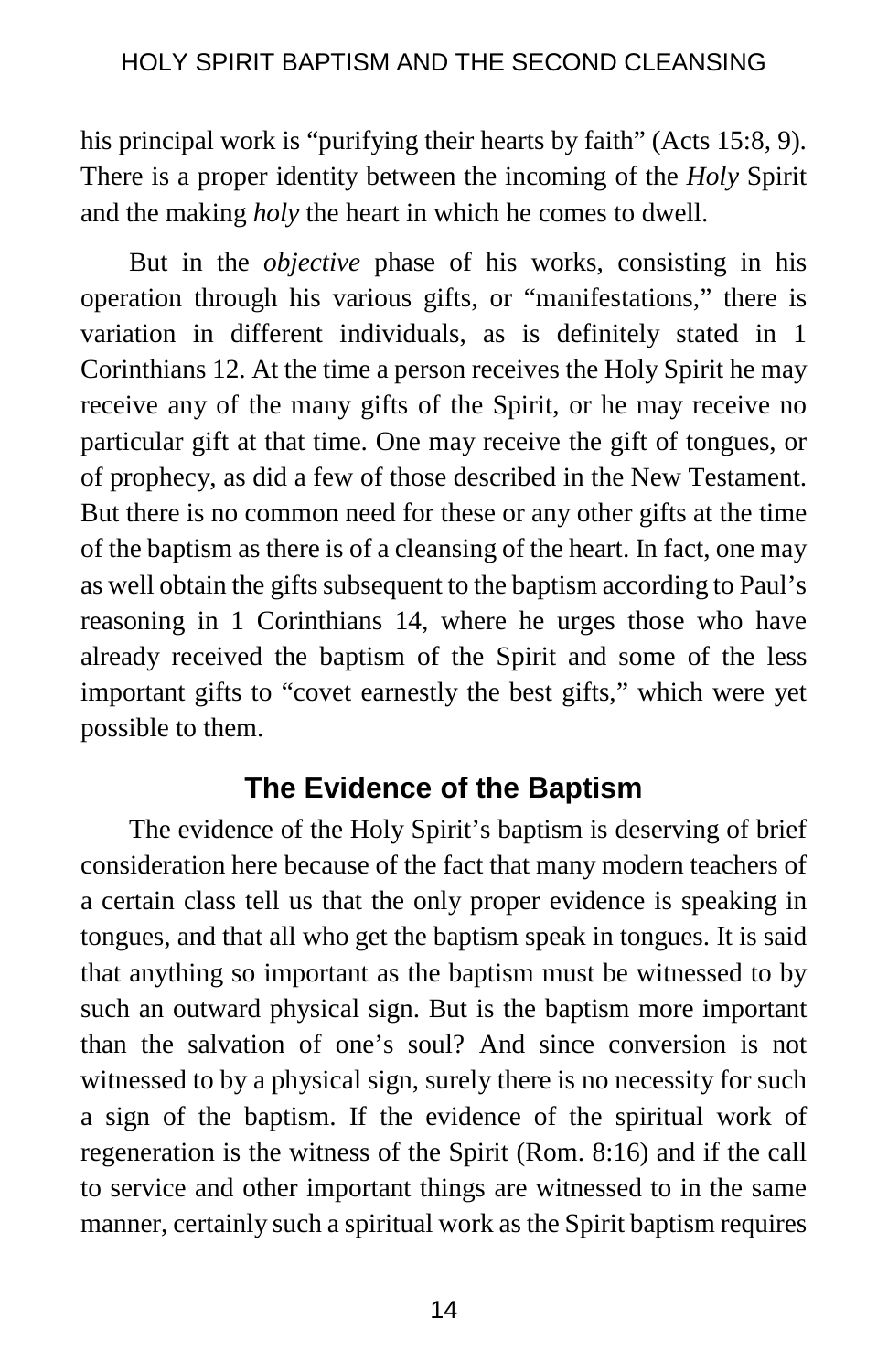his principal work is "purifying their hearts by faith" (Acts 15:8, 9). There is a proper identity between the incoming of the *Holy* Spirit and the making *holy* the heart in which he comes to dwell.

But in the *objective* phase of his works, consisting in his operation through his various gifts, or "manifestations," there is variation in different individuals, as is definitely stated in 1 Corinthians 12. At the time a person receives the Holy Spirit he may receive any of the many gifts of the Spirit, or he may receive no particular gift at that time. One may receive the gift of tongues, or of prophecy, as did a few of those described in the New Testament. But there is no common need for these or any other gifts at the time of the baptism as there is of a cleansing of the heart. In fact, one may as well obtain the gifts subsequent to the baptism according to Paul's reasoning in 1 Corinthians 14, where he urges those who have already received the baptism of the Spirit and some of the less important gifts to "covet earnestly the best gifts," which were yet possible to them.

## The Evidence of the Baptism

The evidence of the Holy Spirit's baptism is deserving of brief consideration here because of the fact that many modern teachers of a certain class tell us that the only proper evidence is speaking in tongues, and that all who get the baptism speak in tongues. It is said that anything so important as the baptism must be witnessed to by such an outward physical sign. But is the baptism more important than the salvation of one's soul? And since conversion is not witnessed to by a physical sign, surely there is no necessity for such a sign of the baptism. If the evidence of the spiritual work of regeneration is the witness of the Spirit (Rom. 8:16) and if the call to service and other important things are witnessed to in the same manner, certainly such a spiritual work as the Spirit baptism requires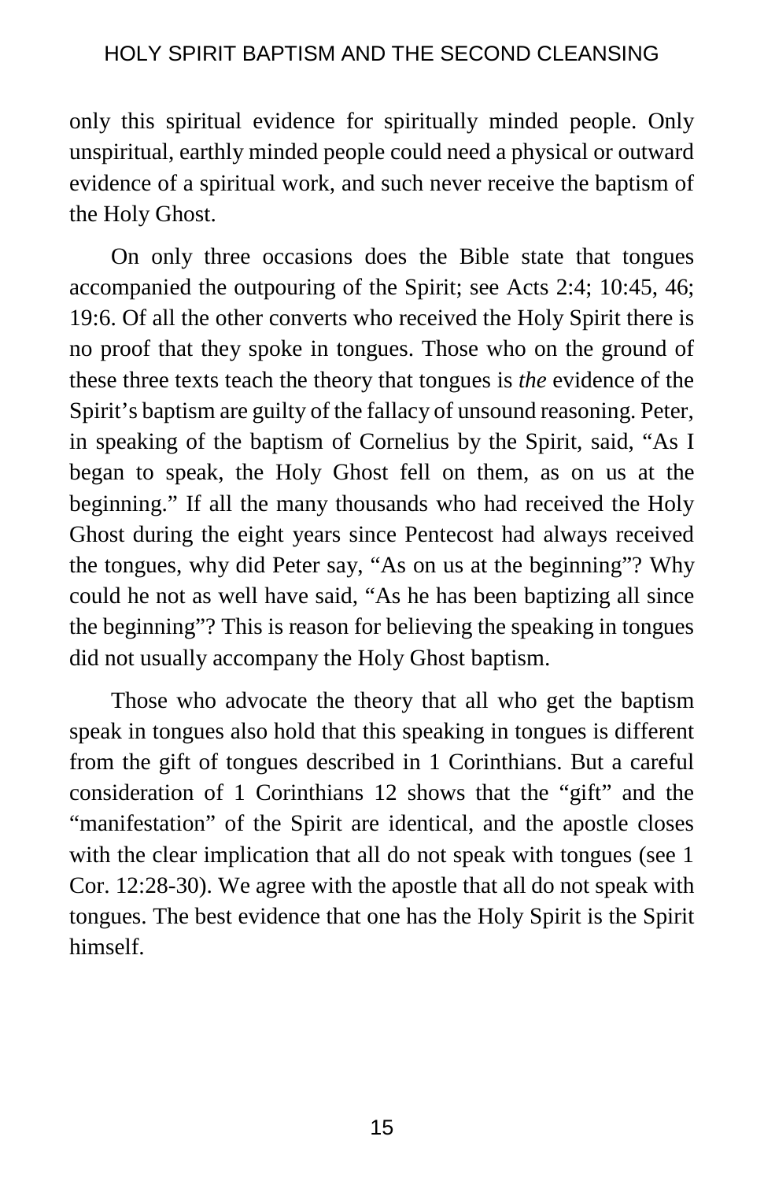only this spiritual evidence for spiritually minded people. Only unspiritual, earthly minded people could need a physical or outward evidence of a spiritual work, and such never receive the baptism of the Holy Ghost.

On only three occasions does the Bible state that tongues accompanied the outpouring of the Spirit; see Acts 2:4; 10:45, 46; 19:6. Of all the other converts who received the Holy Spirit there is no proof that they spoke in tongues. Those who on the ground of these three texts teach the theory that tongues is *the* evidence of the Spirit's baptism are guilty of the fallacy of unsound reasoning. Peter, in speaking of the baptism of Cornelius by the Spirit, said, "As I began to speak, the Holy Ghost fell on them, as on us at the beginning." If all the many thousands who had received the Holy Ghost during the eight years since Pentecost had always received the tongues, why did Peter say, "As on us at the beginning"? Why could he not as well have said, "As he has been baptizing all since the beginning"? This is reason for believing the speaking in tongues did not usually accompany the Holy Ghost baptism.

Those who advocate the theory that all who get the baptism speak in tongues also hold that this speaking in tongues is different from the gift of tongues described in 1 Corinthians. But a careful consideration of 1 Corinthians 12 shows that the "gift" and the "manifestation" of the Spirit are identical, and the apostle closes with the clear implication that all do not speak with tongues (see 1 Cor. 12:28-30). We agree with the apostle that all do not speak with tongues. The best evidence that one has the Holy Spirit is the Spirit himself.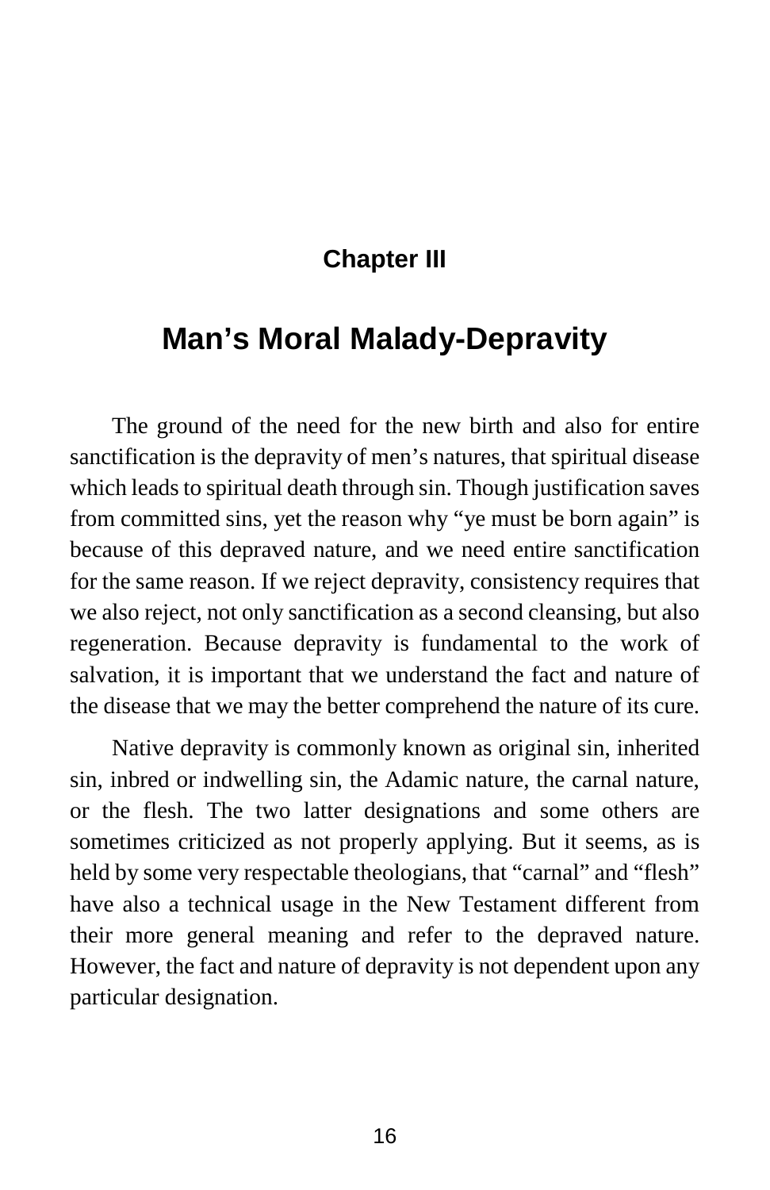## Chapter III

# Man's Moral Malady-Depravity

The ground of the need for the new birth and also for entire sanctification is the depravity of men's natures, that spiritual disease which leads to spiritual death through sin. Though justification saves from committed sins, yet the reason why "ye must be born again" is because of this depraved nature, and we need entire sanctification for the same reason. If we reject depravity, consistency requires that we also reject, not only sanctification as a second cleansing, but also regeneration. Because depravity is fundamental to the work of salvation, it is important that we understand the fact and nature of the disease that we may the better comprehend the nature of its cure.

Native depravity is commonly known as original sin, inherited sin, inbred or indwelling sin, the Adamic nature, the carnal nature, or the flesh. The two latter designations and some others are sometimes criticized as not properly applying. But it seems, as is held by some very respectable theologians, that "carnal" and "flesh" have also a technical usage in the New Testament different from their more general meaning and refer to the depraved nature. However, the fact and nature of depravity is not dependent upon any particular designation.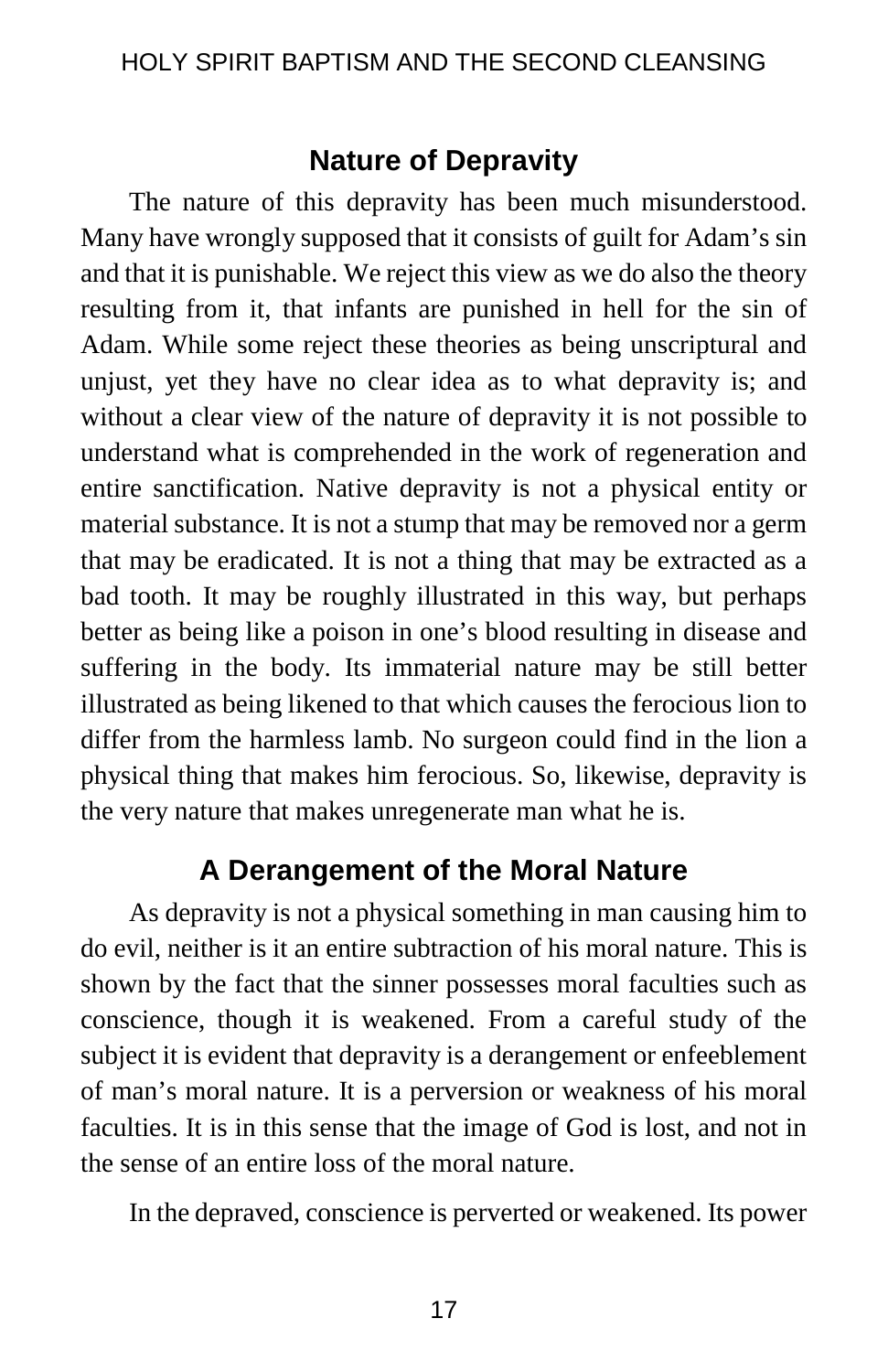## Nature of Depravity

The nature of this depravity has been much misunderstood. Many have wrongly supposed that it consists of guilt for Adam's sin and that it is punishable. We reject this view as we do also the theory resulting from it, that infants are punished in hell for the sin of Adam. While some reject these theories as being unscriptural and unjust, yet they have no clear idea as to what depravity is; and without a clear view of the nature of depravity it is not possible to understand what is comprehended in the work of regeneration and entire sanctification. Native depravity is not a physical entity or material substance. It is not a stump that may be removed nor a germ that may be eradicated. It is not a thing that may be extracted as a bad tooth. It may be roughly illustrated in this way, but perhaps better as being like a poison in one's blood resulting in disease and suffering in the body. Its immaterial nature may be still better illustrated as being likened to that which causes the ferocious lion to differ from the harmless lamb. No surgeon could find in the lion a physical thing that makes him ferocious. So, likewise, depravity is the very nature that makes unregenerate man what he is.

## A Derangement of the Moral Nature

As depravity is not a physical something in man causing him to do evil, neither is it an entire subtraction of his moral nature. This is shown by the fact that the sinner possesses moral faculties such as conscience, though it is weakened. From a careful study of the subject it is evident that depravity is a derangement or enfeeblement of man's moral nature. It is a perversion or weakness of his moral faculties. It is in this sense that the image of God is lost, and not in the sense of an entire loss of the moral nature.

In the depraved, conscience is perverted or weakened. Its power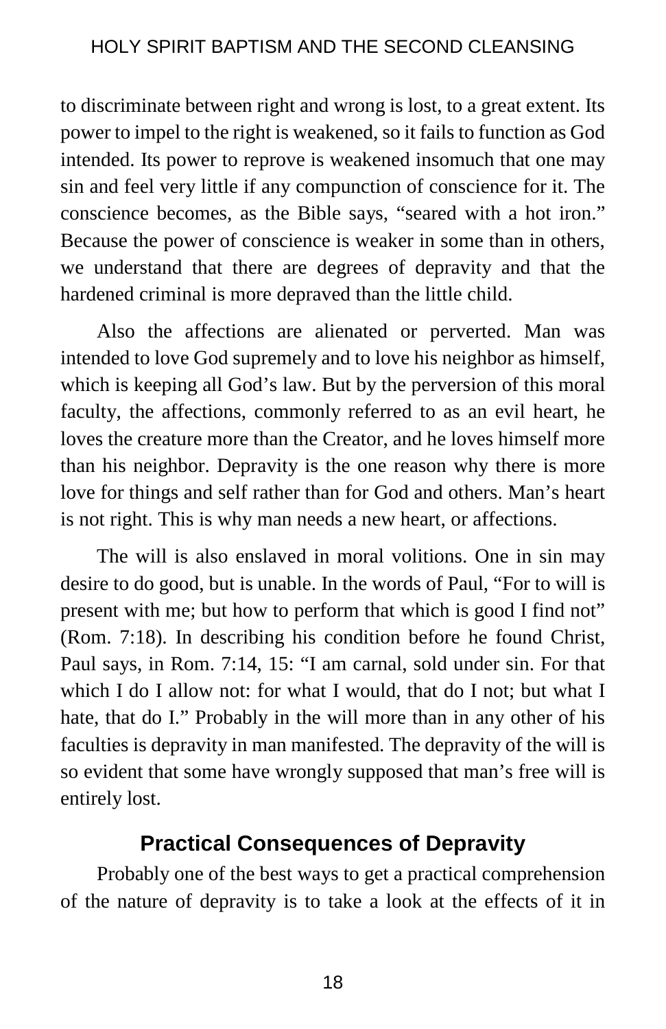to discriminate between right and wrong is lost, to a great extent. Its power to impel to the right is weakened, so it fails to function as God intended. Its power to reprove is weakened insomuch that one may sin and feel very little if any compunction of conscience for it. The conscience becomes, as the Bible says, "seared with a hot iron." Because the power of conscience is weaker in some than in others, we understand that there are degrees of depravity and that the hardened criminal is more depraved than the little child.

Also the affections are alienated or perverted. Man was intended to love God supremely and to love his neighbor as himself, which is keeping all God's law. But by the perversion of this moral faculty, the affections, commonly referred to as an evil heart, he loves the creature more than the Creator, and he loves himself more than his neighbor. Depravity is the one reason why there is more love for things and self rather than for God and others. Man's heart is not right. This is why man needs a new heart, or affections.

The will is also enslaved in moral volitions. One in sin may desire to do good, but is unable. In the words of Paul, "For to will is present with me; but how to perform that which is good I find not" (Rom. 7:18). In describing his condition before he found Christ, Paul says, in Rom. 7:14, 15: "I am carnal, sold under sin. For that which I do I allow not: for what I would, that do I not; but what I hate, that do I." Probably in the will more than in any other of his faculties is depravity in man manifested. The depravity of the will is so evident that some have wrongly supposed that man's free will is entirely lost.

## Practical Consequences of Depravity

Probably one of the best ways to get a practical comprehension of the nature of depravity is to take a look at the effects of it in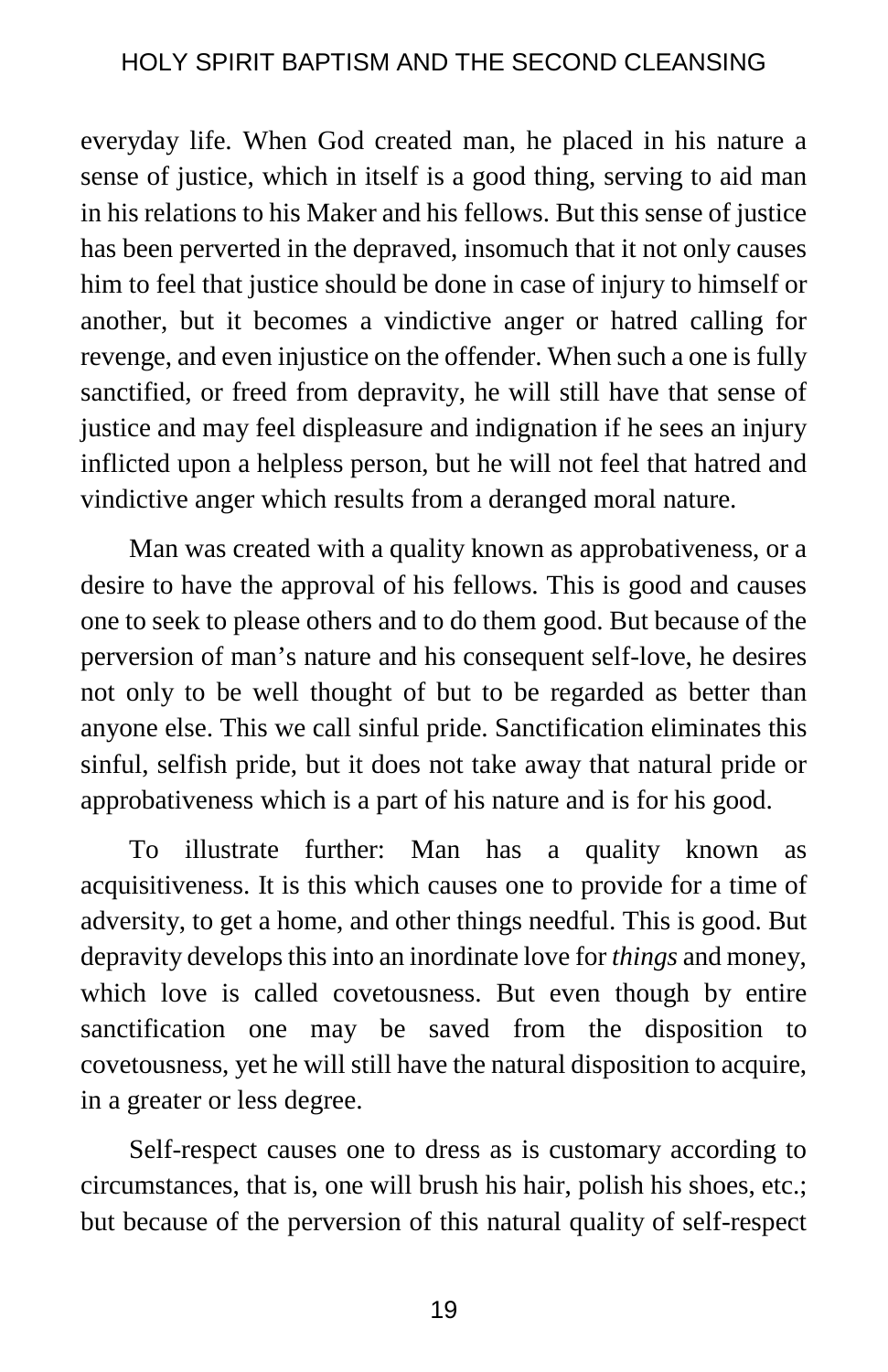everyday life. When God created man, he placed in his nature a sense of justice, which in itself is a good thing, serving to aid man in his relations to his Maker and his fellows. But this sense of justice has been perverted in the depraved, insomuch that it not only causes him to feel that justice should be done in case of injury to himself or another, but it becomes a vindictive anger or hatred calling for revenge, and even injustice on the offender. When such a one is fully sanctified, or freed from depravity, he will still have that sense of justice and may feel displeasure and indignation if he sees an injury inflicted upon a helpless person, but he will not feel that hatred and vindictive anger which results from a deranged moral nature.

Man was created with a quality known as approbativeness, or a desire to have the approval of his fellows. This is good and causes one to seek to please others and to do them good. But because of the perversion of man's nature and his consequent self-love, he desires not only to be well thought of but to be regarded as better than anyone else. This we call sinful pride. Sanctification eliminates this sinful, selfish pride, but it does not take away that natural pride or approbativeness which is a part of his nature and is for his good.

To illustrate further: Man has a quality known as acquisitiveness. It is this which causes one to provide for a time of adversity, to get a home, and other things needful. This is good. But depravity develops this into an inordinate love for *things* and money, which love is called covetousness. But even though by entire sanctification one may be saved from the disposition to covetousness, yet he will still have the natural disposition to acquire, in a greater or less degree.

Self-respect causes one to dress as is customary according to circumstances, that is, one will brush his hair, polish his shoes, etc.; but because of the perversion of this natural quality of self-respect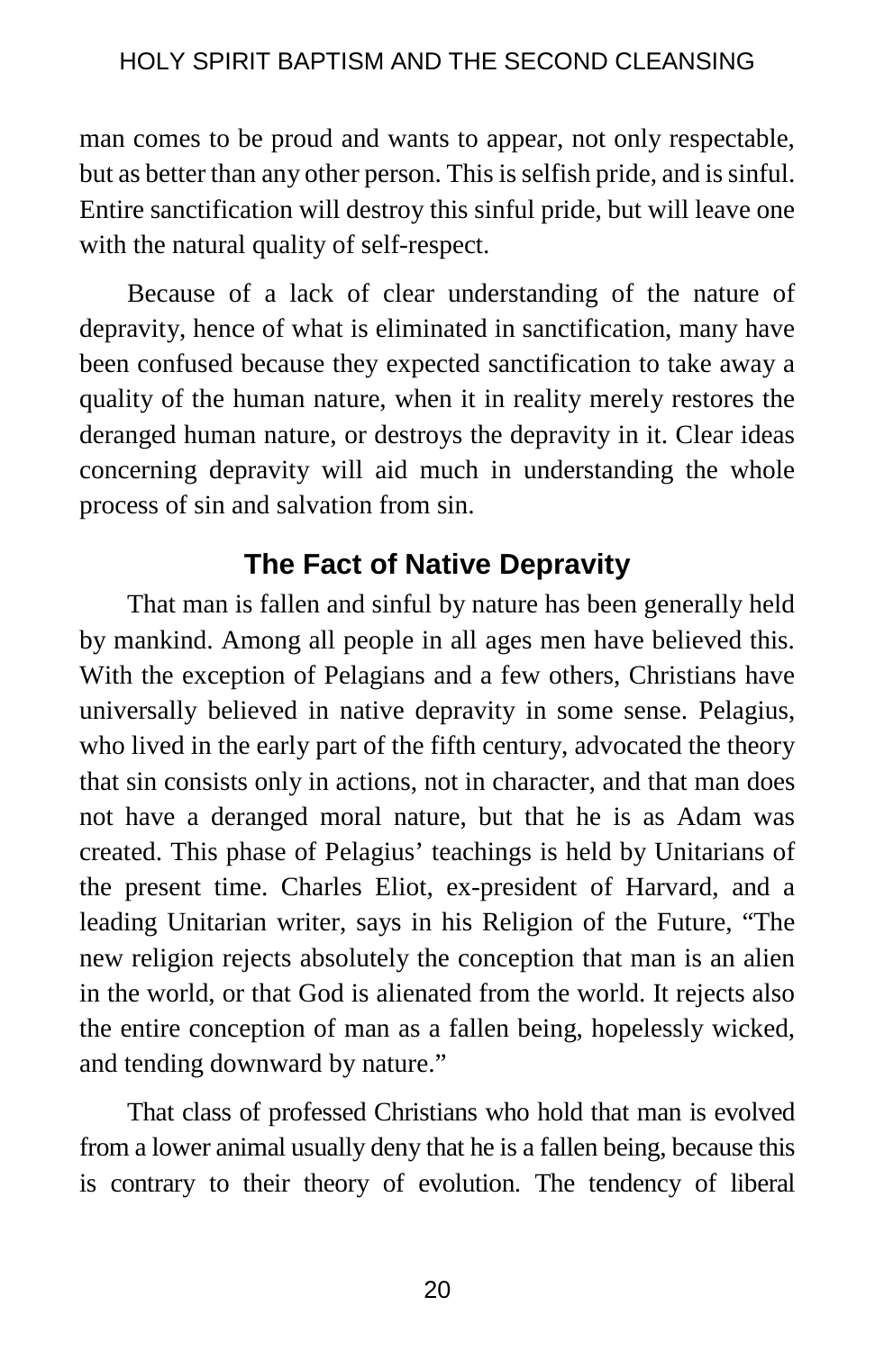man comes to be proud and wants to appear, not only respectable, but as better than any other person. This is selfish pride, and is sinful. Entire sanctification will destroy this sinful pride, but will leave one with the natural quality of self-respect.

Because of a lack of clear understanding of the nature of depravity, hence of what is eliminated in sanctification, many have been confused because they expected sanctification to take away a quality of the human nature, when it in reality merely restores the deranged human nature, or destroys the depravity in it. Clear ideas concerning depravity will aid much in understanding the whole process of sin and salvation from sin.

## The Fact of Native Depravity

That man is fallen and sinful by nature has been generally held by mankind. Among all people in all ages men have believed this. With the exception of Pelagians and a few others, Christians have universally believed in native depravity in some sense. Pelagius, who lived in the early part of the fifth century, advocated the theory that sin consists only in actions, not in character, and that man does not have a deranged moral nature, but that he is as Adam was created. This phase of Pelagius' teachings is held by Unitarians of the present time. Charles Eliot, ex-president of Harvard, and a leading Unitarian writer, says in his Religion of the Future, "The new religion rejects absolutely the conception that man is an alien in the world, or that God is alienated from the world. It rejects also the entire conception of man as a fallen being, hopelessly wicked, and tending downward by nature."

That class of professed Christians who hold that man is evolved from a lower animal usually deny that he is a fallen being, because this is contrary to their theory of evolution. The tendency of liberal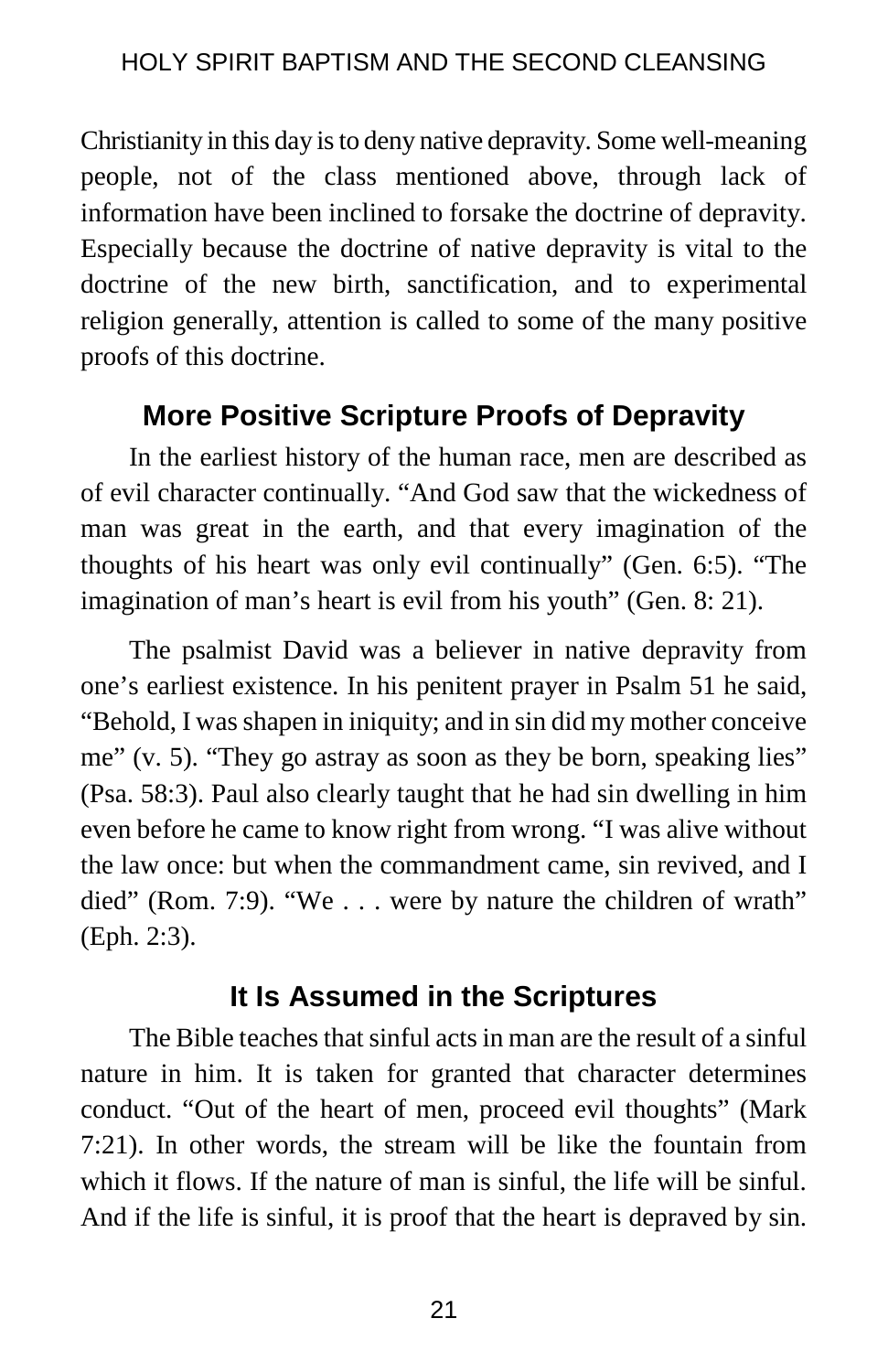Christianity in this day is to deny native depravity. Some well-meaning people, not of the class mentioned above, through lack of information have been inclined to forsake the doctrine of depravity. Especially because the doctrine of native depravity is vital to the doctrine of the new birth, sanctification, and to experimental religion generally, attention is called to some of the many positive proofs of this doctrine.

## More Positive Scripture Proofs of Depravity

In the earliest history of the human race, men are described as of evil character continually. "And God saw that the wickedness of man was great in the earth, and that every imagination of the thoughts of his heart was only evil continually" (Gen. 6:5). "The imagination of man's heart is evil from his youth" (Gen. 8: 21).

The psalmist David was a believer in native depravity from one's earliest existence. In his penitent prayer in Psalm 51 he said, "Behold, I was shapen in iniquity; and in sin did my mother conceive me" (v. 5). "They go astray as soon as they be born, speaking lies" (Psa. 58:3). Paul also clearly taught that he had sin dwelling in him even before he came to know right from wrong. "I was alive without the law once: but when the commandment came, sin revived, and I died" (Rom. 7:9). "We . . . were by nature the children of wrath" (Eph. 2:3).

## It Is Assumed in the Scriptures

The Bible teaches that sinful acts in man are the result of a sinful nature in him. It is taken for granted that character determines conduct. "Out of the heart of men, proceed evil thoughts" (Mark 7:21). In other words, the stream will be like the fountain from which it flows. If the nature of man is sinful, the life will be sinful. And if the life is sinful, it is proof that the heart is depraved by sin.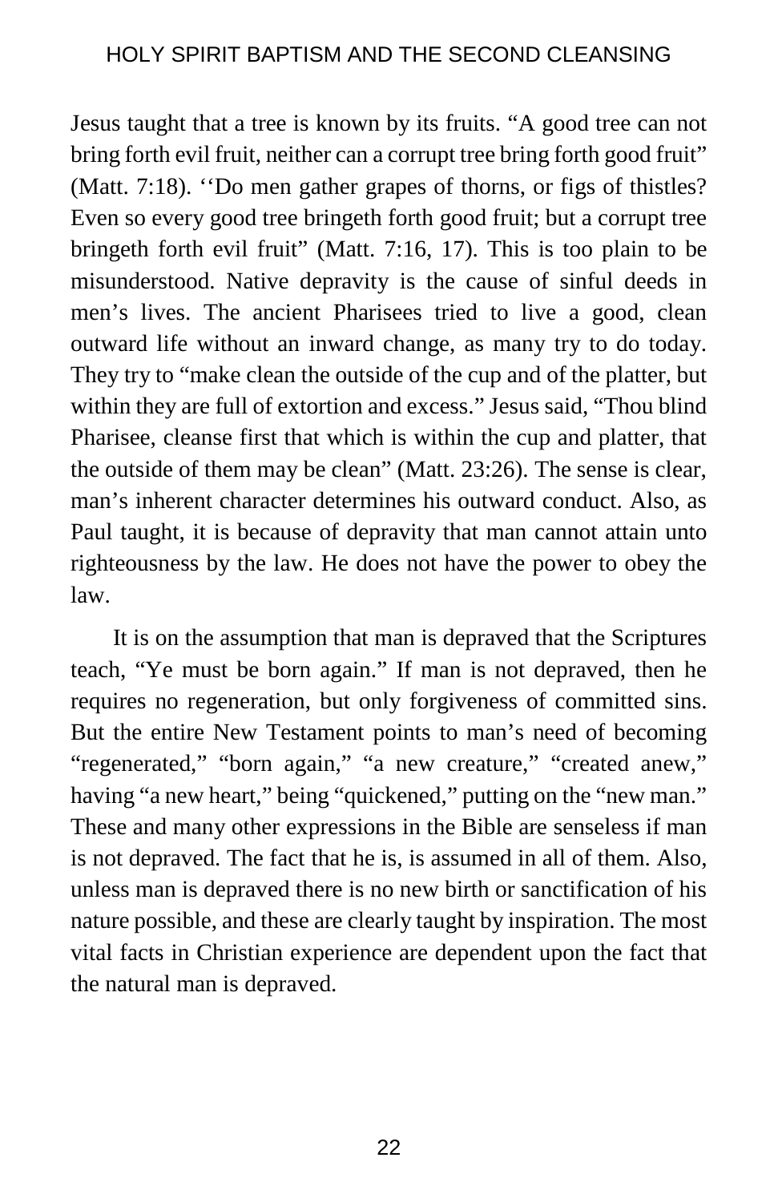Jesus taught that a tree is known by its fruits. "A good tree can not bring forth evil fruit, neither can a corrupt tree bring forth good fruit" (Matt. 7:18). ''Do men gather grapes of thorns, or figs of thistles? Even so every good tree bringeth forth good fruit; but a corrupt tree bringeth forth evil fruit" (Matt. 7:16, 17). This is too plain to be misunderstood. Native depravity is the cause of sinful deeds in men's lives. The ancient Pharisees tried to live a good, clean outward life without an inward change, as many try to do today. They try to "make clean the outside of the cup and of the platter, but within they are full of extortion and excess." Jesus said, "Thou blind Pharisee, cleanse first that which is within the cup and platter, that the outside of them may be clean" (Matt. 23:26). The sense is clear, man's inherent character determines his outward conduct. Also, as Paul taught, it is because of depravity that man cannot attain unto righteousness by the law. He does not have the power to obey the law.

It is on the assumption that man is depraved that the Scriptures teach, "Ye must be born again." If man is not depraved, then he requires no regeneration, but only forgiveness of committed sins. But the entire New Testament points to man's need of becoming "regenerated," "born again," "a new creature," "created anew," having "a new heart," being "quickened," putting on the "new man." These and many other expressions in the Bible are senseless if man is not depraved. The fact that he is, is assumed in all of them. Also, unless man is depraved there is no new birth or sanctification of his nature possible, and these are clearly taught by inspiration. The most vital facts in Christian experience are dependent upon the fact that the natural man is depraved.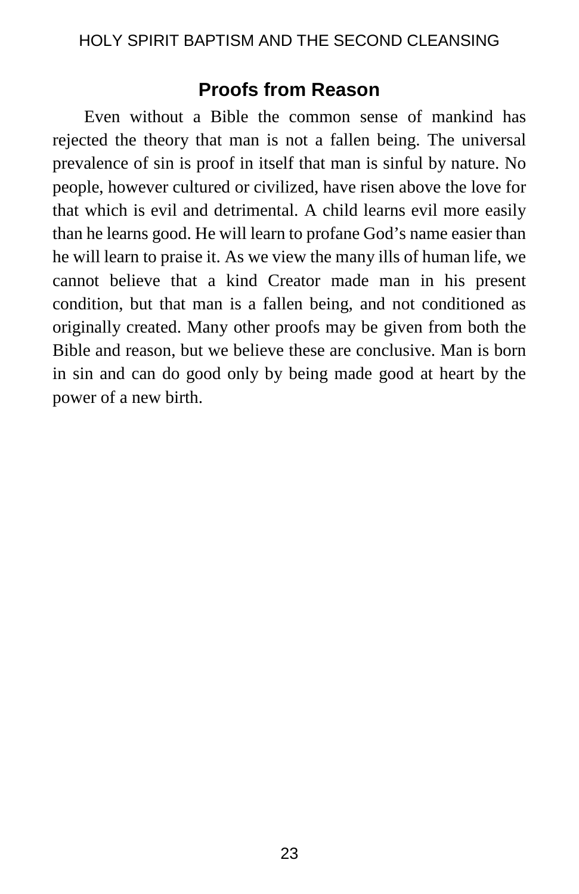### Proofs from Reason

Even without a Bible the common sense of mankind has rejected the theory that man is not a fallen being. The universal prevalence of sin is proof in itself that man is sinful by nature. No people, however cultured or civilized, have risen above the love for that which is evil and detrimental. A child learns evil more easily than he learns good. He will learn to profane God's name easier than he will learn to praise it. As we view the many ills of human life, we cannot believe that a kind Creator made man in his present condition, but that man is a fallen being, and not conditioned as originally created. Many other proofs may be given from both the Bible and reason, but we believe these are conclusive. Man is born in sin and can do good only by being made good at heart by the power of a new birth.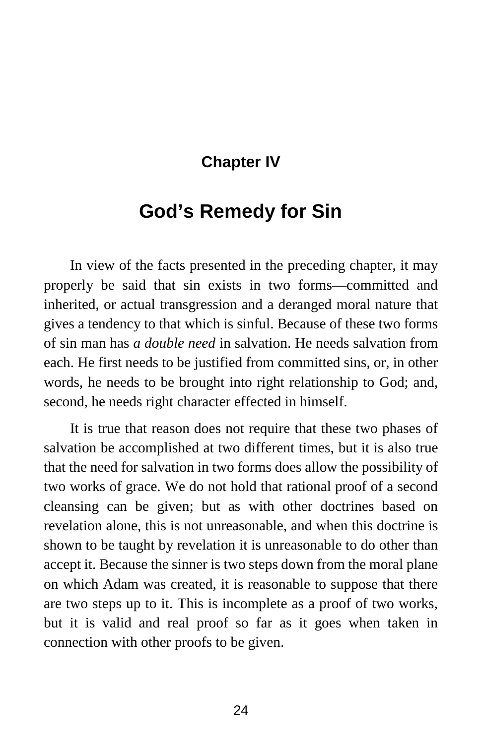## Chapter IV

# God’s Remedy for Sin

In view of the facts presented in the preceding chapter, it may properly be said that sin exists in two forms—committed and inherited, or actual transgression and a deranged moral nature that gives a tendency to that which is sinful. Because of these two forms of sin man has *a double need* in salvation. He needs salvation from each. He first needs to be justified from committed sins, or, in other words, he needs to be brought into right relationship to God; and, second, he needs right character effected in himself.

It is true that reason does not require that these two phases of salvation be accomplished at two different times, but it is also true that the need for salvation in two forms does allow the possibility of two works of grace. We do not hold that rational proof of a second cleansing can be given; but as with other doctrines based on revelation alone, this is not unreasonable, and when this doctrine is shown to be taught by revelation it is unreasonable to do other than accept it. Because the sinner is two steps down from the moral plane on which Adam was created, it is reasonable to suppose that there are two steps up to it. This is incomplete as a proof of two works, but it is valid and real proof so far as it goes when taken in connection with other proofs to be given.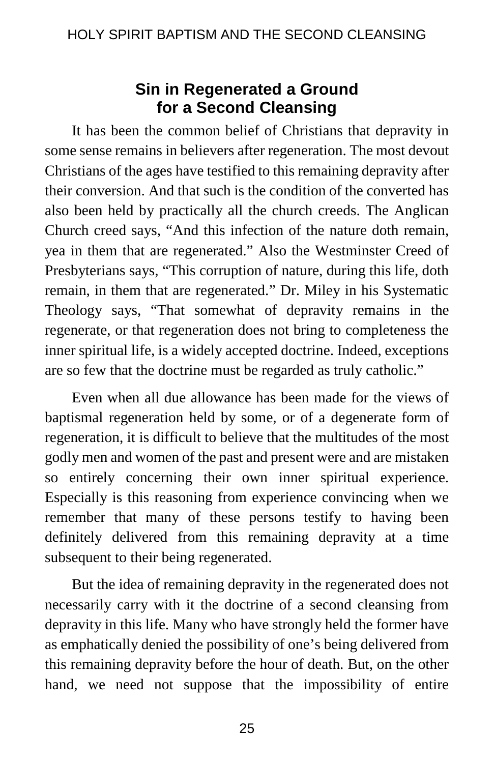## Sin in Regenerated a Ground for a Second Cleansing

It has been the common belief of Christians that depravity in some sense remains in believers after regeneration. The most devout Christians of the ages have testified to this remaining depravity after their conversion. And that such is the condition of the converted has also been held by practically all the church creeds. The Anglican Church creed says, "And this infection of the nature doth remain, yea in them that are regenerated." Also the Westminster Creed of Presbyterians says, "This corruption of nature, during this life, doth remain, in them that are regenerated." Dr. Miley in his Systematic Theology says, "That somewhat of depravity remains in the regenerate, or that regeneration does not bring to completeness the inner spiritual life, is a widely accepted doctrine. Indeed, exceptions are so few that the doctrine must be regarded as truly catholic."

Even when all due allowance has been made for the views of baptismal regeneration held by some, or of a degenerate form of regeneration, it is difficult to believe that the multitudes of the most godly men and women of the past and present were and are mistaken so entirely concerning their own inner spiritual experience. Especially is this reasoning from experience convincing when we remember that many of these persons testify to having been definitely delivered from this remaining depravity at a time subsequent to their being regenerated.

But the idea of remaining depravity in the regenerated does not necessarily carry with it the doctrine of a second cleansing from depravity in this life. Many who have strongly held the former have as emphatically denied the possibility of one's being delivered from this remaining depravity before the hour of death. But, on the other hand, we need not suppose that the impossibility of entire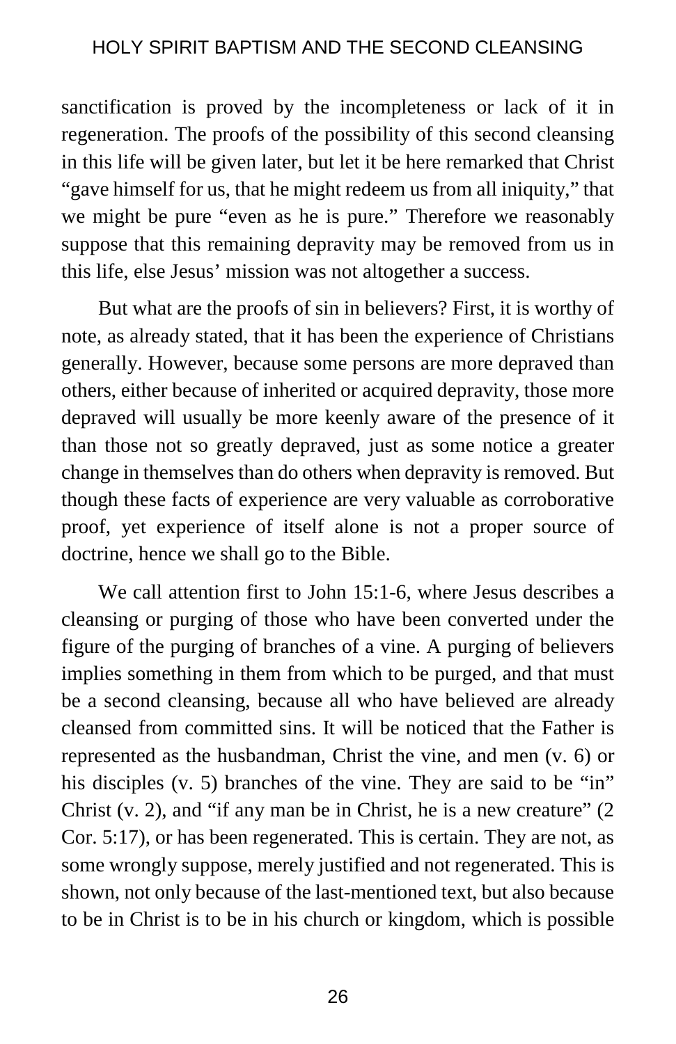sanctification is proved by the incompleteness or lack of it in regeneration. The proofs of the possibility of this second cleansing in this life will be given later, but let it be here remarked that Christ "gave himself for us, that he might redeem us from all iniquity," that we might be pure "even as he is pure." Therefore we reasonably suppose that this remaining depravity may be removed from us in this life, else Jesus' mission was not altogether a success.

But what are the proofs of sin in believers? First, it is worthy of note, as already stated, that it has been the experience of Christians generally. However, because some persons are more depraved than others, either because of inherited or acquired depravity, those more depraved will usually be more keenly aware of the presence of it than those not so greatly depraved, just as some notice a greater change in themselves than do others when depravity is removed. But though these facts of experience are very valuable as corroborative proof, yet experience of itself alone is not a proper source of doctrine, hence we shall go to the Bible.

We call attention first to John 15:1-6, where Jesus describes a cleansing or purging of those who have been converted under the figure of the purging of branches of a vine. A purging of believers implies something in them from which to be purged, and that must be a second cleansing, because all who have believed are already cleansed from committed sins. It will be noticed that the Father is represented as the husbandman, Christ the vine, and men (v. 6) or his disciples (v. 5) branches of the vine. They are said to be "in" Christ (v. 2), and "if any man be in Christ, he is a new creature" (2 Cor. 5:17), or has been regenerated. This is certain. They are not, as some wrongly suppose, merely justified and not regenerated. This is shown, not only because of the last-mentioned text, but also because to be in Christ is to be in his church or kingdom, which is possible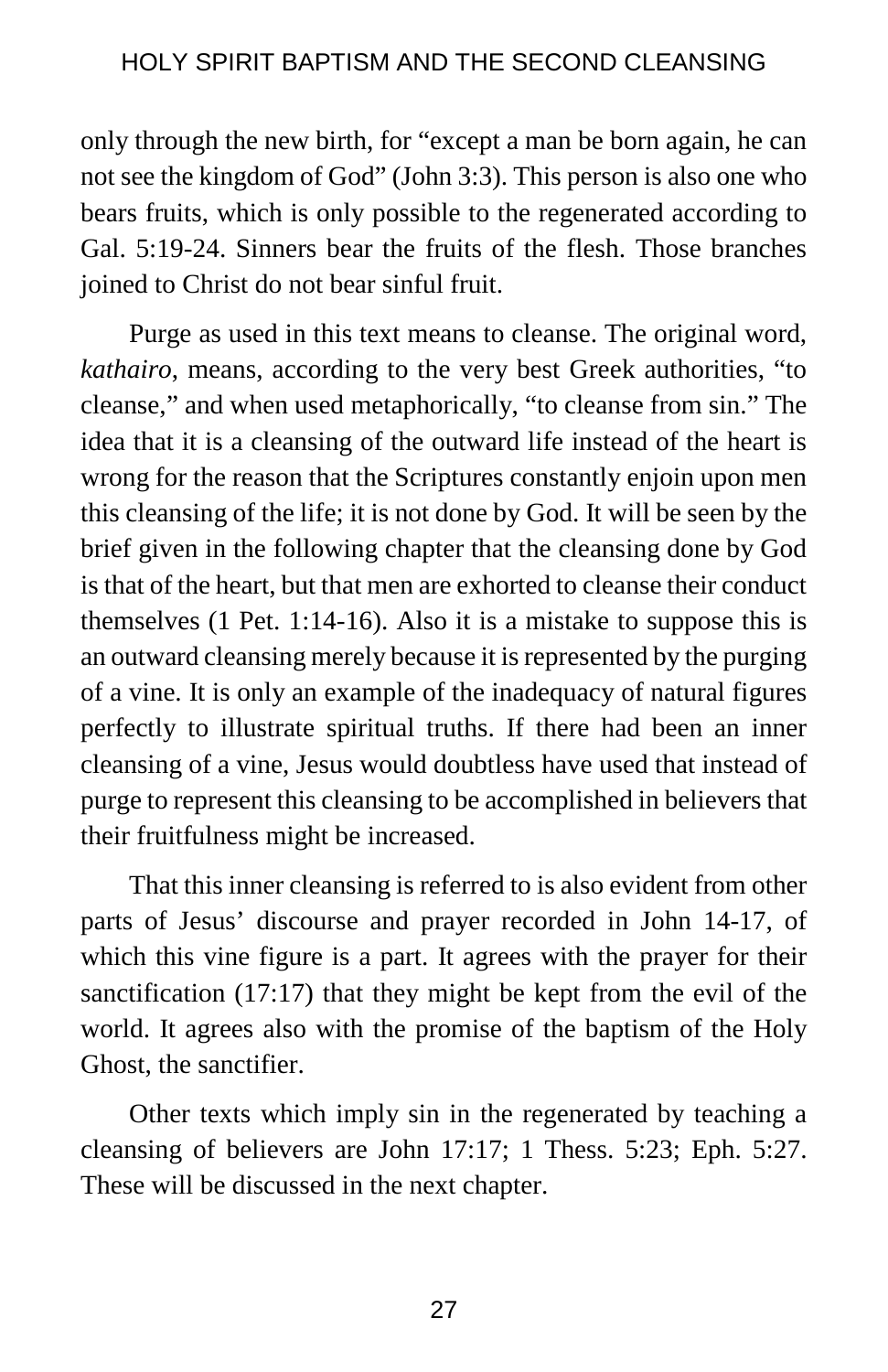only through the new birth, for “except a man be born again, he can not see the kingdom of God” (John 3:3). This person is also one who bears fruits, which is only possible to the regenerated according to Gal. 5:19-24. Sinners bear the fruits of the flesh. Those branches joined to Christ do not bear sinful fruit.

Purge as used in this text means to cleanse. The original word, *kathairo*, means, according to the very best Greek authorities, “to cleanse,” and when used metaphorically, “to cleanse from sin.” The idea that it is a cleansing of the outward life instead of the heart is wrong for the reason that the Scriptures constantly enjoin upon men this cleansing of the life; it is not done by God. It will be seen by the brief given in the following chapter that the cleansing done by God is that of the heart, but that men are exhorted to cleanse their conduct themselves (1 Pet. 1:14-16). Also it is a mistake to suppose this is an outward cleansing merely because it is represented by the purging of a vine. It is only an example of the inadequacy of natural figures perfectly to illustrate spiritual truths. If there had been an inner cleansing of a vine, Jesus would doubtless have used that instead of purge to represent this cleansing to be accomplished in believers that their fruitfulness might be increased.

That this inner cleansing is referred to is also evident from other parts of Jesus’ discourse and prayer recorded in John 14-17, of which this vine figure is a part. It agrees with the prayer for their sanctification (17:17) that they might be kept from the evil of the world. It agrees also with the promise of the baptism of the Holy Ghost, the sanctifier.

Other texts which imply sin in the regenerated by teaching a cleansing of believers are John 17:17; 1 Thess. 5:23; Eph. 5:27. These will be discussed in the next chapter.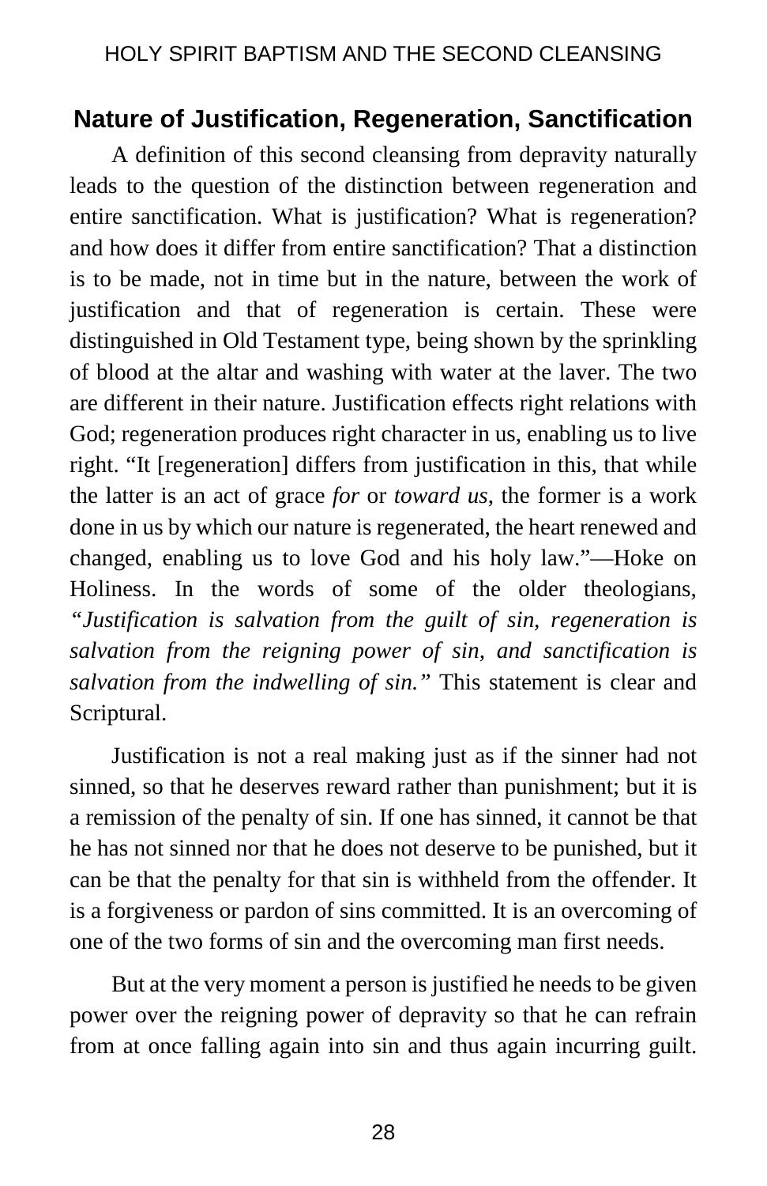## Nature of Justification, Regeneration, Sanctification

A definition of this second cleansing from depravity naturally leads to the question of the distinction between regeneration and entire sanctification. What is justification? What is regeneration? and how does it differ from entire sanctification? That a distinction is to be made, not in time but in the nature, between the work of justification and that of regeneration is certain. These were distinguished in Old Testament type, being shown by the sprinkling of blood at the altar and washing with water at the laver. The two are different in their nature. Justification effects right relations with God; regeneration produces right character in us, enabling us to live right. "It [regeneration] differs from justification in this, that while the latter is an act of grace *for* or *toward us*, the former is a work done in us by which our nature is regenerated, the heart renewed and changed, enabling us to love God and his holy law."—Hoke on Holiness. In the words of some of the older theologians, *"Justification is salvation from the guilt of sin, regeneration is salvation from the reigning power of sin, and sanctification is salvation from the indwelling of sin."* This statement is clear and Scriptural.

Justification is not a real making just as if the sinner had not sinned, so that he deserves reward rather than punishment; but it is a remission of the penalty of sin. If one has sinned, it cannot be that he has not sinned nor that he does not deserve to be punished, but it can be that the penalty for that sin is withheld from the offender. It is a forgiveness or pardon of sins committed. It is an overcoming of one of the two forms of sin and the overcoming man first needs.

But at the very moment a person is justified he needs to be given power over the reigning power of depravity so that he can refrain from at once falling again into sin and thus again incurring guilt.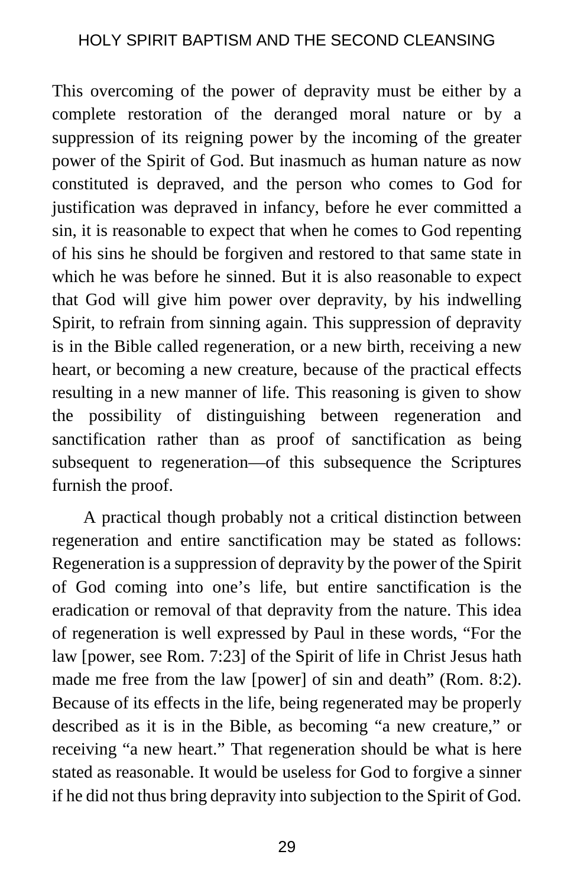This overcoming of the power of depravity must be either by a complete restoration of the deranged moral nature or by a suppression of its reigning power by the incoming of the greater power of the Spirit of God. But inasmuch as human nature as now constituted is depraved, and the person who comes to God for justification was depraved in infancy, before he ever committed a sin, it is reasonable to expect that when he comes to God repenting of his sins he should be forgiven and restored to that same state in which he was before he sinned. But it is also reasonable to expect that God will give him power over depravity, by his indwelling Spirit, to refrain from sinning again. This suppression of depravity is in the Bible called regeneration, or a new birth, receiving a new heart, or becoming a new creature, because of the practical effects resulting in a new manner of life. This reasoning is given to show the possibility of distinguishing between regeneration and sanctification rather than as proof of sanctification as being subsequent to regeneration—of this subsequence the Scriptures furnish the proof.

A practical though probably not a critical distinction between regeneration and entire sanctification may be stated as follows: Regeneration is a suppression of depravity by the power of the Spirit of God coming into one's life, but entire sanctification is the eradication or removal of that depravity from the nature. This idea of regeneration is well expressed by Paul in these words, "For the law [power, see Rom. 7:23] of the Spirit of life in Christ Jesus hath made me free from the law [power] of sin and death" (Rom. 8:2). Because of its effects in the life, being regenerated may be properly described as it is in the Bible, as becoming "a new creature," or receiving "a new heart." That regeneration should be what is here stated as reasonable. It would be useless for God to forgive a sinner if he did not thus bring depravity into subjection to the Spirit of God.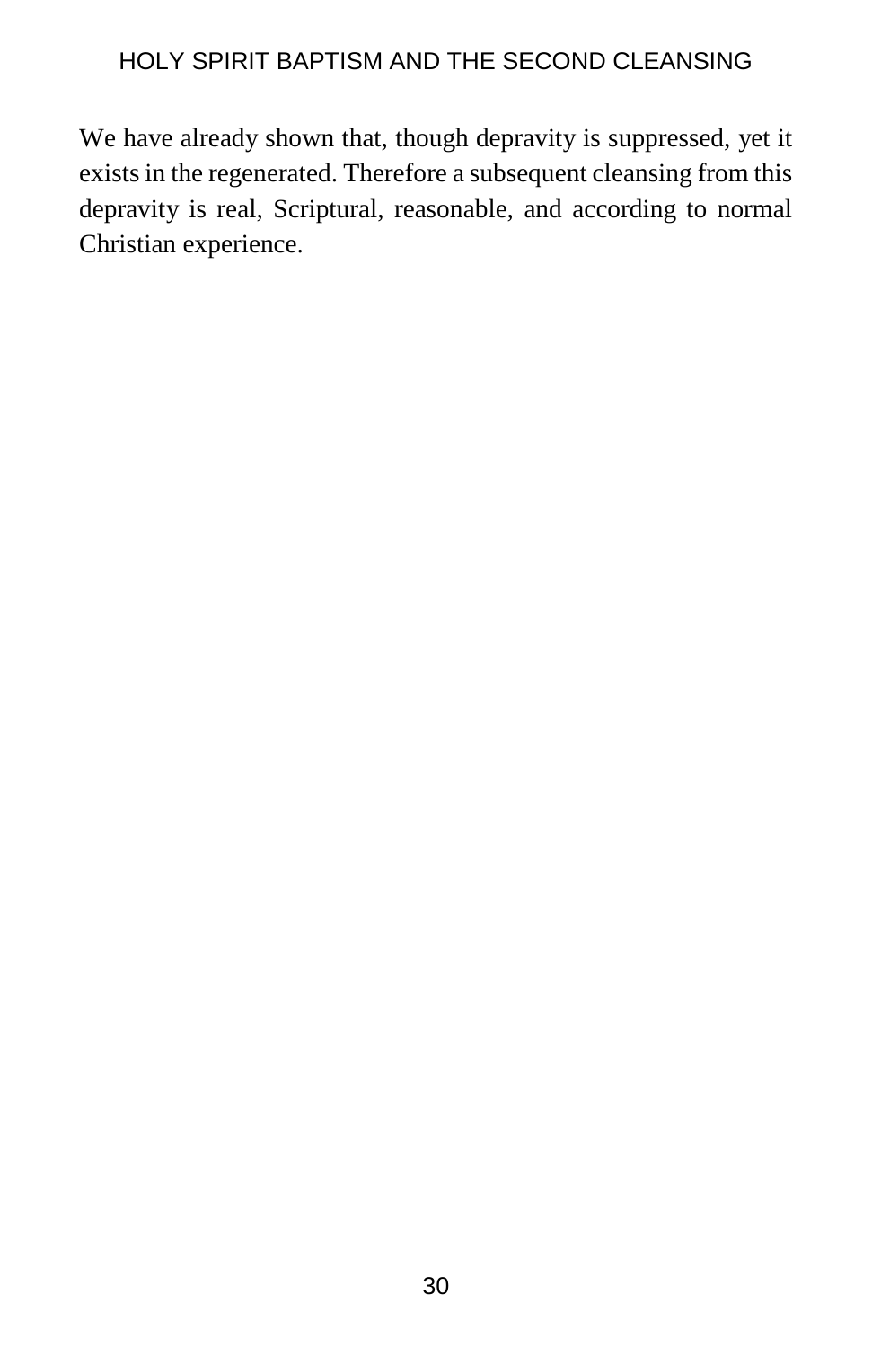We have already shown that, though depravity is suppressed, yet it exists in the regenerated. Therefore a subsequent cleansing from this depravity is real, Scriptural, reasonable, and according to normal Christian experience.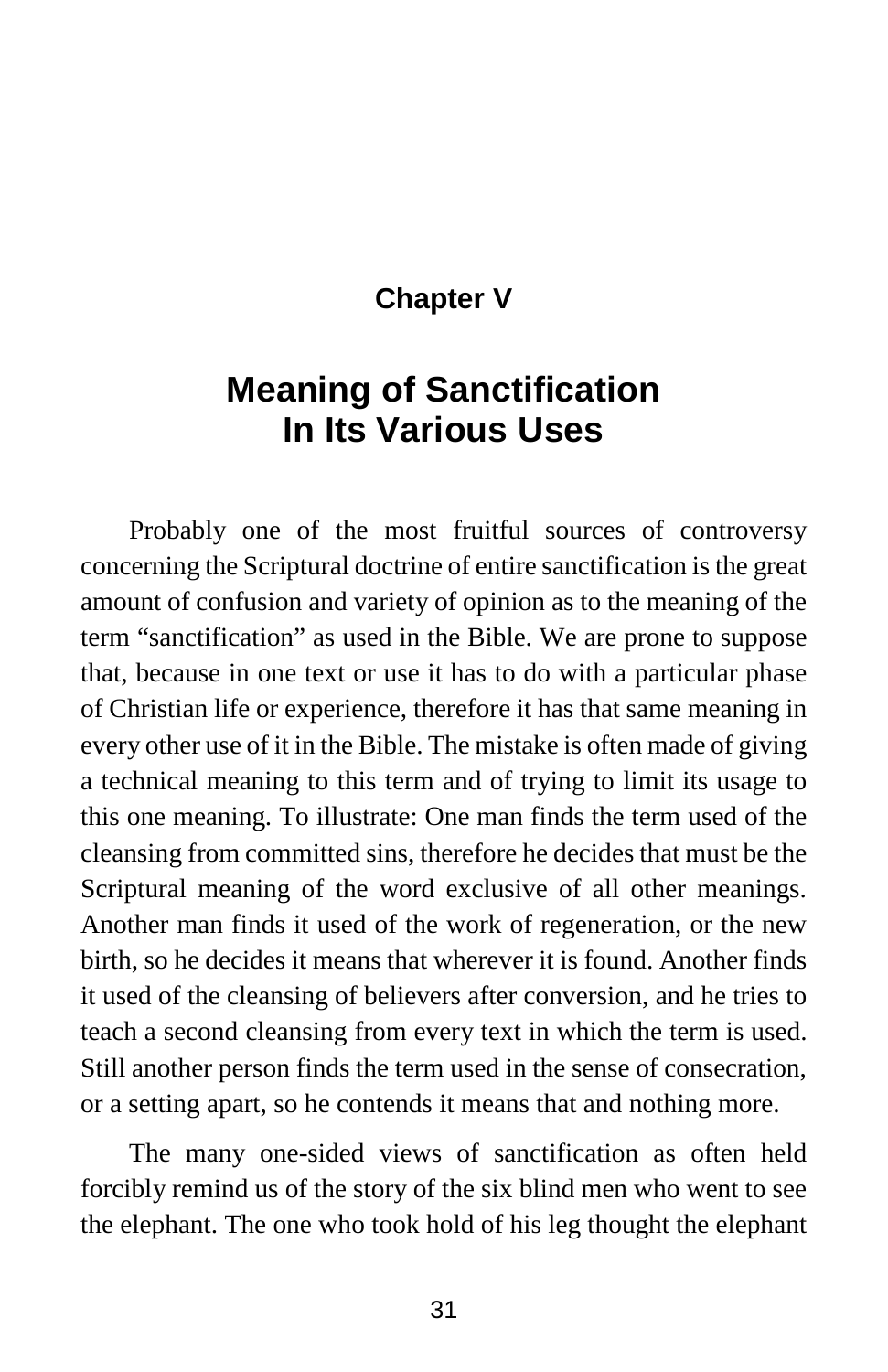## Chapter V

# Meaning of Sanctification In Its Various Uses

Probably one of the most fruitful sources of controversy concerning the Scriptural doctrine of entire sanctification is the great amount of confusion and variety of opinion as to the meaning of the term "sanctification" as used in the Bible. We are prone to suppose that, because in one text or use it has to do with a particular phase of Christian life or experience, therefore it has that same meaning in every other use of it in the Bible. The mistake is often made of giving a technical meaning to this term and of trying to limit its usage to this one meaning. To illustrate: One man finds the term used of the cleansing from committed sins, therefore he decides that must be the Scriptural meaning of the word exclusive of all other meanings. Another man finds it used of the work of regeneration, or the new birth, so he decides it means that wherever it is found. Another finds it used of the cleansing of believers after conversion, and he tries to teach a second cleansing from every text in which the term is used. Still another person finds the term used in the sense of consecration, or a setting apart, so he contends it means that and nothing more.

The many one-sided views of sanctification as often held forcibly remind us of the story of the six blind men who went to see the elephant. The one who took hold of his leg thought the elephant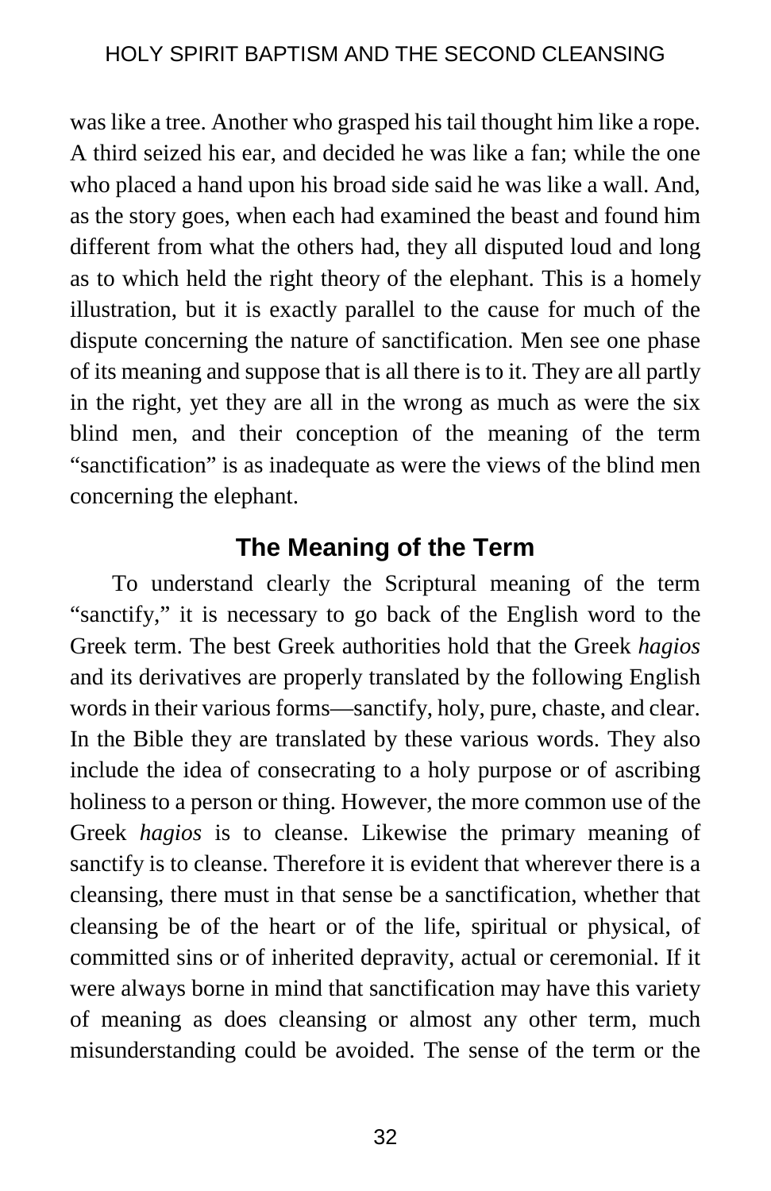was like a tree. Another who grasped his tail thought him like a rope. A third seized his ear, and decided he was like a fan; while the one who placed a hand upon his broad side said he was like a wall. And, as the story goes, when each had examined the beast and found him different from what the others had, they all disputed loud and long as to which held the right theory of the elephant. This is a homely illustration, but it is exactly parallel to the cause for much of the dispute concerning the nature of sanctification. Men see one phase of its meaning and suppose that is all there is to it. They are all partly in the right, yet they are all in the wrong as much as were the six blind men, and their conception of the meaning of the term "sanctification" is as inadequate as were the views of the blind men concerning the elephant.

## The Meaning of the Term

To understand clearly the Scriptural meaning of the term "sanctify," it is necessary to go back of the English word to the Greek term. The best Greek authorities hold that the Greek *hagios* and its derivatives are properly translated by the following English words in their various forms—sanctify, holy, pure, chaste, and clear. In the Bible they are translated by these various words. They also include the idea of consecrating to a holy purpose or of ascribing holiness to a person or thing. However, the more common use of the Greek *hagios* is to cleanse. Likewise the primary meaning of sanctify is to cleanse. Therefore it is evident that wherever there is a cleansing, there must in that sense be a sanctification, whether that cleansing be of the heart or of the life, spiritual or physical, of committed sins or of inherited depravity, actual or ceremonial. If it were always borne in mind that sanctification may have this variety of meaning as does cleansing or almost any other term, much misunderstanding could be avoided. The sense of the term or the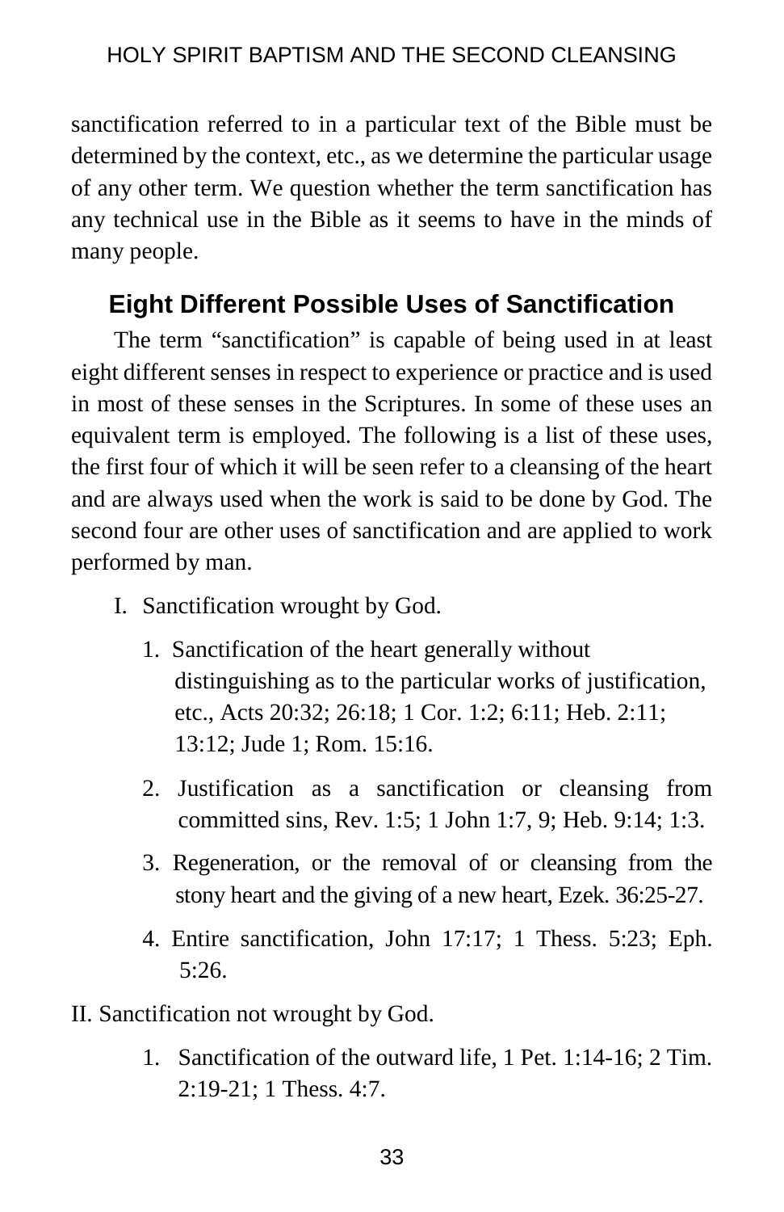sanctification referred to in a particular text of the Bible must be determined by the context, etc., as we determine the particular usage of any other term. We question whether the term sanctification has any technical use in the Bible as it seems to have in the minds of many people.

## Eight Different Possible Uses of Sanctification

The term "sanctification" is capable of being used in at least eight different senses in respect to experience or practice and is used in most of these senses in the Scriptures. In some of these uses an equivalent term is employed. The following is a list of these uses, the first four of which it will be seen refer to a cleansing of the heart and are always used when the work is said to be done by God. The second four are other uses of sanctification and are applied to work performed by man.

I. Sanctification wrought by God.

1. Sanctification of the heart generally without distinguishing as to the particular works of justification, etc., Acts 20:32; 26:18; 1 Cor. 1:2; 6:11; Heb. 2:11; 13:12; Jude 1; Rom. 15:16.
2. Justification as a sanctification or cleansing from committed sins, Rev. 1:5; 1 John 1:7, 9; Heb. 9:14; 1:3.
3. Regeneration, or the removal of or cleansing from the stony heart and the giving of a new heart, Ezek. 36:25-27.
4. Entire sanctification, John 17:17; 1 Thess. 5:23; Eph. 5:26.

II. Sanctification not wrought by God.

1. Sanctification of the outward life, 1 Pet. 1:14-16; 2 Tim. 2:19-21; 1 Thess. 4:7.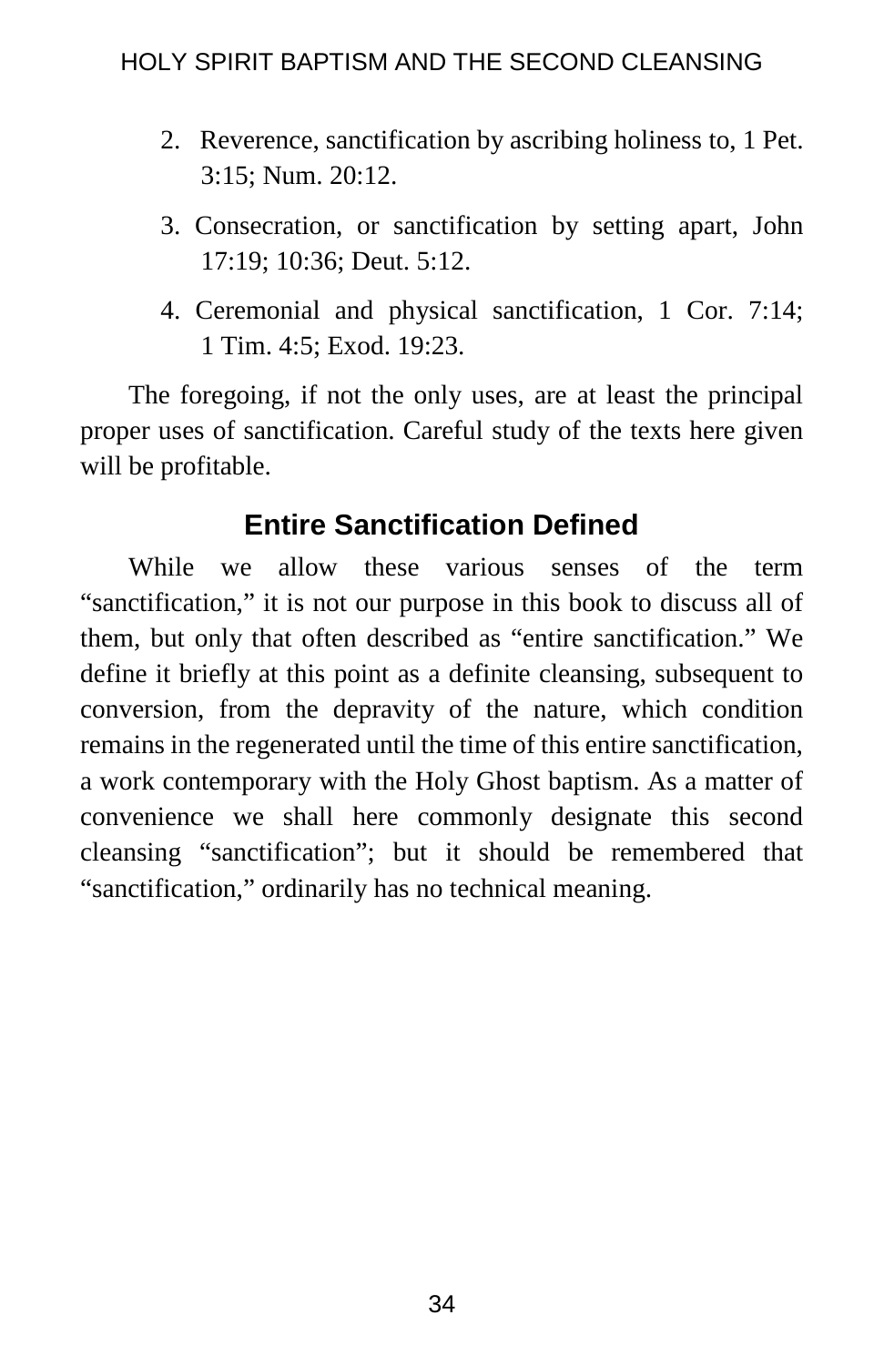2. Reverence, sanctification by ascribing holiness to, 1 Pet. 3:15; Num. 20:12.
3. Consecration, or sanctification by setting apart, John 17:19; 10:36; Deut. 5:12.
4. Ceremonial and physical sanctification, 1 Cor. 7:14; 1 Tim. 4:5; Exod. 19:23.

The foregoing, if not the only uses, are at least the principal proper uses of sanctification. Careful study of the texts here given will be profitable.

## Entire Sanctification Defined

While we allow these various senses of the term “sanctification,” it is not our purpose in this book to discuss all of them, but only that often described as “entire sanctification.” We define it briefly at this point as a definite cleansing, subsequent to conversion, from the depravity of the nature, which condition remains in the regenerated until the time of this entire sanctification, a work contemporary with the Holy Ghost baptism. As a matter of convenience we shall here commonly designate this second cleansing “sanctification”; but it should be remembered that “sanctification,” ordinarily has no technical meaning.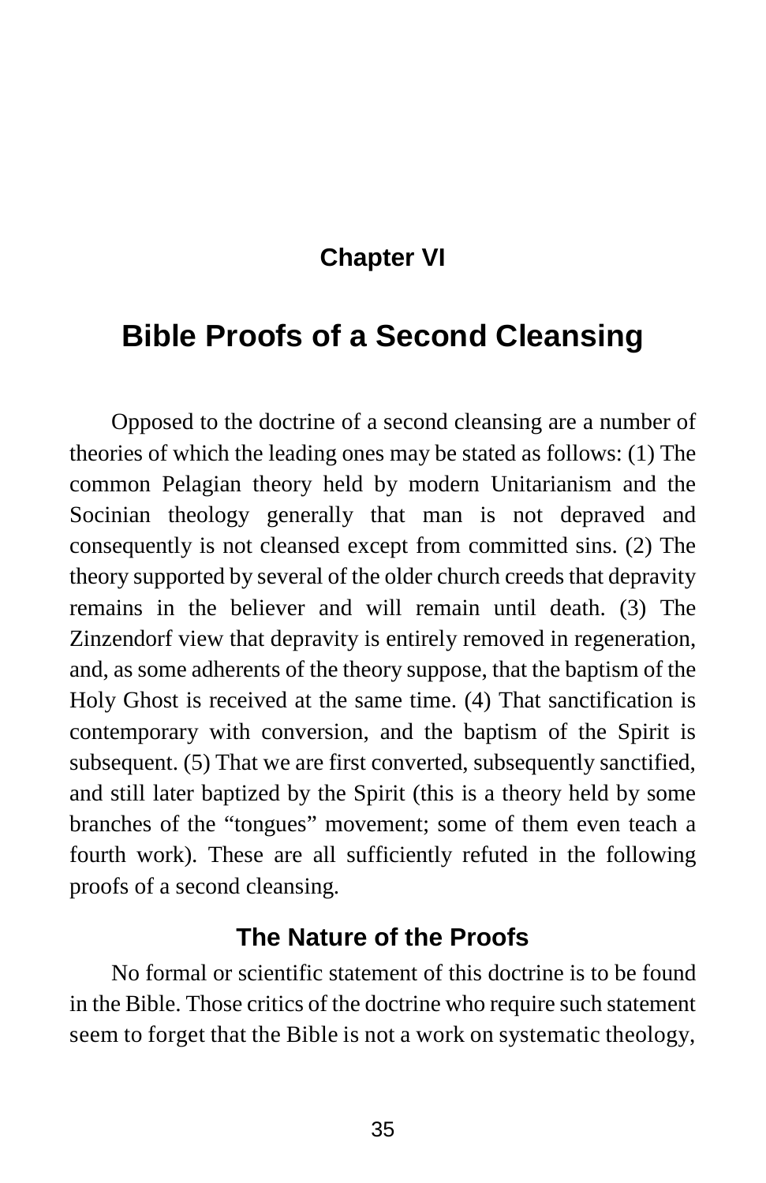## Chapter VI

# Bible Proofs of a Second Cleansing

Opposed to the doctrine of a second cleansing are a number of theories of which the leading ones may be stated as follows: (1) The common Pelagian theory held by modern Unitarianism and the Socinian theology generally that man is not depraved and consequently is not cleansed except from committed sins. (2) The theory supported by several of the older church creeds that depravity remains in the believer and will remain until death. (3) The Zinzendorf view that depravity is entirely removed in regeneration, and, as some adherents of the theory suppose, that the baptism of the Holy Ghost is received at the same time. (4) That sanctification is contemporary with conversion, and the baptism of the Spirit is subsequent. (5) That we are first converted, subsequently sanctified, and still later baptized by the Spirit (this is a theory held by some branches of the "tongues" movement; some of them even teach a fourth work). These are all sufficiently refuted in the following proofs of a second cleansing.

### The Nature of the Proofs

No formal or scientific statement of this doctrine is to be found in the Bible. Those critics of the doctrine who require such statement seem to forget that the Bible is not a work on systematic theology,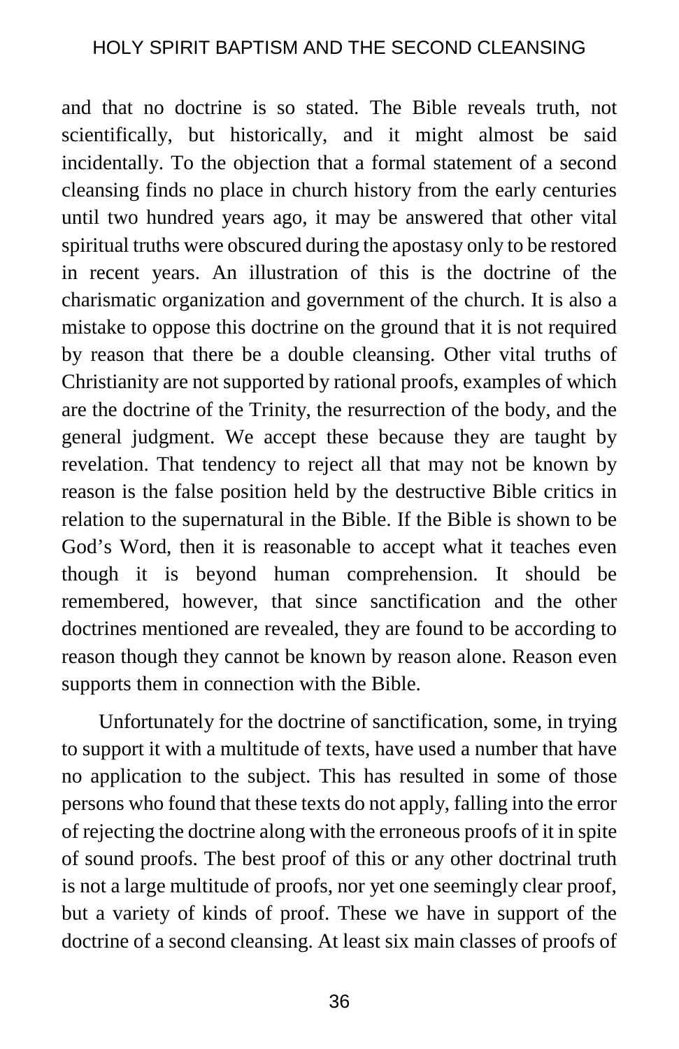and that no doctrine is so stated. The Bible reveals truth, not scientifically, but historically, and it might almost be said incidentally. To the objection that a formal statement of a second cleansing finds no place in church history from the early centuries until two hundred years ago, it may be answered that other vital spiritual truths were obscured during the apostasy only to be restored in recent years. An illustration of this is the doctrine of the charismatic organization and government of the church. It is also a mistake to oppose this doctrine on the ground that it is not required by reason that there be a double cleansing. Other vital truths of Christianity are not supported by rational proofs, examples of which are the doctrine of the Trinity, the resurrection of the body, and the general judgment. We accept these because they are taught by revelation. That tendency to reject all that may not be known by reason is the false position held by the destructive Bible critics in relation to the supernatural in the Bible. If the Bible is shown to be God's Word, then it is reasonable to accept what it teaches even though it is beyond human comprehension. It should be remembered, however, that since sanctification and the other doctrines mentioned are revealed, they are found to be according to reason though they cannot be known by reason alone. Reason even supports them in connection with the Bible.

Unfortunately for the doctrine of sanctification, some, in trying to support it with a multitude of texts, have used a number that have no application to the subject. This has resulted in some of those persons who found that these texts do not apply, falling into the error of rejecting the doctrine along with the erroneous proofs of it in spite of sound proofs. The best proof of this or any other doctrinal truth is not a large multitude of proofs, nor yet one seemingly clear proof, but a variety of kinds of proof. These we have in support of the doctrine of a second cleansing. At least six main classes of proofs of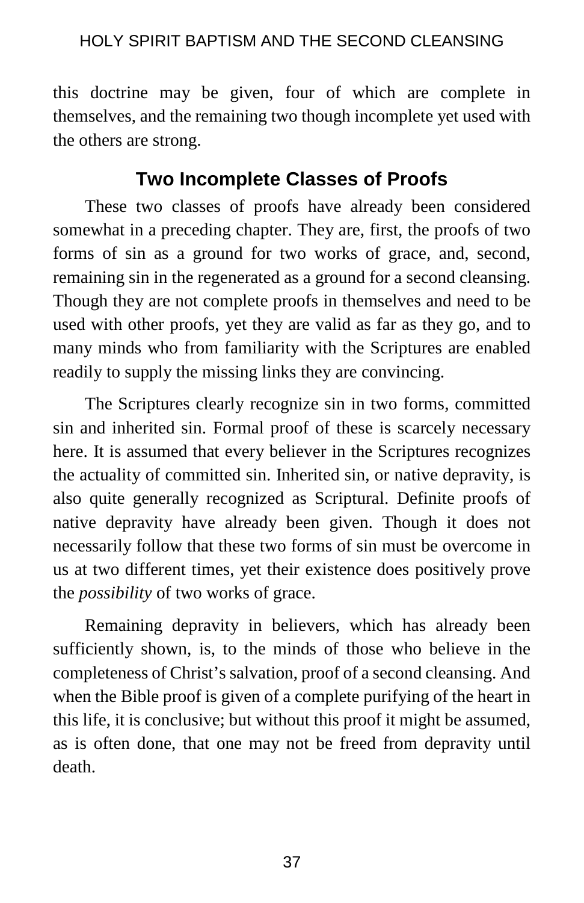this doctrine may be given, four of which are complete in themselves, and the remaining two though incomplete yet used with the others are strong.

### Two Incomplete Classes of Proofs

These two classes of proofs have already been considered somewhat in a preceding chapter. They are, first, the proofs of two forms of sin as a ground for two works of grace, and, second, remaining sin in the regenerated as a ground for a second cleansing. Though they are not complete proofs in themselves and need to be used with other proofs, yet they are valid as far as they go, and to many minds who from familiarity with the Scriptures are enabled readily to supply the missing links they are convincing.

The Scriptures clearly recognize sin in two forms, committed sin and inherited sin. Formal proof of these is scarcely necessary here. It is assumed that every believer in the Scriptures recognizes the actuality of committed sin. Inherited sin, or native depravity, is also quite generally recognized as Scriptural. Definite proofs of native depravity have already been given. Though it does not necessarily follow that these two forms of sin must be overcome in us at two different times, yet their existence does positively prove the *possibility* of two works of grace.

Remaining depravity in believers, which has already been sufficiently shown, is, to the minds of those who believe in the completeness of Christ's salvation, proof of a second cleansing. And when the Bible proof is given of a complete purifying of the heart in this life, it is conclusive; but without this proof it might be assumed, as is often done, that one may not be freed from depravity until death.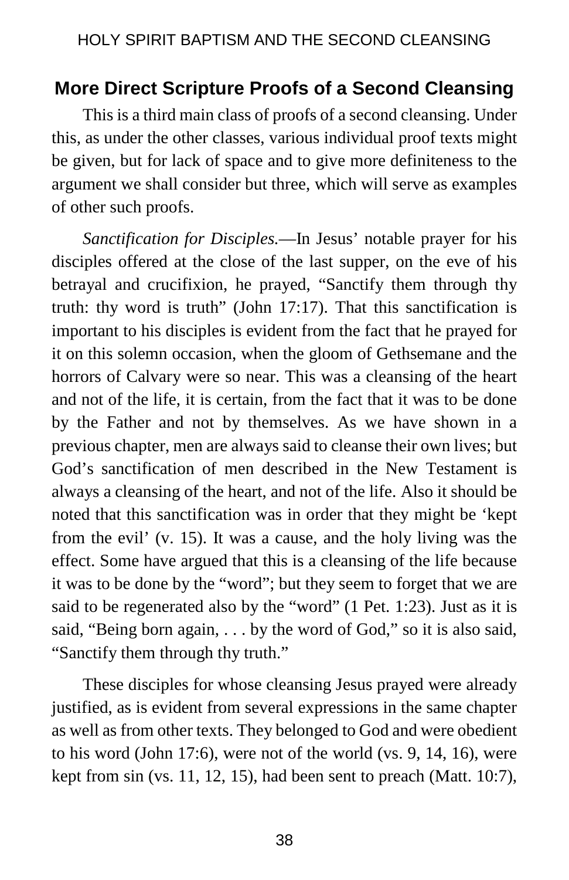## More Direct Scripture Proofs of a Second Cleansing

This is a third main class of proofs of a second cleansing. Under this, as under the other classes, various individual proof texts might be given, but for lack of space and to give more definiteness to the argument we shall consider but three, which will serve as examples of other such proofs.

*Sanctification for Disciples.*—In Jesus' notable prayer for his disciples offered at the close of the last supper, on the eve of his betrayal and crucifixion, he prayed, "Sanctify them through thy truth: thy word is truth" (John 17:17). That this sanctification is important to his disciples is evident from the fact that he prayed for it on this solemn occasion, when the gloom of Gethsemane and the horrors of Calvary were so near. This was a cleansing of the heart and not of the life, it is certain, from the fact that it was to be done by the Father and not by themselves. As we have shown in a previous chapter, men are always said to cleanse their own lives; but God's sanctification of men described in the New Testament is always a cleansing of the heart, and not of the life. Also it should be noted that this sanctification was in order that they might be 'kept from the evil' (v. 15). It was a cause, and the holy living was the effect. Some have argued that this is a cleansing of the life because it was to be done by the "word"; but they seem to forget that we are said to be regenerated also by the "word" (1 Pet. 1:23). Just as it is said, "Being born again, . . . by the word of God," so it is also said, "Sanctify them through thy truth."

These disciples for whose cleansing Jesus prayed were already justified, as is evident from several expressions in the same chapter as well as from other texts. They belonged to God and were obedient to his word (John 17:6), were not of the world (vs. 9, 14, 16), were kept from sin (vs. 11, 12, 15), had been sent to preach (Matt. 10:7),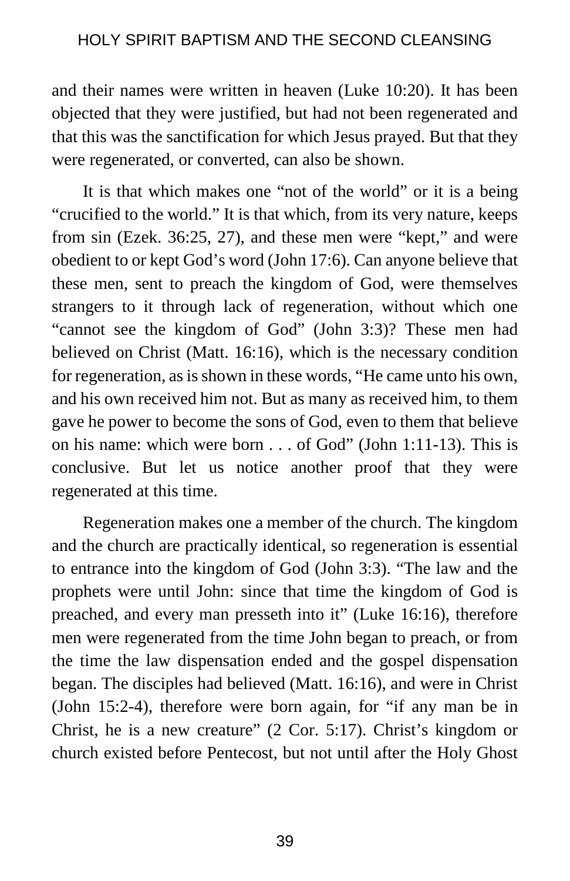and their names were written in heaven (Luke 10:20). It has been objected that they were justified, but had not been regenerated and that this was the sanctification for which Jesus prayed. But that they were regenerated, or converted, can also be shown.

It is that which makes one "not of the world" or it is a being "crucified to the world." It is that which, from its very nature, keeps from sin (Ezek. 36:25, 27), and these men were "kept," and were obedient to or kept God's word (John 17:6). Can anyone believe that these men, sent to preach the kingdom of God, were themselves strangers to it through lack of regeneration, without which one "cannot see the kingdom of God" (John 3:3)? These men had believed on Christ (Matt. 16:16), which is the necessary condition for regeneration, as is shown in these words, "He came unto his own, and his own received him not. But as many as received him, to them gave he power to become the sons of God, even to them that believe on his name: which were born . . . of God" (John 1:11-13). This is conclusive. But let us notice another proof that they were regenerated at this time.

Regeneration makes one a member of the church. The kingdom and the church are practically identical, so regeneration is essential to entrance into the kingdom of God (John 3:3). "The law and the prophets were until John: since that time the kingdom of God is preached, and every man presseth into it" (Luke 16:16), therefore men were regenerated from the time John began to preach, or from the time the law dispensation ended and the gospel dispensation began. The disciples had believed (Matt. 16:16), and were in Christ (John 15:2-4), therefore were born again, for "if any man be in Christ, he is a new creature" (2 Cor. 5:17). Christ's kingdom or church existed before Pentecost, but not until after the Holy Ghost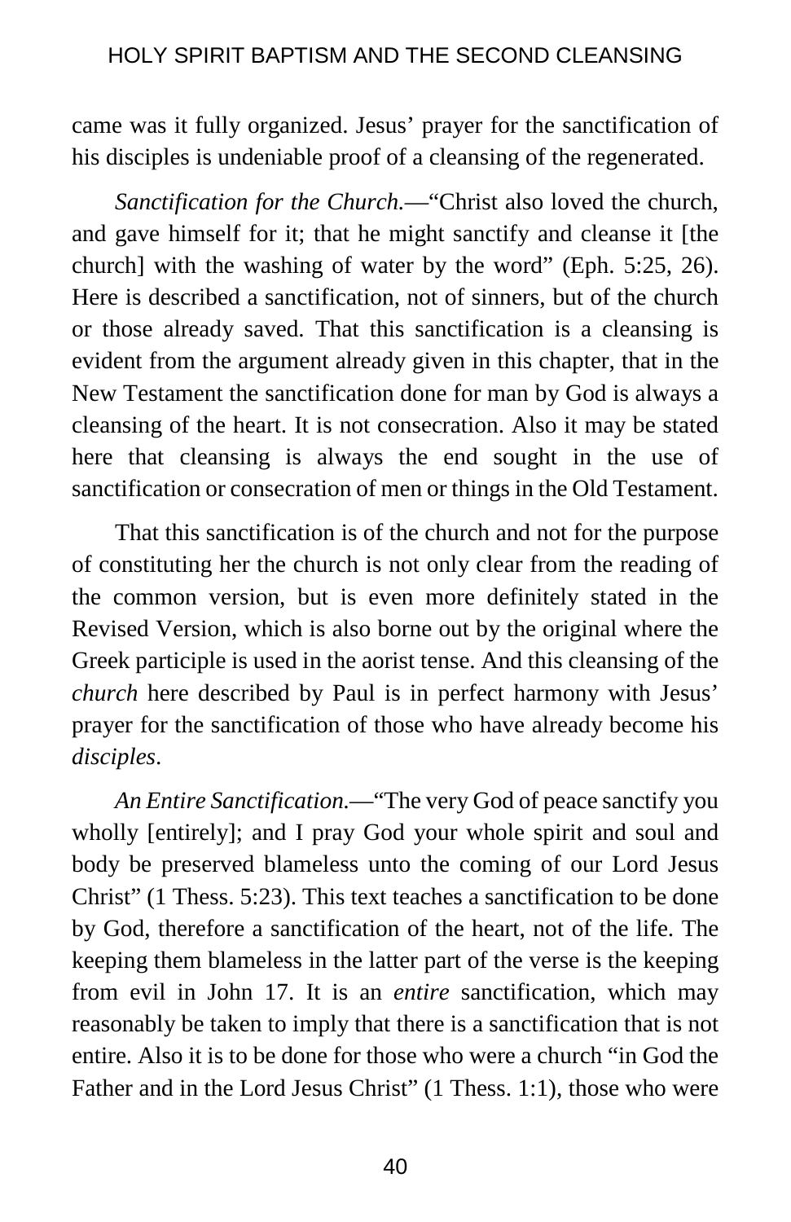came was it fully organized. Jesus' prayer for the sanctification of his disciples is undeniable proof of a cleansing of the regenerated.

*Sanctification for the Church.*—"Christ also loved the church, and gave himself for it; that he might sanctify and cleanse it [the church] with the washing of water by the word" (Eph. 5:25, 26). Here is described a sanctification, not of sinners, but of the church or those already saved. That this sanctification is a cleansing is evident from the argument already given in this chapter, that in the New Testament the sanctification done for man by God is always a cleansing of the heart. It is not consecration. Also it may be stated here that cleansing is always the end sought in the use of sanctification or consecration of men or things in the Old Testament.

That this sanctification is of the church and not for the purpose of constituting her the church is not only clear from the reading of the common version, but is even more definitely stated in the Revised Version, which is also borne out by the original where the Greek participle is used in the aorist tense. And this cleansing of the *church* here described by Paul is in perfect harmony with Jesus' prayer for the sanctification of those who have already become his *disciples*.

*An Entire Sanctification.*—"The very God of peace sanctify you wholly [entirely]; and I pray God your whole spirit and soul and body be preserved blameless unto the coming of our Lord Jesus Christ" (1 Thess. 5:23). This text teaches a sanctification to be done by God, therefore a sanctification of the heart, not of the life. The keeping them blameless in the latter part of the verse is the keeping from evil in John 17. It is an *entire* sanctification, which may reasonably be taken to imply that there is a sanctification that is not entire. Also it is to be done for those who were a church "in God the Father and in the Lord Jesus Christ" (1 Thess. 1:1), those who were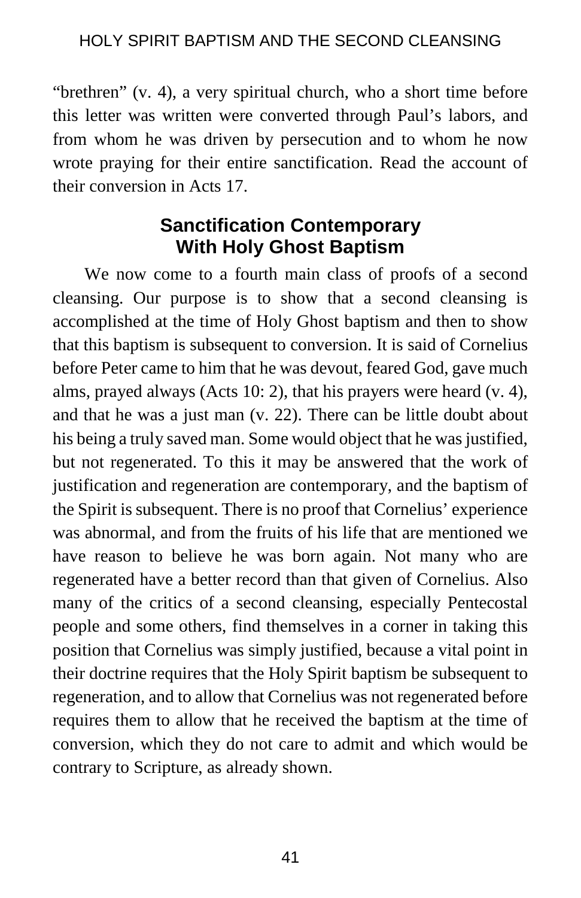"brethren" (v. 4), a very spiritual church, who a short time before this letter was written were converted through Paul's labors, and from whom he was driven by persecution and to whom he now wrote praying for their entire sanctification. Read the account of their conversion in Acts 17.

## Sanctification Contemporary With Holy Ghost Baptism

We now come to a fourth main class of proofs of a second cleansing. Our purpose is to show that a second cleansing is accomplished at the time of Holy Ghost baptism and then to show that this baptism is subsequent to conversion. It is said of Cornelius before Peter came to him that he was devout, feared God, gave much alms, prayed always (Acts 10: 2), that his prayers were heard (v. 4), and that he was a just man (v. 22). There can be little doubt about his being a truly saved man. Some would object that he was justified, but not regenerated. To this it may be answered that the work of justification and regeneration are contemporary, and the baptism of the Spirit is subsequent. There is no proof that Cornelius' experience was abnormal, and from the fruits of his life that are mentioned we have reason to believe he was born again. Not many who are regenerated have a better record than that given of Cornelius. Also many of the critics of a second cleansing, especially Pentecostal people and some others, find themselves in a corner in taking this position that Cornelius was simply justified, because a vital point in their doctrine requires that the Holy Spirit baptism be subsequent to regeneration, and to allow that Cornelius was not regenerated before requires them to allow that he received the baptism at the time of conversion, which they do not care to admit and which would be contrary to Scripture, as already shown.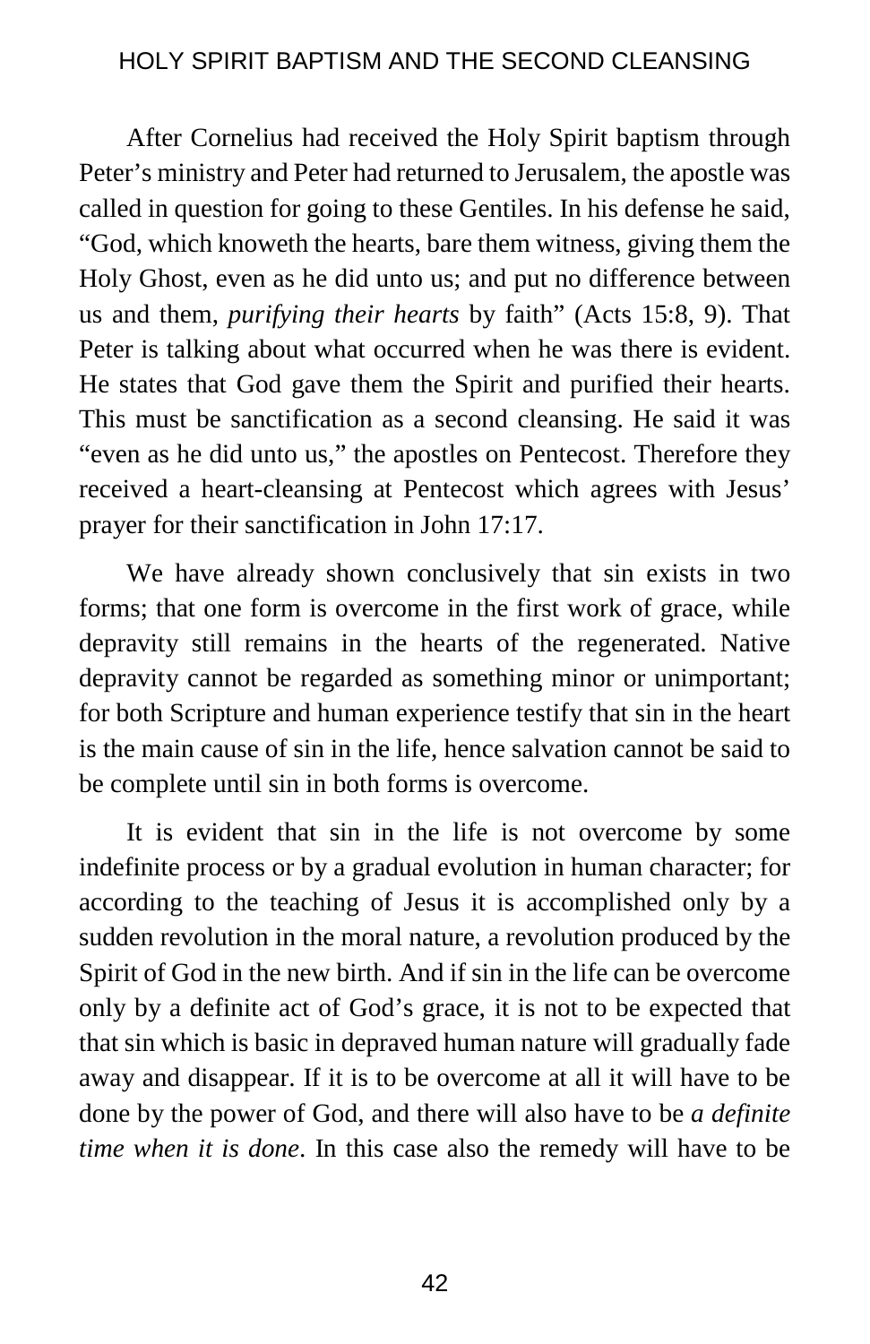After Cornelius had received the Holy Spirit baptism through Peter's ministry and Peter had returned to Jerusalem, the apostle was called in question for going to these Gentiles. In his defense he said, "God, which knoweth the hearts, bare them witness, giving them the Holy Ghost, even as he did unto us; and put no difference between us and them, *purifying their hearts* by faith" (Acts 15:8, 9). That Peter is talking about what occurred when he was there is evident. He states that God gave them the Spirit and purified their hearts. This must be sanctification as a second cleansing. He said it was "even as he did unto us," the apostles on Pentecost. Therefore they received a heart-cleansing at Pentecost which agrees with Jesus' prayer for their sanctification in John 17:17.

We have already shown conclusively that sin exists in two forms; that one form is overcome in the first work of grace, while depravity still remains in the hearts of the regenerated. Native depravity cannot be regarded as something minor or unimportant; for both Scripture and human experience testify that sin in the heart is the main cause of sin in the life, hence salvation cannot be said to be complete until sin in both forms is overcome.

It is evident that sin in the life is not overcome by some indefinite process or by a gradual evolution in human character; for according to the teaching of Jesus it is accomplished only by a sudden revolution in the moral nature, a revolution produced by the Spirit of God in the new birth. And if sin in the life can be overcome only by a definite act of God's grace, it is not to be expected that that sin which is basic in depraved human nature will gradually fade away and disappear. If it is to be overcome at all it will have to be done by the power of God, and there will also have to be *a definite time when it is done*. In this case also the remedy will have to be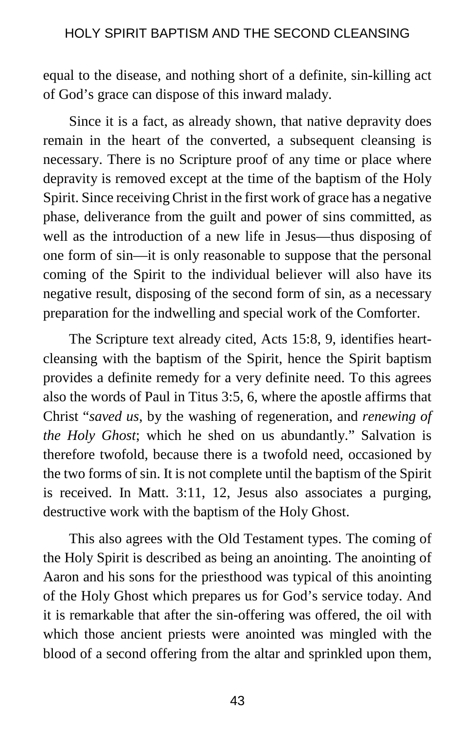equal to the disease, and nothing short of a definite, sin-killing act of God's grace can dispose of this inward malady.

Since it is a fact, as already shown, that native depravity does remain in the heart of the converted, a subsequent cleansing is necessary. There is no Scripture proof of any time or place where depravity is removed except at the time of the baptism of the Holy Spirit. Since receiving Christ in the first work of grace has a negative phase, deliverance from the guilt and power of sins committed, as well as the introduction of a new life in Jesus—thus disposing of one form of sin—it is only reasonable to suppose that the personal coming of the Spirit to the individual believer will also have its negative result, disposing of the second form of sin, as a necessary preparation for the indwelling and special work of the Comforter.

The Scripture text already cited, Acts 15:8, 9, identifies heart-cleansing with the baptism of the Spirit, hence the Spirit baptism provides a definite remedy for a very definite need. To this agrees also the words of Paul in Titus 3:5, 6, where the apostle affirms that Christ "*saved us*, by the washing of regeneration, and *renewing of the Holy Ghost*; which he shed on us abundantly." Salvation is therefore twofold, because there is a twofold need, occasioned by the two forms of sin. It is not complete until the baptism of the Spirit is received. In Matt. 3:11, 12, Jesus also associates a purging, destructive work with the baptism of the Holy Ghost.

This also agrees with the Old Testament types. The coming of the Holy Spirit is described as being an anointing. The anointing of Aaron and his sons for the priesthood was typical of this anointing of the Holy Ghost which prepares us for God's service today. And it is remarkable that after the sin-offering was offered, the oil with which those ancient priests were anointed was mingled with the blood of a second offering from the altar and sprinkled upon them,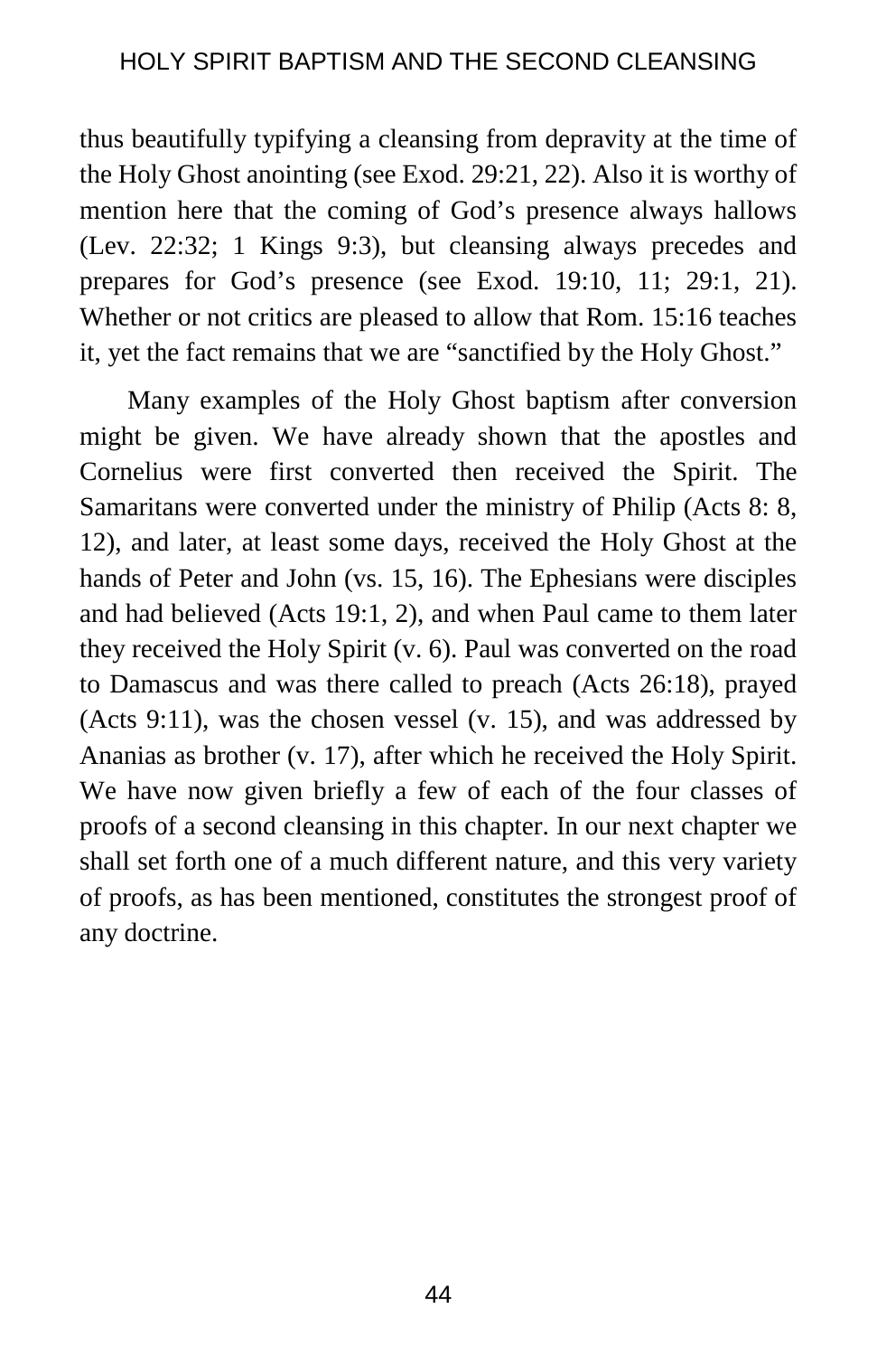thus beautifully typifying a cleansing from depravity at the time of the Holy Ghost anointing (see Exod. 29:21, 22). Also it is worthy of mention here that the coming of God's presence always hallows (Lev. 22:32; 1 Kings 9:3), but cleansing always precedes and prepares for God's presence (see Exod. 19:10, 11; 29:1, 21). Whether or not critics are pleased to allow that Rom. 15:16 teaches it, yet the fact remains that we are "sanctified by the Holy Ghost."

Many examples of the Holy Ghost baptism after conversion might be given. We have already shown that the apostles and Cornelius were first converted then received the Spirit. The Samaritans were converted under the ministry of Philip (Acts 8: 8, 12), and later, at least some days, received the Holy Ghost at the hands of Peter and John (vs. 15, 16). The Ephesians were disciples and had believed (Acts 19:1, 2), and when Paul came to them later they received the Holy Spirit (v. 6). Paul was converted on the road to Damascus and was there called to preach (Acts 26:18), prayed (Acts 9:11), was the chosen vessel (v. 15), and was addressed by Ananias as brother (v. 17), after which he received the Holy Spirit. We have now given briefly a few of each of the four classes of proofs of a second cleansing in this chapter. In our next chapter we shall set forth one of a much different nature, and this very variety of proofs, as has been mentioned, constitutes the strongest proof of any doctrine.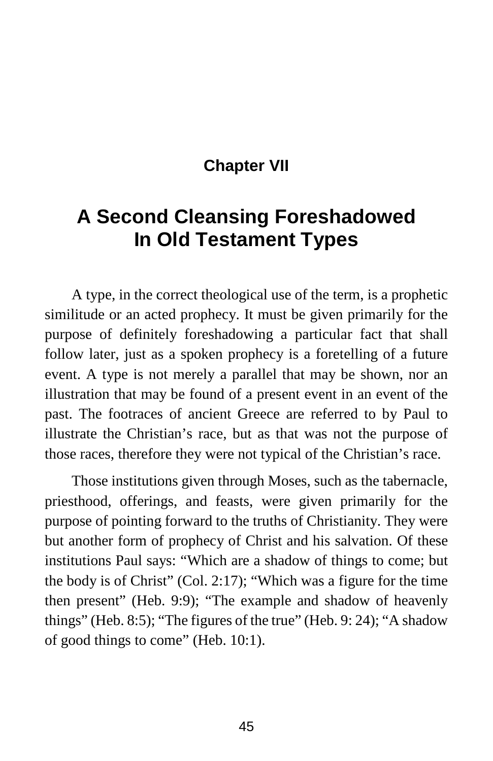## Chapter VII

# A Second Cleansing Foreshadowed In Old Testament Types

A type, in the correct theological use of the term, is a prophetic similitude or an acted prophecy. It must be given primarily for the purpose of definitely foreshadowing a particular fact that shall follow later, just as a spoken prophecy is a foretelling of a future event. A type is not merely a parallel that may be shown, nor an illustration that may be found of a present event in an event of the past. The footraces of ancient Greece are referred to by Paul to illustrate the Christian's race, but as that was not the purpose of those races, therefore they were not typical of the Christian's race.

Those institutions given through Moses, such as the tabernacle, priesthood, offerings, and feasts, were given primarily for the purpose of pointing forward to the truths of Christianity. They were but another form of prophecy of Christ and his salvation. Of these institutions Paul says: "Which are a shadow of things to come; but the body is of Christ" (Col. 2:17); "Which was a figure for the time then present" (Heb. 9:9); "The example and shadow of heavenly things" (Heb. 8:5); "The figures of the true" (Heb. 9: 24); "A shadow of good things to come" (Heb. 10:1).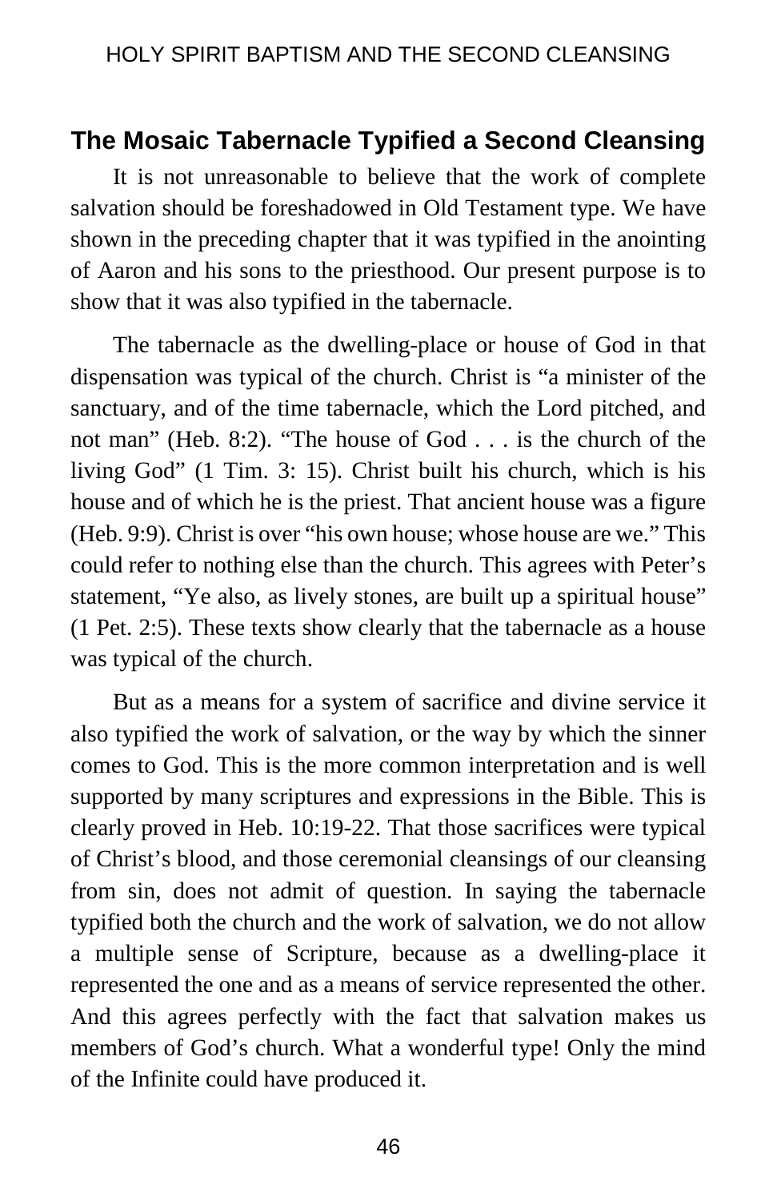## The Mosaic Tabernacle Typified a Second Cleansing

It is not unreasonable to believe that the work of complete salvation should be foreshadowed in Old Testament type. We have shown in the preceding chapter that it was typified in the anointing of Aaron and his sons to the priesthood. Our present purpose is to show that it was also typified in the tabernacle.

The tabernacle as the dwelling-place or house of God in that dispensation was typical of the church. Christ is "a minister of the sanctuary, and of the time tabernacle, which the Lord pitched, and not man" (Heb. 8:2). "The house of God . . . is the church of the living God" (1 Tim. 3: 15). Christ built his church, which is his house and of which he is the priest. That ancient house was a figure (Heb. 9:9). Christ is over "his own house; whose house are we." This could refer to nothing else than the church. This agrees with Peter's statement, "Ye also, as lively stones, are built up a spiritual house" (1 Pet. 2:5). These texts show clearly that the tabernacle as a house was typical of the church.

But as a means for a system of sacrifice and divine service it also typified the work of salvation, or the way by which the sinner comes to God. This is the more common interpretation and is well supported by many scriptures and expressions in the Bible. This is clearly proved in Heb. 10:19-22. That those sacrifices were typical of Christ's blood, and those ceremonial cleansings of our cleansing from sin, does not admit of question. In saying the tabernacle typified both the church and the work of salvation, we do not allow a multiple sense of Scripture, because as a dwelling-place it represented the one and as a means of service represented the other. And this agrees perfectly with the fact that salvation makes us members of God's church. What a wonderful type! Only the mind of the Infinite could have produced it.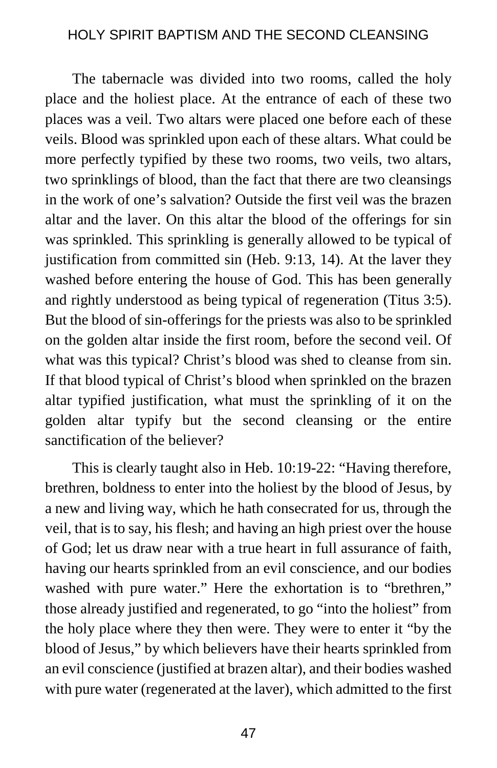The tabernacle was divided into two rooms, called the holy place and the holiest place. At the entrance of each of these two places was a veil. Two altars were placed one before each of these veils. Blood was sprinkled upon each of these altars. What could be more perfectly typified by these two rooms, two veils, two altars, two sprinklings of blood, than the fact that there are two cleansings in the work of one's salvation? Outside the first veil was the brazen altar and the laver. On this altar the blood of the offerings for sin was sprinkled. This sprinkling is generally allowed to be typical of justification from committed sin (Heb. 9:13, 14). At the laver they washed before entering the house of God. This has been generally and rightly understood as being typical of regeneration (Titus 3:5). But the blood of sin-offerings for the priests was also to be sprinkled on the golden altar inside the first room, before the second veil. Of what was this typical? Christ's blood was shed to cleanse from sin. If that blood typical of Christ's blood when sprinkled on the brazen altar typified justification, what must the sprinkling of it on the golden altar typify but the second cleansing or the entire sanctification of the believer?

This is clearly taught also in Heb. 10:19-22: "Having therefore, brethren, boldness to enter into the holiest by the blood of Jesus, by a new and living way, which he hath consecrated for us, through the veil, that is to say, his flesh; and having an high priest over the house of God; let us draw near with a true heart in full assurance of faith, having our hearts sprinkled from an evil conscience, and our bodies washed with pure water." Here the exhortation is to "brethren," those already justified and regenerated, to go "into the holiest" from the holy place where they then were. They were to enter it "by the blood of Jesus," by which believers have their hearts sprinkled from an evil conscience (justified at brazen altar), and their bodies washed with pure water (regenerated at the laver), which admitted to the first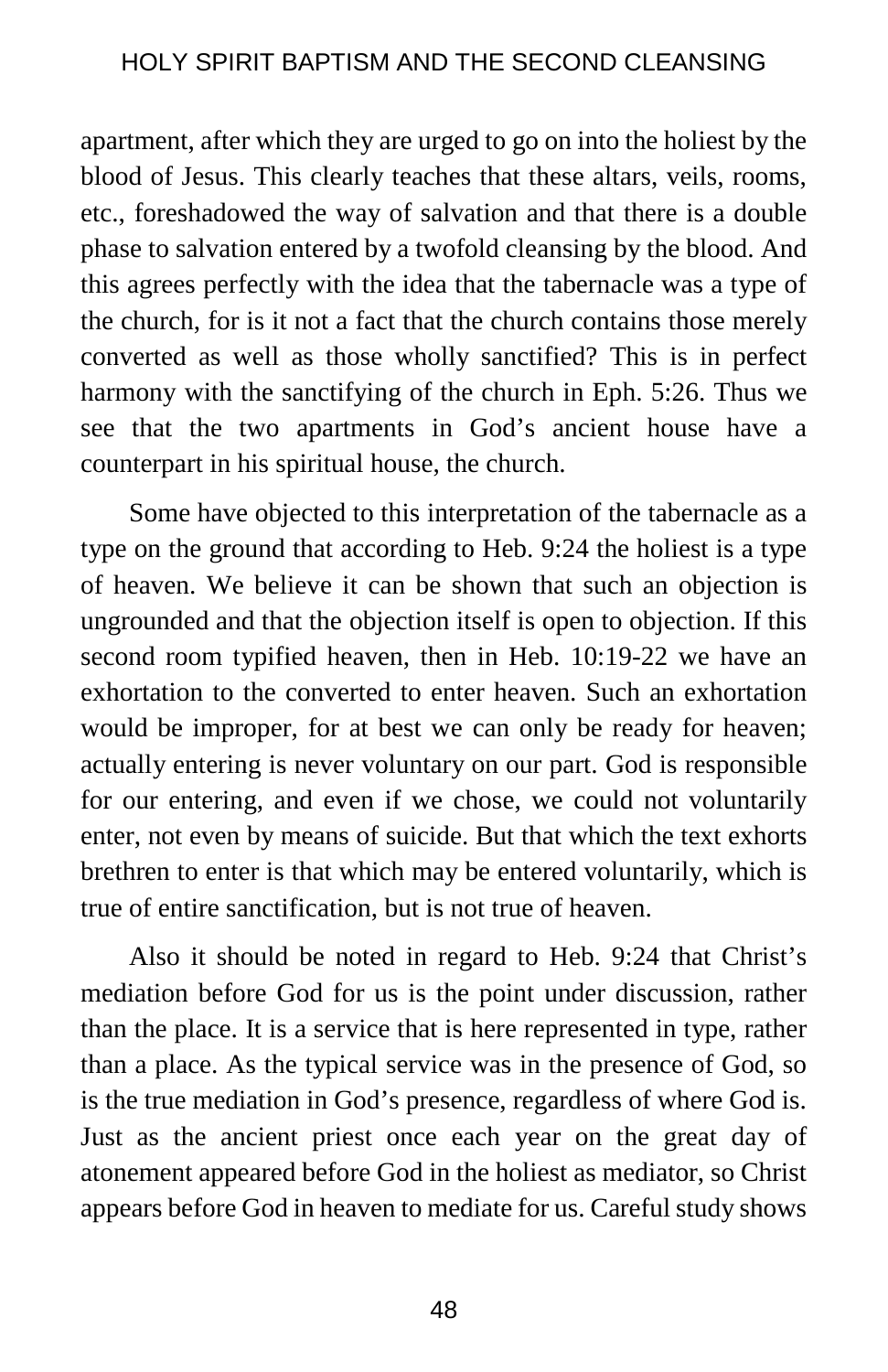apartment, after which they are urged to go on into the holiest by the blood of Jesus. This clearly teaches that these altars, veils, rooms, etc., foreshadowed the way of salvation and that there is a double phase to salvation entered by a twofold cleansing by the blood. And this agrees perfectly with the idea that the tabernacle was a type of the church, for is it not a fact that the church contains those merely converted as well as those wholly sanctified? This is in perfect harmony with the sanctifying of the church in Eph. 5:26. Thus we see that the two apartments in God's ancient house have a counterpart in his spiritual house, the church.

Some have objected to this interpretation of the tabernacle as a type on the ground that according to Heb. 9:24 the holiest is a type of heaven. We believe it can be shown that such an objection is ungrounded and that the objection itself is open to objection. If this second room typified heaven, then in Heb. 10:19-22 we have an exhortation to the converted to enter heaven. Such an exhortation would be improper, for at best we can only be ready for heaven; actually entering is never voluntary on our part. God is responsible for our entering, and even if we chose, we could not voluntarily enter, not even by means of suicide. But that which the text exhorts brethren to enter is that which may be entered voluntarily, which is true of entire sanctification, but is not true of heaven.

Also it should be noted in regard to Heb. 9:24 that Christ's mediation before God for us is the point under discussion, rather than the place. It is a service that is here represented in type, rather than a place. As the typical service was in the presence of God, so is the true mediation in God's presence, regardless of where God is. Just as the ancient priest once each year on the great day of atonement appeared before God in the holiest as mediator, so Christ appears before God in heaven to mediate for us. Careful study shows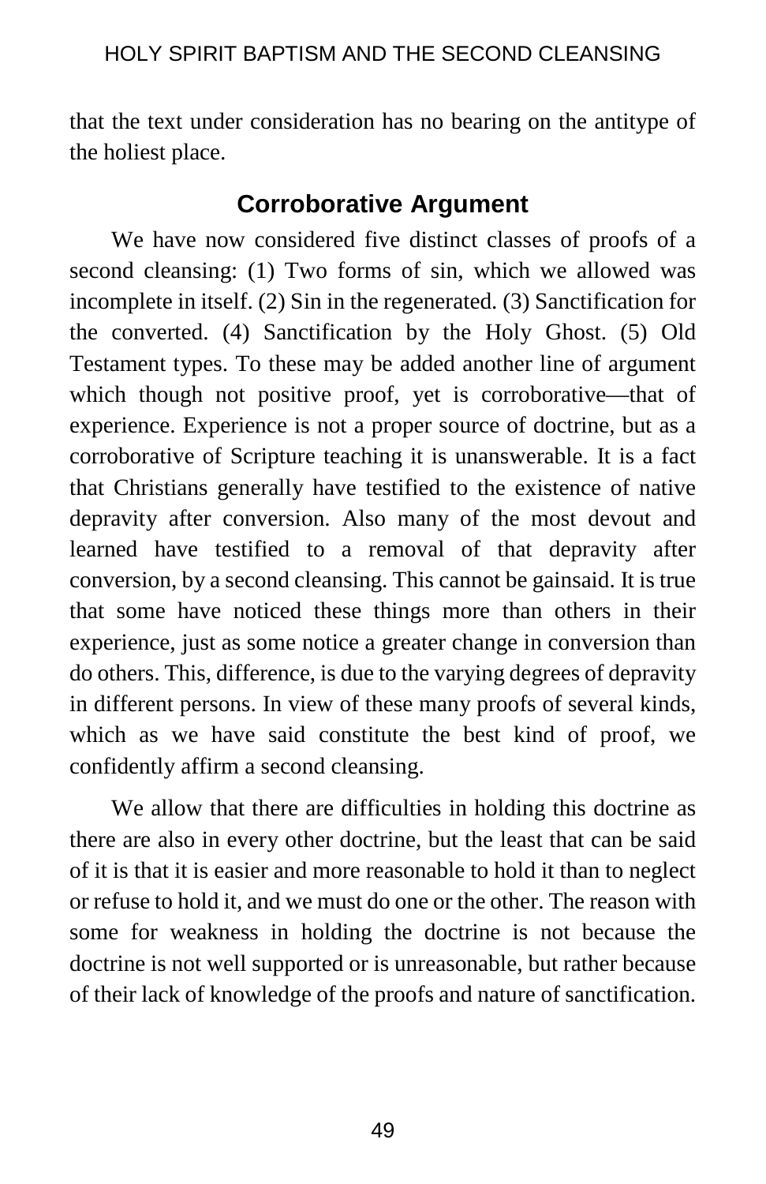that the text under consideration has no bearing on the antitype of the holiest place.

## Corroborative Argument

We have now considered five distinct classes of proofs of a second cleansing: (1) Two forms of sin, which we allowed was incomplete in itself. (2) Sin in the regenerated. (3) Sanctification for the converted. (4) Sanctification by the Holy Ghost. (5) Old Testament types. To these may be added another line of argument which though not positive proof, yet is corroborative—that of experience. Experience is not a proper source of doctrine, but as a corroborative of Scripture teaching it is unanswerable. It is a fact that Christians generally have testified to the existence of native depravity after conversion. Also many of the most devout and learned have testified to a removal of that depravity after conversion, by a second cleansing. This cannot be gainsaid. It is true that some have noticed these things more than others in their experience, just as some notice a greater change in conversion than do others. This, difference, is due to the varying degrees of depravity in different persons. In view of these many proofs of several kinds, which as we have said constitute the best kind of proof, we confidently affirm a second cleansing.

We allow that there are difficulties in holding this doctrine as there are also in every other doctrine, but the least that can be said of it is that it is easier and more reasonable to hold it than to neglect or refuse to hold it, and we must do one or the other. The reason with some for weakness in holding the doctrine is not because the doctrine is not well supported or is unreasonable, but rather because of their lack of knowledge of the proofs and nature of sanctification.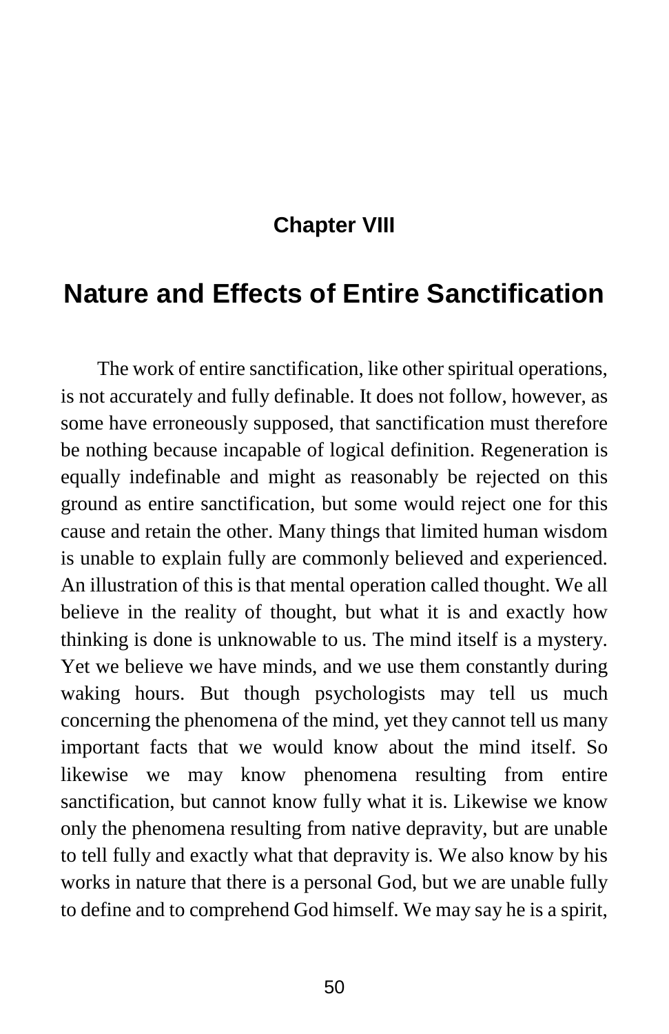## Chapter VIII

# Nature and Effects of Entire Sanctification

The work of entire sanctification, like other spiritual operations, is not accurately and fully definable. It does not follow, however, as some have erroneously supposed, that sanctification must therefore be nothing because incapable of logical definition. Regeneration is equally indefinable and might as reasonably be rejected on this ground as entire sanctification, but some would reject one for this cause and retain the other. Many things that limited human wisdom is unable to explain fully are commonly believed and experienced. An illustration of this is that mental operation called thought. We all believe in the reality of thought, but what it is and exactly how thinking is done is unknowable to us. The mind itself is a mystery. Yet we believe we have minds, and we use them constantly during waking hours. But though psychologists may tell us much concerning the phenomena of the mind, yet they cannot tell us many important facts that we would know about the mind itself. So likewise we may know phenomena resulting from entire sanctification, but cannot know fully what it is. Likewise we know only the phenomena resulting from native depravity, but are unable to tell fully and exactly what that depravity is. We also know by his works in nature that there is a personal God, but we are unable fully to define and to comprehend God himself. We may say he is a spirit,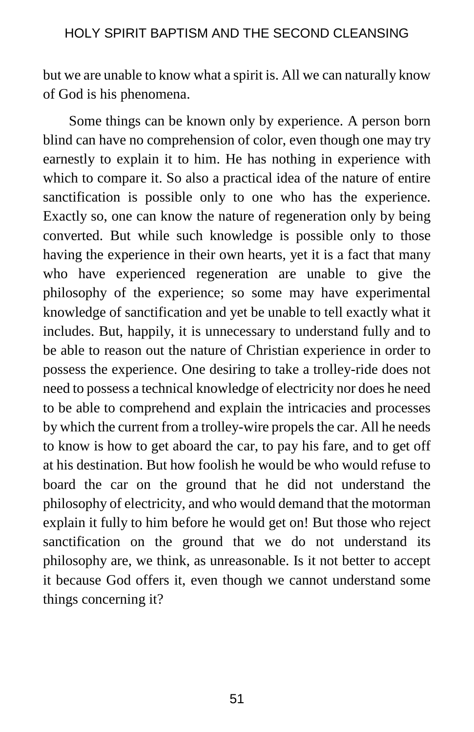but we are unable to know what a spirit is. All we can naturally know of God is his phenomena.

Some things can be known only by experience. A person born blind can have no comprehension of color, even though one may try earnestly to explain it to him. He has nothing in experience with which to compare it. So also a practical idea of the nature of entire sanctification is possible only to one who has the experience. Exactly so, one can know the nature of regeneration only by being converted. But while such knowledge is possible only to those having the experience in their own hearts, yet it is a fact that many who have experienced regeneration are unable to give the philosophy of the experience; so some may have experimental knowledge of sanctification and yet be unable to tell exactly what it includes. But, happily, it is unnecessary to understand fully and to be able to reason out the nature of Christian experience in order to possess the experience. One desiring to take a trolley-ride does not need to possess a technical knowledge of electricity nor does he need to be able to comprehend and explain the intricacies and processes by which the current from a trolley-wire propels the car. All he needs to know is how to get aboard the car, to pay his fare, and to get off at his destination. But how foolish he would be who would refuse to board the car on the ground that he did not understand the philosophy of electricity, and who would demand that the motorman explain it fully to him before he would get on! But those who reject sanctification on the ground that we do not understand its philosophy are, we think, as unreasonable. Is it not better to accept it because God offers it, even though we cannot understand some things concerning it?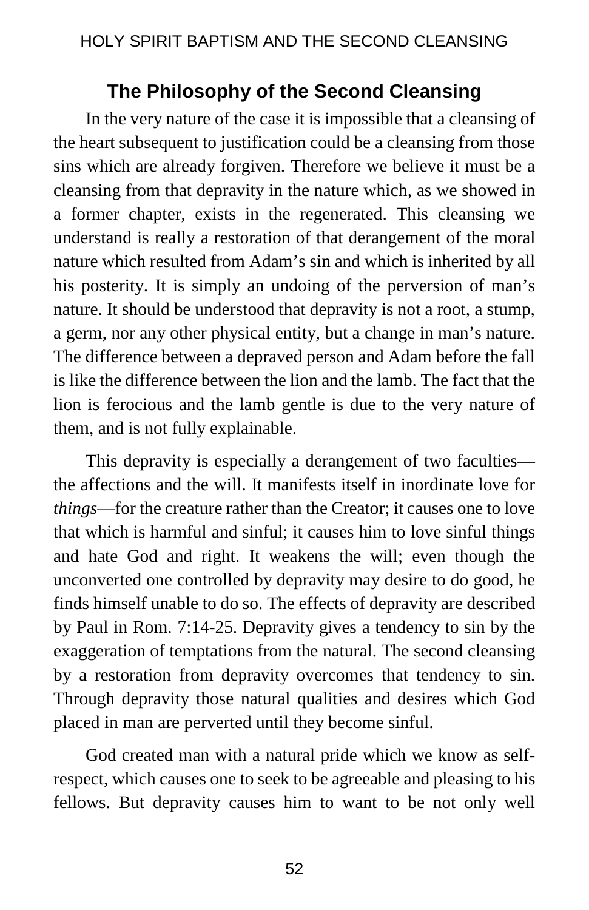## The Philosophy of the Second Cleansing

In the very nature of the case it is impossible that a cleansing of the heart subsequent to justification could be a cleansing from those sins which are already forgiven. Therefore we believe it must be a cleansing from that depravity in the nature which, as we showed in a former chapter, exists in the regenerated. This cleansing we understand is really a restoration of that derangement of the moral nature which resulted from Adam's sin and which is inherited by all his posterity. It is simply an undoing of the perversion of man's nature. It should be understood that depravity is not a root, a stump, a germ, nor any other physical entity, but a change in man's nature. The difference between a depraved person and Adam before the fall is like the difference between the lion and the lamb. The fact that the lion is ferocious and the lamb gentle is due to the very nature of them, and is not fully explainable.

This depravity is especially a derangement of two faculties—the affections and the will. It manifests itself in inordinate love for *things*—for the creature rather than the Creator; it causes one to love that which is harmful and sinful; it causes him to love sinful things and hate God and right. It weakens the will; even though the unconverted one controlled by depravity may desire to do good, he finds himself unable to do so. The effects of depravity are described by Paul in Rom. 7:14-25. Depravity gives a tendency to sin by the exaggeration of temptations from the natural. The second cleansing by a restoration from depravity overcomes that tendency to sin. Through depravity those natural qualities and desires which God placed in man are perverted until they become sinful.

God created man with a natural pride which we know as self-respect, which causes one to seek to be agreeable and pleasing to his fellows. But depravity causes him to want to be not only well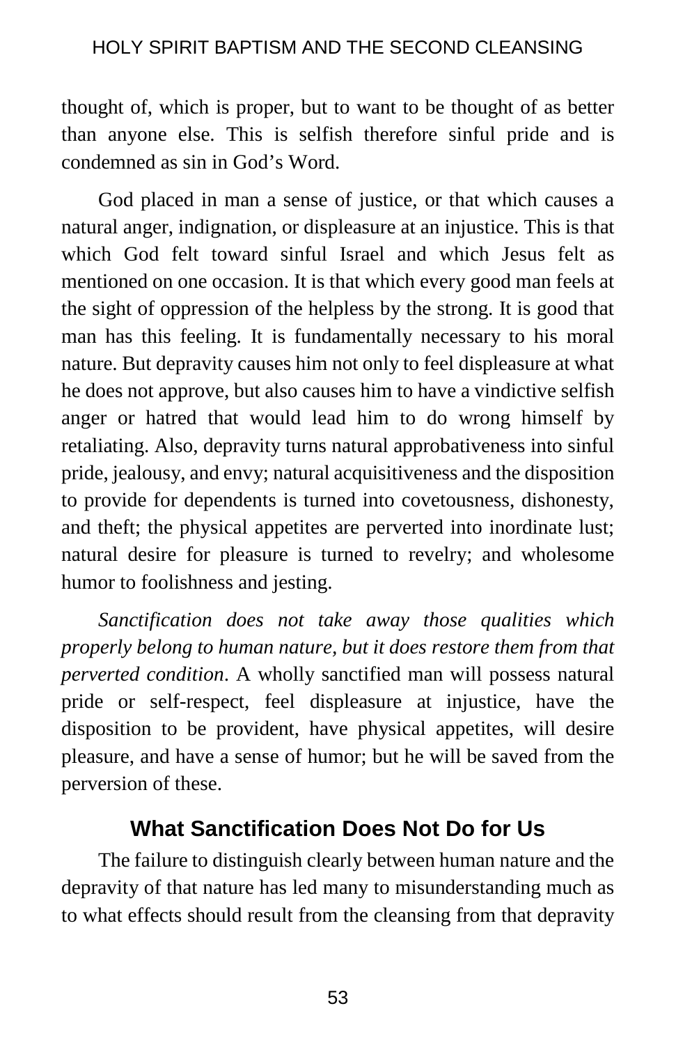thought of, which is proper, but to want to be thought of as better than anyone else. This is selfish therefore sinful pride and is condemned as sin in God's Word.

God placed in man a sense of justice, or that which causes a natural anger, indignation, or displeasure at an injustice. This is that which God felt toward sinful Israel and which Jesus felt as mentioned on one occasion. It is that which every good man feels at the sight of oppression of the helpless by the strong. It is good that man has this feeling. It is fundamentally necessary to his moral nature. But depravity causes him not only to feel displeasure at what he does not approve, but also causes him to have a vindictive selfish anger or hatred that would lead him to do wrong himself by retaliating. Also, depravity turns natural approbativeness into sinful pride, jealousy, and envy; natural acquisitiveness and the disposition to provide for dependents is turned into covetousness, dishonesty, and theft; the physical appetites are perverted into inordinate lust; natural desire for pleasure is turned to revelry; and wholesome humor to foolishness and jesting.

*Sanctification does not take away those qualities which properly belong to human nature, but it does restore them from that perverted condition*. A wholly sanctified man will possess natural pride or self-respect, feel displeasure at injustice, have the disposition to be provident, have physical appetites, will desire pleasure, and have a sense of humor; but he will be saved from the perversion of these.

### What Sanctification Does Not Do for Us

The failure to distinguish clearly between human nature and the depravity of that nature has led many to misunderstanding much as to what effects should result from the cleansing from that depravity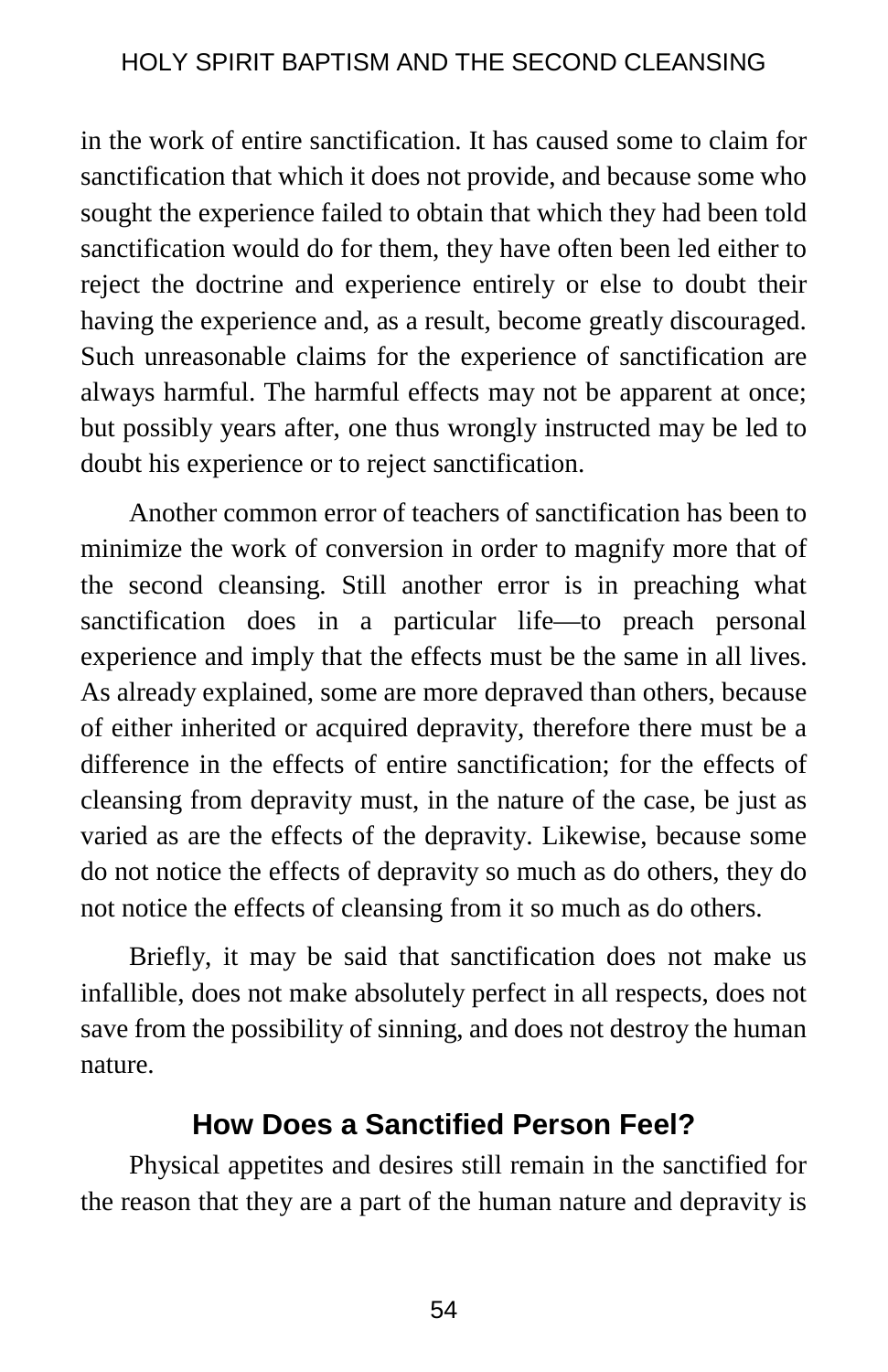in the work of entire sanctification. It has caused some to claim for sanctification that which it does not provide, and because some who sought the experience failed to obtain that which they had been told sanctification would do for them, they have often been led either to reject the doctrine and experience entirely or else to doubt their having the experience and, as a result, become greatly discouraged. Such unreasonable claims for the experience of sanctification are always harmful. The harmful effects may not be apparent at once; but possibly years after, one thus wrongly instructed may be led to doubt his experience or to reject sanctification.

Another common error of teachers of sanctification has been to minimize the work of conversion in order to magnify more that of the second cleansing. Still another error is in preaching what sanctification does in a particular life—to preach personal experience and imply that the effects must be the same in all lives. As already explained, some are more depraved than others, because of either inherited or acquired depravity, therefore there must be a difference in the effects of entire sanctification; for the effects of cleansing from depravity must, in the nature of the case, be just as varied as are the effects of the depravity. Likewise, because some do not notice the effects of depravity so much as do others, they do not notice the effects of cleansing from it so much as do others.

Briefly, it may be said that sanctification does not make us infallible, does not make absolutely perfect in all respects, does not save from the possibility of sinning, and does not destroy the human nature.

## How Does a Sanctified Person Feel?

Physical appetites and desires still remain in the sanctified for the reason that they are a part of the human nature and depravity is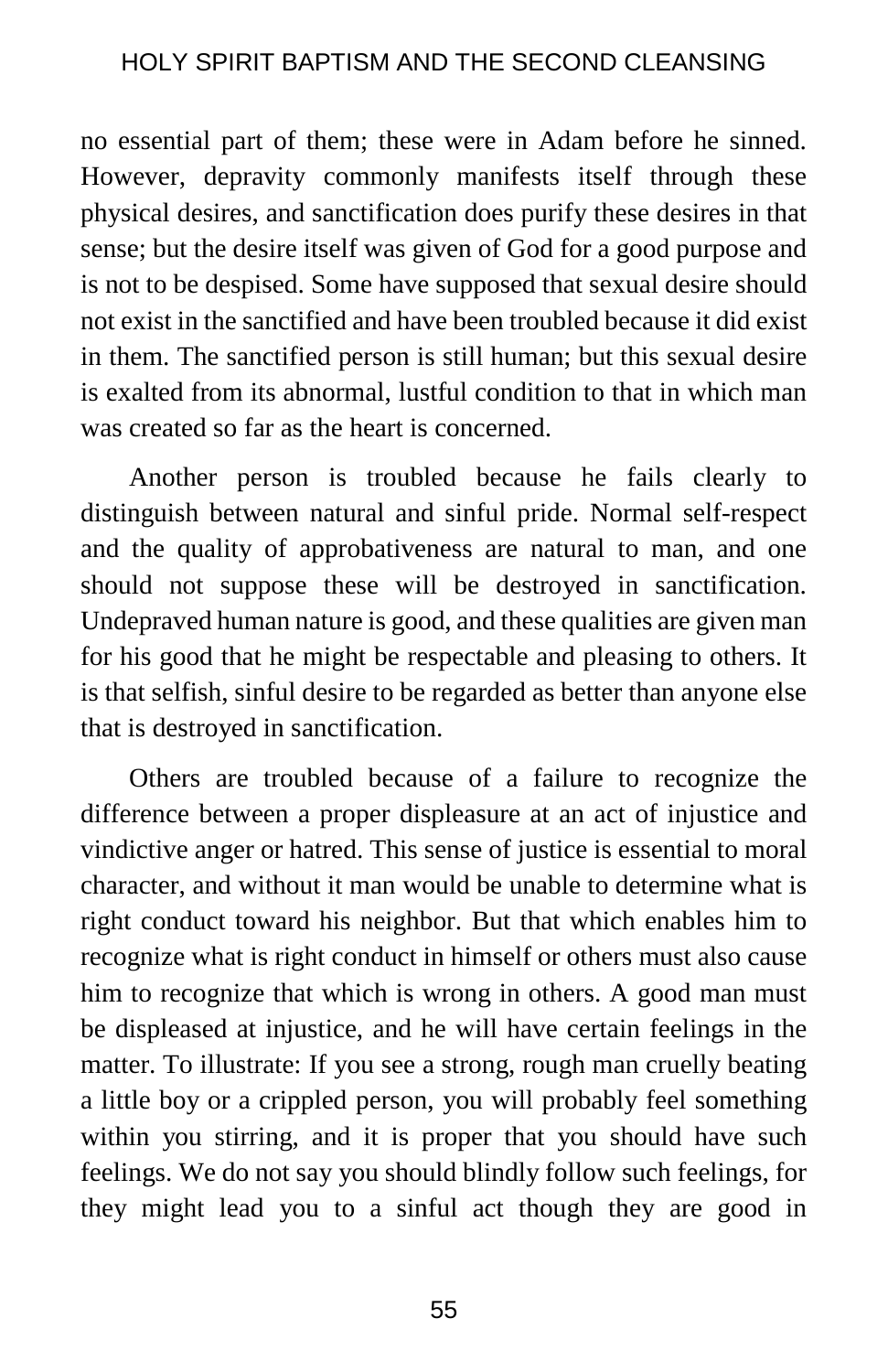no essential part of them; these were in Adam before he sinned. However, depravity commonly manifests itself through these physical desires, and sanctification does purify these desires in that sense; but the desire itself was given of God for a good purpose and is not to be despised. Some have supposed that sexual desire should not exist in the sanctified and have been troubled because it did exist in them. The sanctified person is still human; but this sexual desire is exalted from its abnormal, lustful condition to that in which man was created so far as the heart is concerned.

Another person is troubled because he fails clearly to distinguish between natural and sinful pride. Normal self-respect and the quality of approbativeness are natural to man, and one should not suppose these will be destroyed in sanctification. Undepraved human nature is good, and these qualities are given man for his good that he might be respectable and pleasing to others. It is that selfish, sinful desire to be regarded as better than anyone else that is destroyed in sanctification.

Others are troubled because of a failure to recognize the difference between a proper displeasure at an act of injustice and vindictive anger or hatred. This sense of justice is essential to moral character, and without it man would be unable to determine what is right conduct toward his neighbor. But that which enables him to recognize what is right conduct in himself or others must also cause him to recognize that which is wrong in others. A good man must be displeased at injustice, and he will have certain feelings in the matter. To illustrate: If you see a strong, rough man cruelly beating a little boy or a crippled person, you will probably feel something within you stirring, and it is proper that you should have such feelings. We do not say you should blindly follow such feelings, for they might lead you to a sinful act though they are good in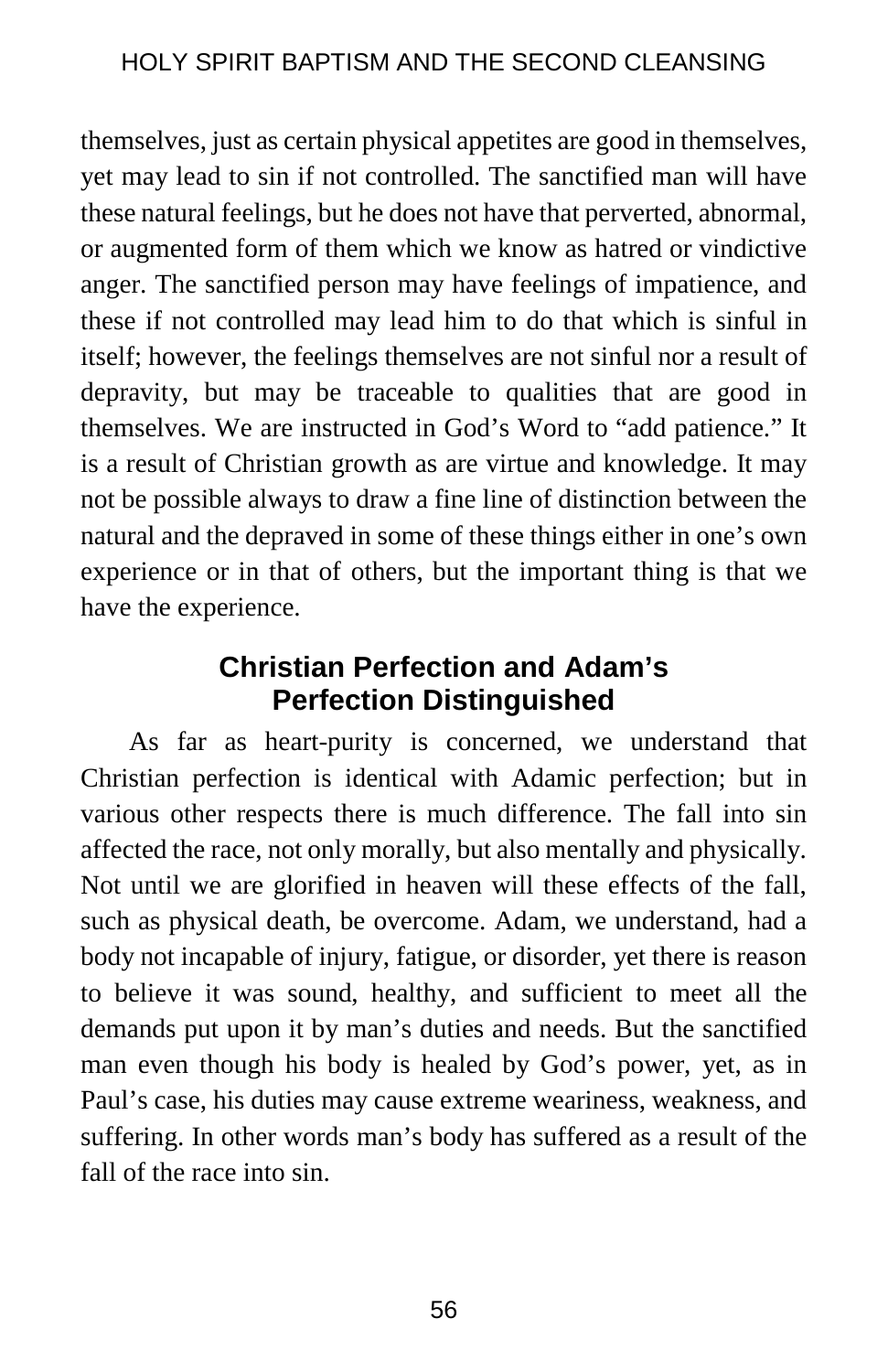themselves, just as certain physical appetites are good in themselves, yet may lead to sin if not controlled. The sanctified man will have these natural feelings, but he does not have that perverted, abnormal, or augmented form of them which we know as hatred or vindictive anger. The sanctified person may have feelings of impatience, and these if not controlled may lead him to do that which is sinful in itself; however, the feelings themselves are not sinful nor a result of depravity, but may be traceable to qualities that are good in themselves. We are instructed in God's Word to "add patience." It is a result of Christian growth as are virtue and knowledge. It may not be possible always to draw a fine line of distinction between the natural and the depraved in some of these things either in one's own experience or in that of others, but the important thing is that we have the experience.

## Christian Perfection and Adam's Perfection Distinguished

As far as heart-purity is concerned, we understand that Christian perfection is identical with Adamic perfection; but in various other respects there is much difference. The fall into sin affected the race, not only morally, but also mentally and physically. Not until we are glorified in heaven will these effects of the fall, such as physical death, be overcome. Adam, we understand, had a body not incapable of injury, fatigue, or disorder, yet there is reason to believe it was sound, healthy, and sufficient to meet all the demands put upon it by man's duties and needs. But the sanctified man even though his body is healed by God's power, yet, as in Paul's case, his duties may cause extreme weariness, weakness, and suffering. In other words man's body has suffered as a result of the fall of the race into sin.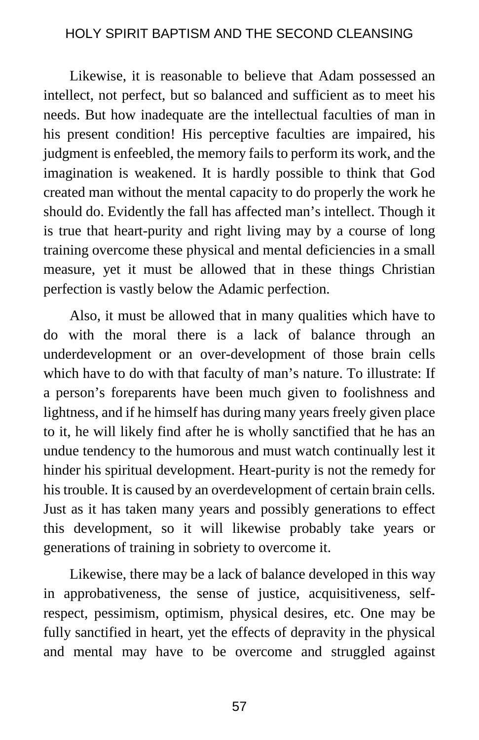Likewise, it is reasonable to believe that Adam possessed an intellect, not perfect, but so balanced and sufficient as to meet his needs. But how inadequate are the intellectual faculties of man in his present condition! His perceptive faculties are impaired, his judgment is enfeebled, the memory fails to perform its work, and the imagination is weakened. It is hardly possible to think that God created man without the mental capacity to do properly the work he should do. Evidently the fall has affected man's intellect. Though it is true that heart-purity and right living may by a course of long training overcome these physical and mental deficiencies in a small measure, yet it must be allowed that in these things Christian perfection is vastly below the Adamic perfection.

Also, it must be allowed that in many qualities which have to do with the moral there is a lack of balance through an underdevelopment or an over-development of those brain cells which have to do with that faculty of man's nature. To illustrate: If a person's foreparents have been much given to foolishness and lightness, and if he himself has during many years freely given place to it, he will likely find after he is wholly sanctified that he has an undue tendency to the humorous and must watch continually lest it hinder his spiritual development. Heart-purity is not the remedy for his trouble. It is caused by an overdevelopment of certain brain cells. Just as it has taken many years and possibly generations to effect this development, so it will likewise probably take years or generations of training in sobriety to overcome it.

Likewise, there may be a lack of balance developed in this way in approbativeness, the sense of justice, acquisitiveness, self-respect, pessimism, optimism, physical desires, etc. One may be fully sanctified in heart, yet the effects of depravity in the physical and mental may have to be overcome and struggled against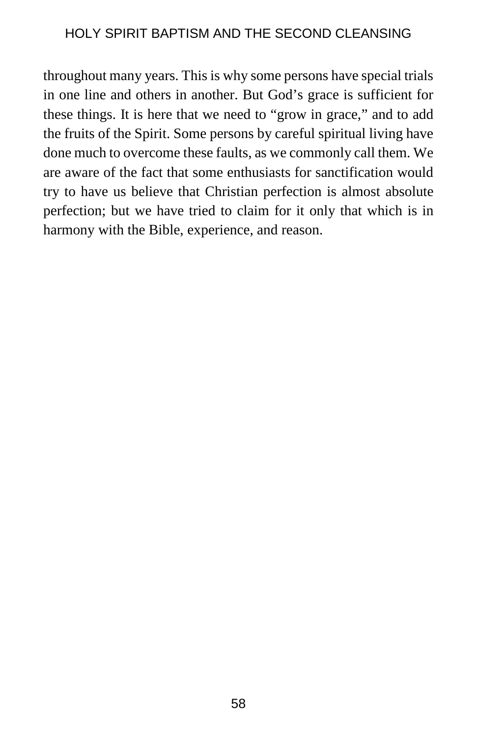throughout many years. This is why some persons have special trials in one line and others in another. But God's grace is sufficient for these things. It is here that we need to "grow in grace," and to add the fruits of the Spirit. Some persons by careful spiritual living have done much to overcome these faults, as we commonly call them. We are aware of the fact that some enthusiasts for sanctification would try to have us believe that Christian perfection is almost absolute perfection; but we have tried to claim for it only that which is in harmony with the Bible, experience, and reason.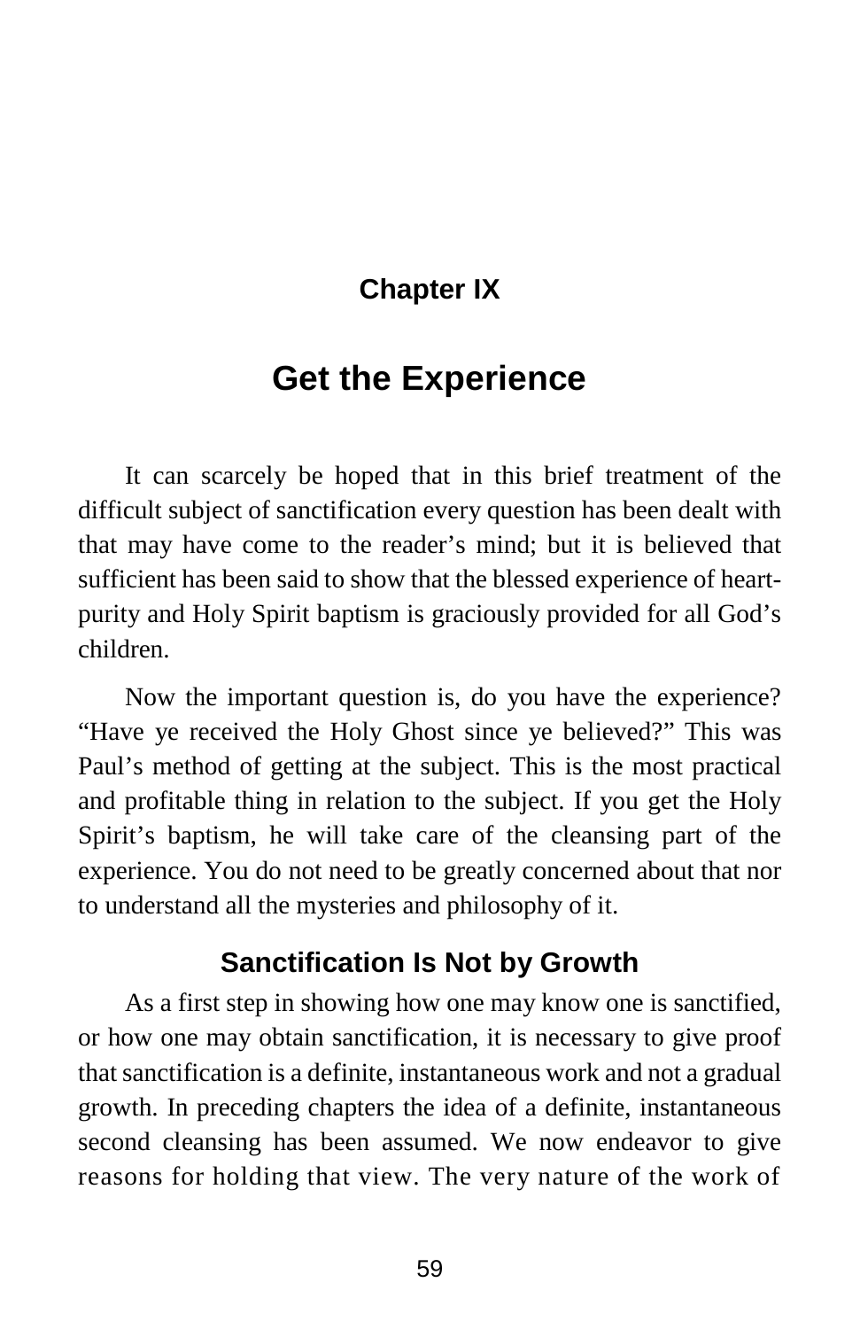## Chapter IX

# Get the Experience

It can scarcely be hoped that in this brief treatment of the difficult subject of sanctification every question has been dealt with that may have come to the reader's mind; but it is believed that sufficient has been said to show that the blessed experience of heart-purity and Holy Spirit baptism is graciously provided for all God's children.

Now the important question is, do you have the experience? "Have ye received the Holy Ghost since ye believed?" This was Paul's method of getting at the subject. This is the most practical and profitable thing in relation to the subject. If you get the Holy Spirit's baptism, he will take care of the cleansing part of the experience. You do not need to be greatly concerned about that nor to understand all the mysteries and philosophy of it.

### Sanctification Is Not by Growth

As a first step in showing how one may know one is sanctified, or how one may obtain sanctification, it is necessary to give proof that sanctification is a definite, instantaneous work and not a gradual growth. In preceding chapters the idea of a definite, instantaneous second cleansing has been assumed. We now endeavor to give reasons for holding that view. The very nature of the work of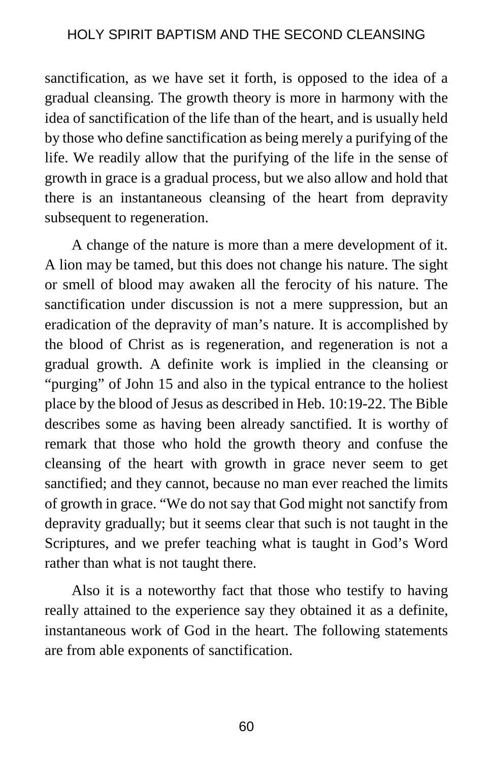sanctification, as we have set it forth, is opposed to the idea of a gradual cleansing. The growth theory is more in harmony with the idea of sanctification of the life than of the heart, and is usually held by those who define sanctification as being merely a purifying of the life. We readily allow that the purifying of the life in the sense of growth in grace is a gradual process, but we also allow and hold that there is an instantaneous cleansing of the heart from depravity subsequent to regeneration.

A change of the nature is more than a mere development of it. A lion may be tamed, but this does not change his nature. The sight or smell of blood may awaken all the ferocity of his nature. The sanctification under discussion is not a mere suppression, but an eradication of the depravity of man's nature. It is accomplished by the blood of Christ as is regeneration, and regeneration is not a gradual growth. A definite work is implied in the cleansing or "purging" of John 15 and also in the typical entrance to the holiest place by the blood of Jesus as described in Heb. 10:19-22. The Bible describes some as having been already sanctified. It is worthy of remark that those who hold the growth theory and confuse the cleansing of the heart with growth in grace never seem to get sanctified; and they cannot, because no man ever reached the limits of growth in grace. "We do not say that God might not sanctify from depravity gradually; but it seems clear that such is not taught in the Scriptures, and we prefer teaching what is taught in God's Word rather than what is not taught there.

Also it is a noteworthy fact that those who testify to having really attained to the experience say they obtained it as a definite, instantaneous work of God in the heart. The following statements are from able exponents of sanctification.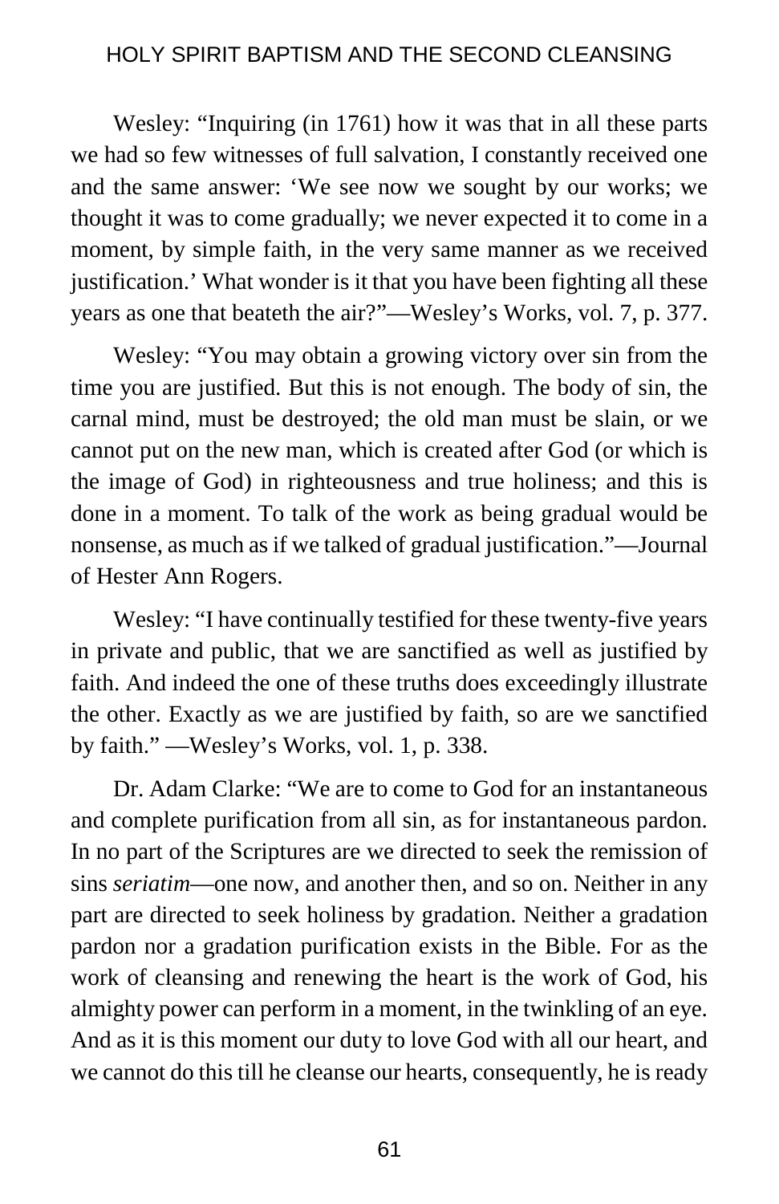Wesley: “Inquiring (in 1761) how it was that in all these parts we had so few witnesses of full salvation, I constantly received one and the same answer: ‘We see now we sought by our works; we thought it was to come gradually; we never expected it to come in a moment, by simple faith, in the very same manner as we received justification.’ What wonder is it that you have been fighting all these years as one that beateth the air?”—Wesley’s Works, vol. 7, p. 377.

Wesley: “You may obtain a growing victory over sin from the time you are justified. But this is not enough. The body of sin, the carnal mind, must be destroyed; the old man must be slain, or we cannot put on the new man, which is created after God (or which is the image of God) in righteousness and true holiness; and this is done in a moment. To talk of the work as being gradual would be nonsense, as much as if we talked of gradual justification.”—Journal of Hester Ann Rogers.

Wesley: “I have continually testified for these twenty-five years in private and public, that we are sanctified as well as justified by faith. And indeed the one of these truths does exceedingly illustrate the other. Exactly as we are justified by faith, so are we sanctified by faith.” —Wesley’s Works, vol. 1, p. 338.

Dr. Adam Clarke: “We are to come to God for an instantaneous and complete purification from all sin, as for instantaneous pardon. In no part of the Scriptures are we directed to seek the remission of sins *seriatim*—one now, and another then, and so on. Neither in any part are directed to seek holiness by gradation. Neither a gradation pardon nor a gradation purification exists in the Bible. For as the work of cleansing and renewing the heart is the work of God, his almighty power can perform in a moment, in the twinkling of an eye. And as it is this moment our duty to love God with all our heart, and we cannot do this till he cleanse our hearts, consequently, he is ready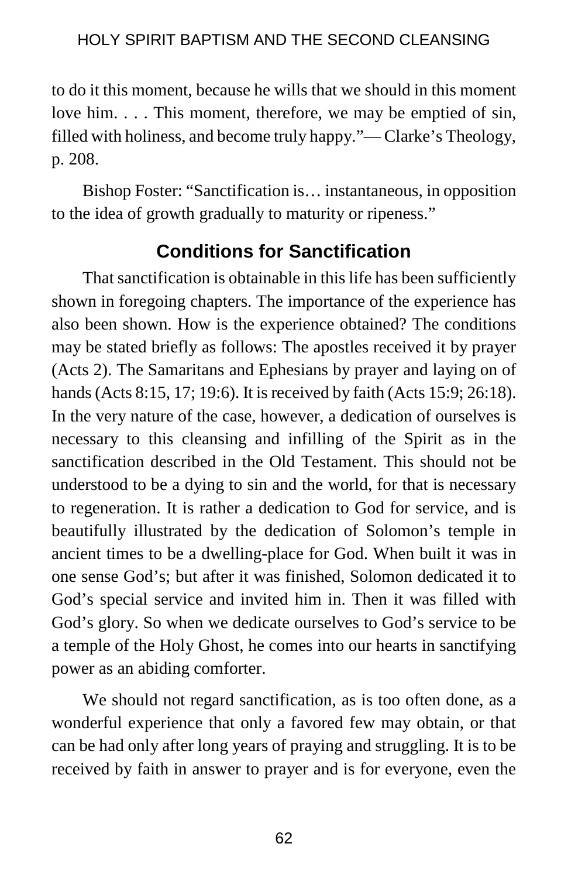to do it this moment, because he wills that we should in this moment love him. . . . This moment, therefore, we may be emptied of sin, filled with holiness, and become truly happy."— Clarke's Theology, p. 208.

Bishop Foster: "Sanctification is… instantaneous, in opposition to the idea of growth gradually to maturity or ripeness."

## Conditions for Sanctification

That sanctification is obtainable in this life has been sufficiently shown in foregoing chapters. The importance of the experience has also been shown. How is the experience obtained? The conditions may be stated briefly as follows: The apostles received it by prayer (Acts 2). The Samaritans and Ephesians by prayer and laying on of hands (Acts 8:15, 17; 19:6). It is received by faith (Acts 15:9; 26:18). In the very nature of the case, however, a dedication of ourselves is necessary to this cleansing and infilling of the Spirit as in the sanctification described in the Old Testament. This should not be understood to be a dying to sin and the world, for that is necessary to regeneration. It is rather a dedication to God for service, and is beautifully illustrated by the dedication of Solomon's temple in ancient times to be a dwelling-place for God. When built it was in one sense God's; but after it was finished, Solomon dedicated it to God's special service and invited him in. Then it was filled with God's glory. So when we dedicate ourselves to God's service to be a temple of the Holy Ghost, he comes into our hearts in sanctifying power as an abiding comforter.

We should not regard sanctification, as is too often done, as a wonderful experience that only a favored few may obtain, or that can be had only after long years of praying and struggling. It is to be received by faith in answer to prayer and is for everyone, even the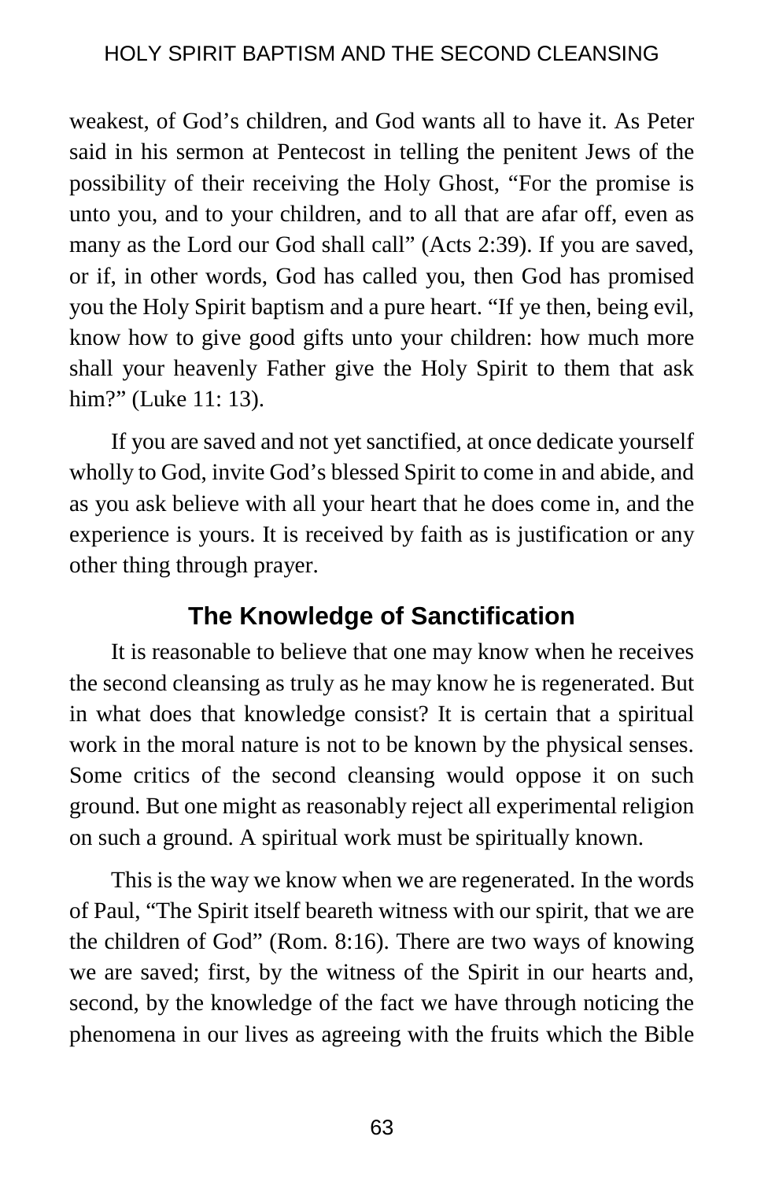weakest, of God's children, and God wants all to have it. As Peter said in his sermon at Pentecost in telling the penitent Jews of the possibility of their receiving the Holy Ghost, "For the promise is unto you, and to your children, and to all that are afar off, even as many as the Lord our God shall call" (Acts 2:39). If you are saved, or if, in other words, God has called you, then God has promised you the Holy Spirit baptism and a pure heart. "If ye then, being evil, know how to give good gifts unto your children: how much more shall your heavenly Father give the Holy Spirit to them that ask him?" (Luke 11: 13).

If you are saved and not yet sanctified, at once dedicate yourself wholly to God, invite God's blessed Spirit to come in and abide, and as you ask believe with all your heart that he does come in, and the experience is yours. It is received by faith as is justification or any other thing through prayer.

## The Knowledge of Sanctification

It is reasonable to believe that one may know when he receives the second cleansing as truly as he may know he is regenerated. But in what does that knowledge consist? It is certain that a spiritual work in the moral nature is not to be known by the physical senses. Some critics of the second cleansing would oppose it on such ground. But one might as reasonably reject all experimental religion on such a ground. A spiritual work must be spiritually known.

This is the way we know when we are regenerated. In the words of Paul, "The Spirit itself beareth witness with our spirit, that we are the children of God" (Rom. 8:16). There are two ways of knowing we are saved; first, by the witness of the Spirit in our hearts and, second, by the knowledge of the fact we have through noticing the phenomena in our lives as agreeing with the fruits which the Bible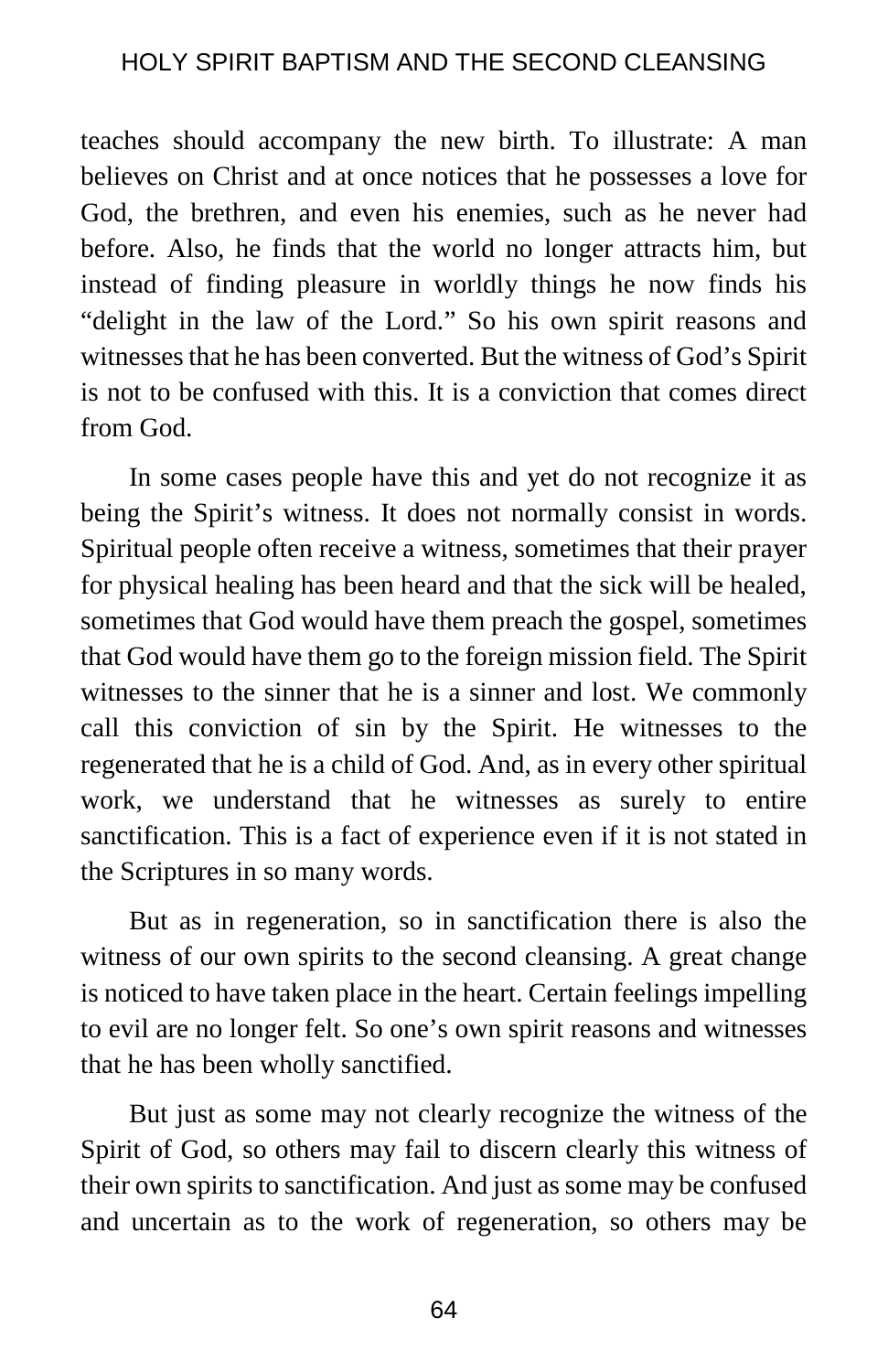teaches should accompany the new birth. To illustrate: A man believes on Christ and at once notices that he possesses a love for God, the brethren, and even his enemies, such as he never had before. Also, he finds that the world no longer attracts him, but instead of finding pleasure in worldly things he now finds his "delight in the law of the Lord." So his own spirit reasons and witnesses that he has been converted. But the witness of God's Spirit is not to be confused with this. It is a conviction that comes direct from God.

In some cases people have this and yet do not recognize it as being the Spirit's witness. It does not normally consist in words. Spiritual people often receive a witness, sometimes that their prayer for physical healing has been heard and that the sick will be healed, sometimes that God would have them preach the gospel, sometimes that God would have them go to the foreign mission field. The Spirit witnesses to the sinner that he is a sinner and lost. We commonly call this conviction of sin by the Spirit. He witnesses to the regenerated that he is a child of God. And, as in every other spiritual work, we understand that he witnesses as surely to entire sanctification. This is a fact of experience even if it is not stated in the Scriptures in so many words.

But as in regeneration, so in sanctification there is also the witness of our own spirits to the second cleansing. A great change is noticed to have taken place in the heart. Certain feelings impelling to evil are no longer felt. So one's own spirit reasons and witnesses that he has been wholly sanctified.

But just as some may not clearly recognize the witness of the Spirit of God, so others may fail to discern clearly this witness of their own spirits to sanctification. And just as some may be confused and uncertain as to the work of regeneration, so others may be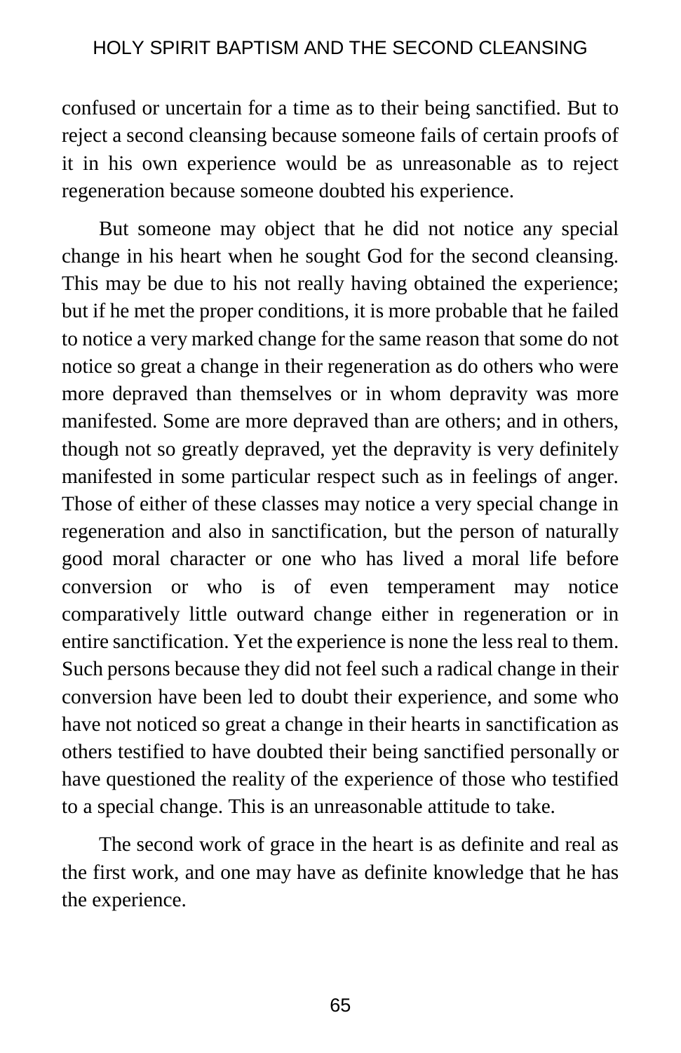confused or uncertain for a time as to their being sanctified. But to reject a second cleansing because someone fails of certain proofs of it in his own experience would be as unreasonable as to reject regeneration because someone doubted his experience.

But someone may object that he did not notice any special change in his heart when he sought God for the second cleansing. This may be due to his not really having obtained the experience; but if he met the proper conditions, it is more probable that he failed to notice a very marked change for the same reason that some do not notice so great a change in their regeneration as do others who were more depraved than themselves or in whom depravity was more manifested. Some are more depraved than are others; and in others, though not so greatly depraved, yet the depravity is very definitely manifested in some particular respect such as in feelings of anger. Those of either of these classes may notice a very special change in regeneration and also in sanctification, but the person of naturally good moral character or one who has lived a moral life before conversion or who is of even temperament may notice comparatively little outward change either in regeneration or in entire sanctification. Yet the experience is none the less real to them. Such persons because they did not feel such a radical change in their conversion have been led to doubt their experience, and some who have not noticed so great a change in their hearts in sanctification as others testified to have doubted their being sanctified personally or have questioned the reality of the experience of those who testified to a special change. This is an unreasonable attitude to take.

The second work of grace in the heart is as definite and real as the first work, and one may have as definite knowledge that he has the experience.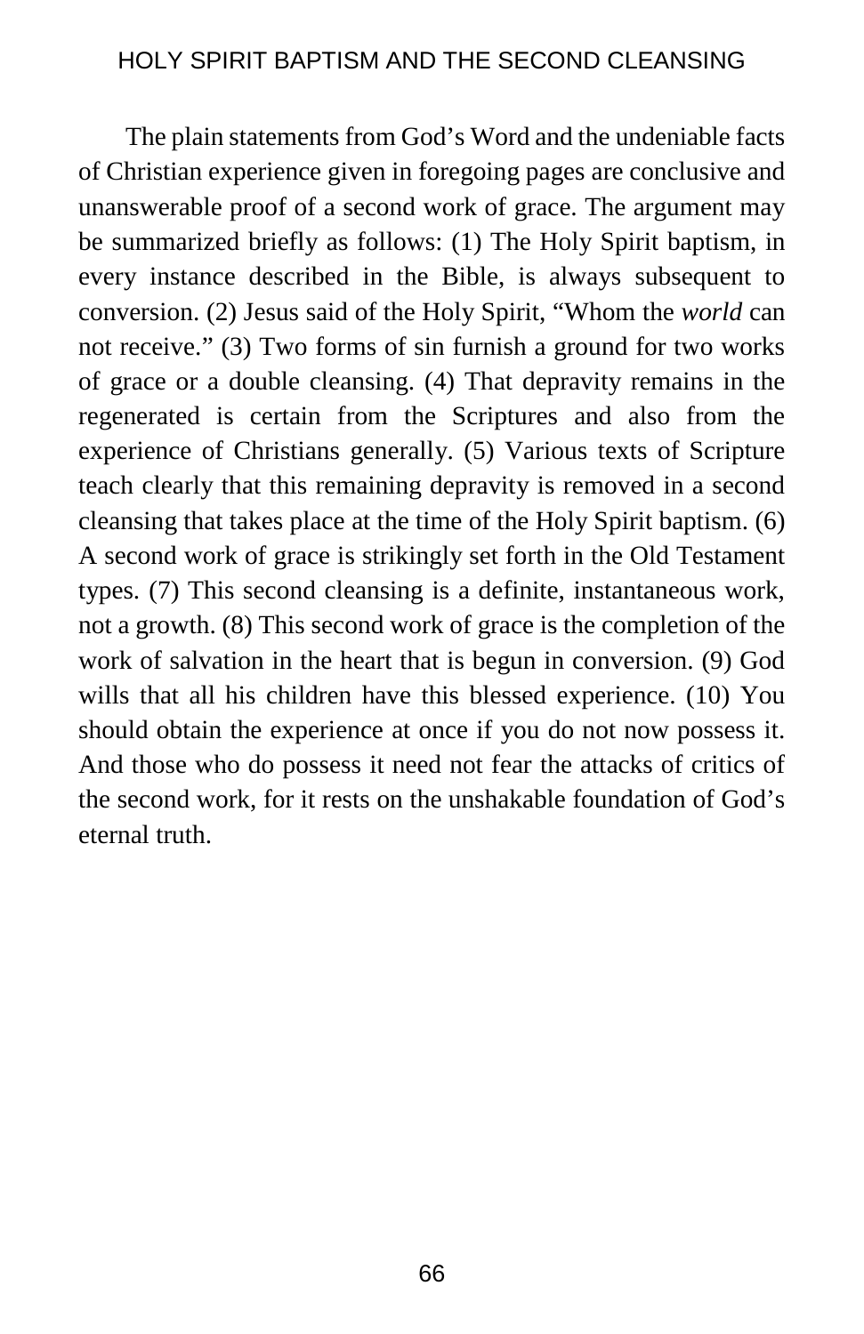The plain statements from God's Word and the undeniable facts of Christian experience given in foregoing pages are conclusive and unanswerable proof of a second work of grace. The argument may be summarized briefly as follows: (1) The Holy Spirit baptism, in every instance described in the Bible, is always subsequent to conversion. (2) Jesus said of the Holy Spirit, "Whom the *world* can not receive." (3) Two forms of sin furnish a ground for two works of grace or a double cleansing. (4) That depravity remains in the regenerated is certain from the Scriptures and also from the experience of Christians generally. (5) Various texts of Scripture teach clearly that this remaining depravity is removed in a second cleansing that takes place at the time of the Holy Spirit baptism. (6) A second work of grace is strikingly set forth in the Old Testament types. (7) This second cleansing is a definite, instantaneous work, not a growth. (8) This second work of grace is the completion of the work of salvation in the heart that is begun in conversion. (9) God wills that all his children have this blessed experience. (10) You should obtain the experience at once if you do not now possess it. And those who do possess it need not fear the attacks of critics of the second work, for it rests on the unshakable foundation of God's eternal truth.